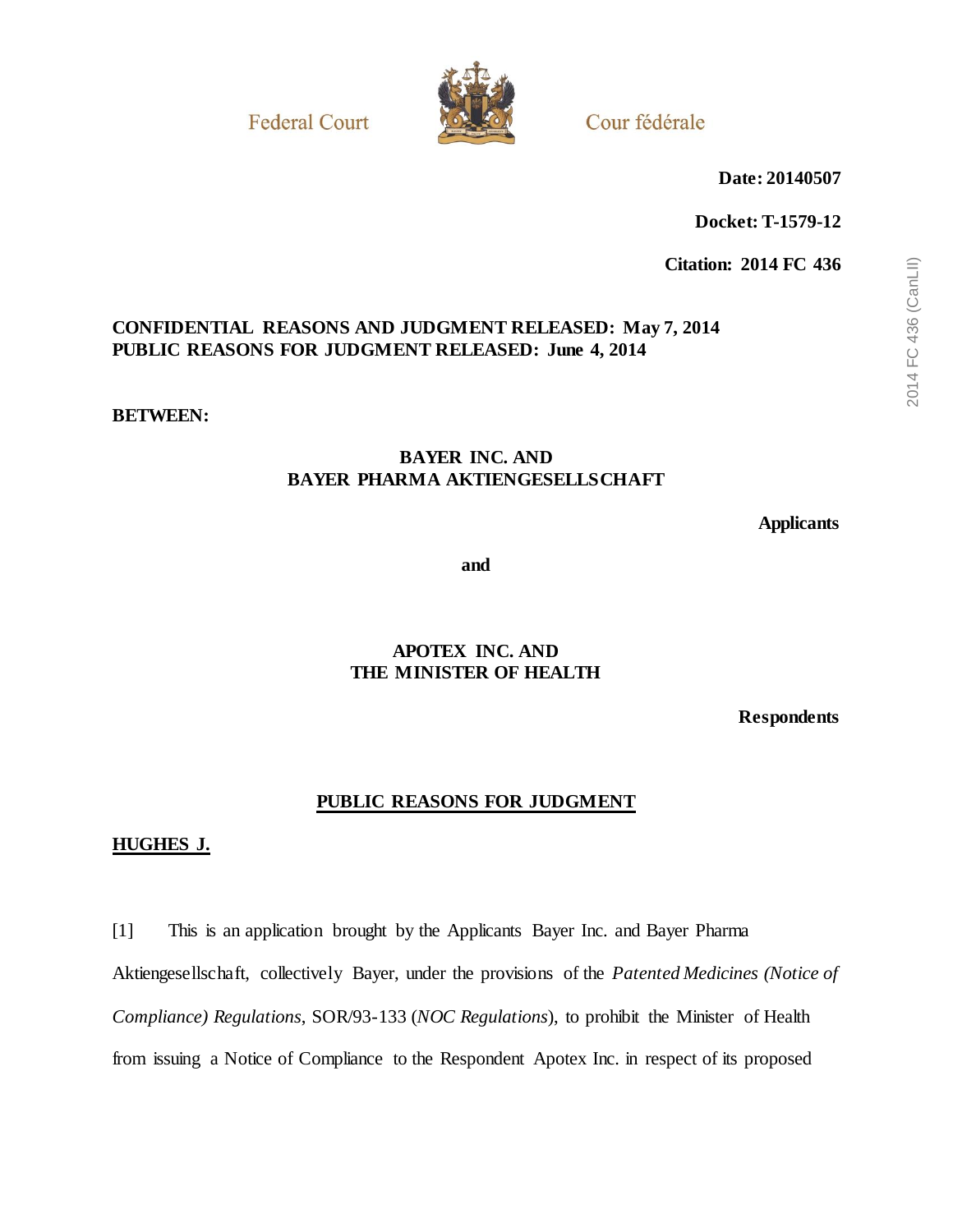Federal Court Cour fédérale

**Date: 20140507**

**Docket: T-1579-12**

**Citation: 2014 FC 436**

**CONFIDENTIAL REASONS AND JUDGMENT RELEASED: May 7, 2014**
**PUBLIC REASONS FOR JUDGMENT RELEASED: June 4, 2014**

**BETWEEN:**

**BAYER INC. AND**
**BAYER PHARMA AKTIENGESELLSCHAFT**

**Applicants**

**and**

**APOTEX INC. AND**
**THE MINISTER OF HEALTH**

**Respondents**

## PUBLIC REASONS FOR JUDGMENT

**HUGHES J.**

[1] This is an application brought by the Applicants Bayer Inc. and Bayer Pharma Aktiengesellschaft, collectively Bayer, under the provisions of the *Patented Medicines (Notice of Compliance) Regulations*, SOR/93-133 (*NOC Regulations*), to prohibit the Minister of Health from issuing a Notice of Compliance to the Respondent Apotex Inc. in respect of its proposed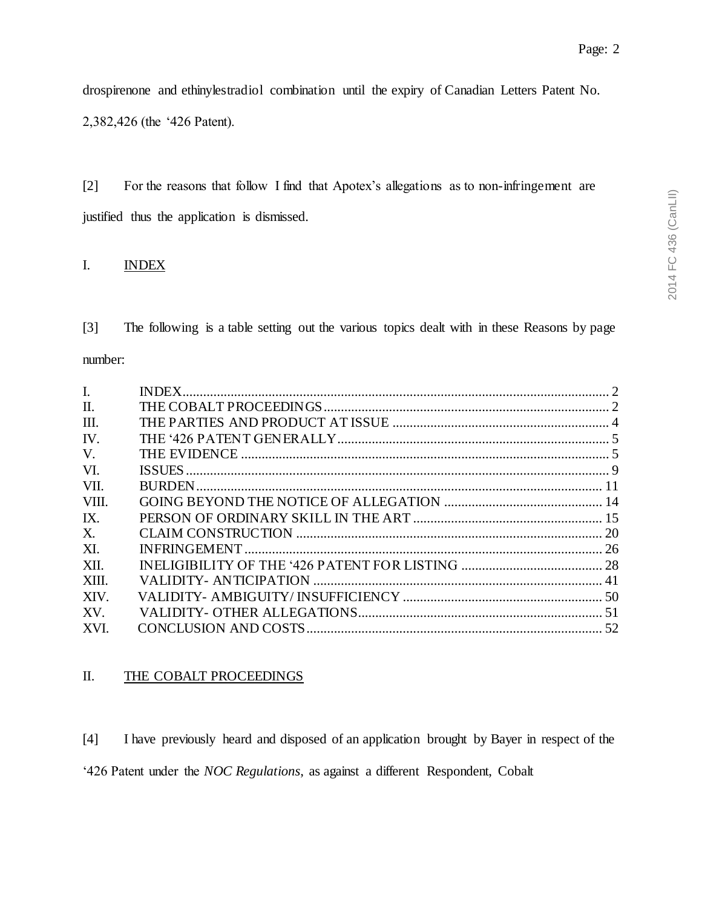drospirenone and ethinylestradiol combination until the expiry of Canadian Letters Patent No. 2,382,426 (the '426 Patent).

[2] For the reasons that follow I find that Apotex's allegations as to non-infringement are justified thus the application is dismissed.

## I. INDEX

[3] The following is a table setting out the various topics dealt with in these Reasons by page number:

| | | |
|---|---|---|
| I. | INDEX | 2 |
| II. | THE COBALT PROCEEDINGS | 2 |
| III. | THE PARTIES AND PRODUCT AT ISSUE | 4 |
| IV. | THE '426 PATENT GENERALLY | 5 |
| V. | THE EVIDENCE | 5 |
| VI. | ISSUES | 9 |
| VII. | BURDEN | 11 |
| VIII. | GOING BEYOND THE NOTICE OF ALLEGATION | 14 |
| IX. | PERSON OF ORDINARY SKILL IN THE ART | 15 |
| X. | CLAIM CONSTRUCTION | 20 |
| XI. | INFRINGEMENT | 26 |
| XII. | INELIGIBILITY OF THE '426 PATENT FOR LISTING | 28 |
| XIII. | VALIDITY- ANTICIPATION | 41 |
| XIV. | VALIDITY- AMBIGUITY/ INSUFFICIENCY | 50 |
| XV. | VALIDITY- OTHER ALLEGATIONS | 51 |
| XVI. | CONCLUSION AND COSTS | 52 |

## II. THE COBALT PROCEEDINGS

[4] I have previously heard and disposed of an application brought by Bayer in respect of the '426 Patent under the *NOC Regulations*, as against a different Respondent, Cobalt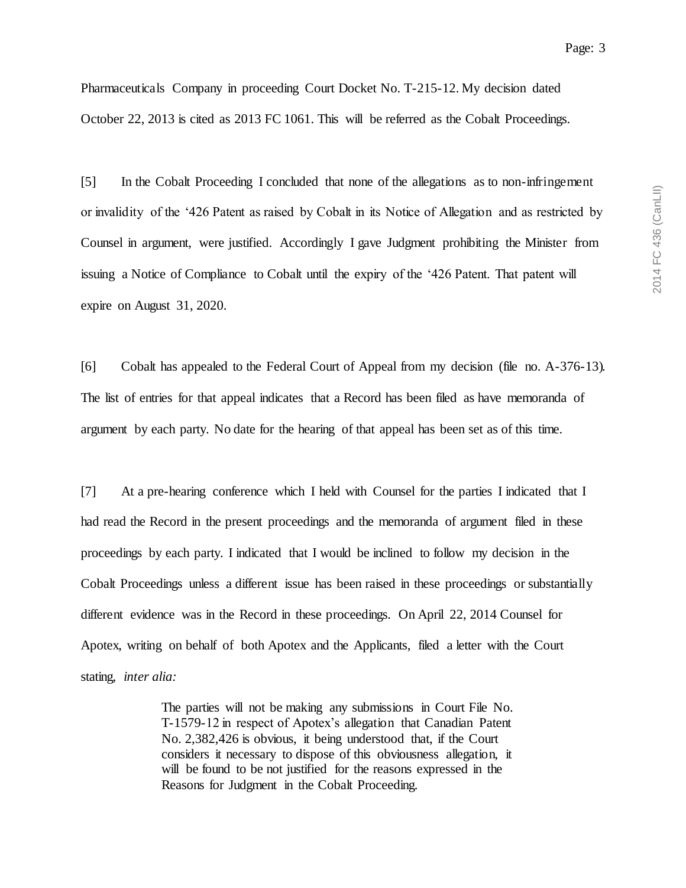Pharmaceuticals Company in proceeding Court Docket No. T-215-12. My decision dated October 22, 2013 is cited as 2013 FC 1061. This will be referred as the Cobalt Proceedings.

[5] In the Cobalt Proceeding I concluded that none of the allegations as to non-infringement or invalidity of the '426 Patent as raised by Cobalt in its Notice of Allegation and as restricted by Counsel in argument, were justified. Accordingly I gave Judgment prohibiting the Minister from issuing a Notice of Compliance to Cobalt until the expiry of the '426 Patent. That patent will expire on August 31, 2020.

[6] Cobalt has appealed to the Federal Court of Appeal from my decision (file no. A-376-13). The list of entries for that appeal indicates that a Record has been filed as have memoranda of argument by each party. No date for the hearing of that appeal has been set as of this time.

[7] At a pre-hearing conference which I held with Counsel for the parties I indicated that I had read the Record in the present proceedings and the memoranda of argument filed in these proceedings by each party. I indicated that I would be inclined to follow my decision in the Cobalt Proceedings unless a different issue has been raised in these proceedings or substantially different evidence was in the Record in these proceedings. On April 22, 2014 Counsel for Apotex, writing on behalf of both Apotex and the Applicants, filed a letter with the Court stating, *inter alia:*

> The parties will not be making any submissions in Court File No. T-1579-12 in respect of Apotex's allegation that Canadian Patent No. 2,382,426 is obvious, it being understood that, if the Court considers it necessary to dispose of this obviousness allegation, it will be found to be not justified for the reasons expressed in the Reasons for Judgment in the Cobalt Proceeding.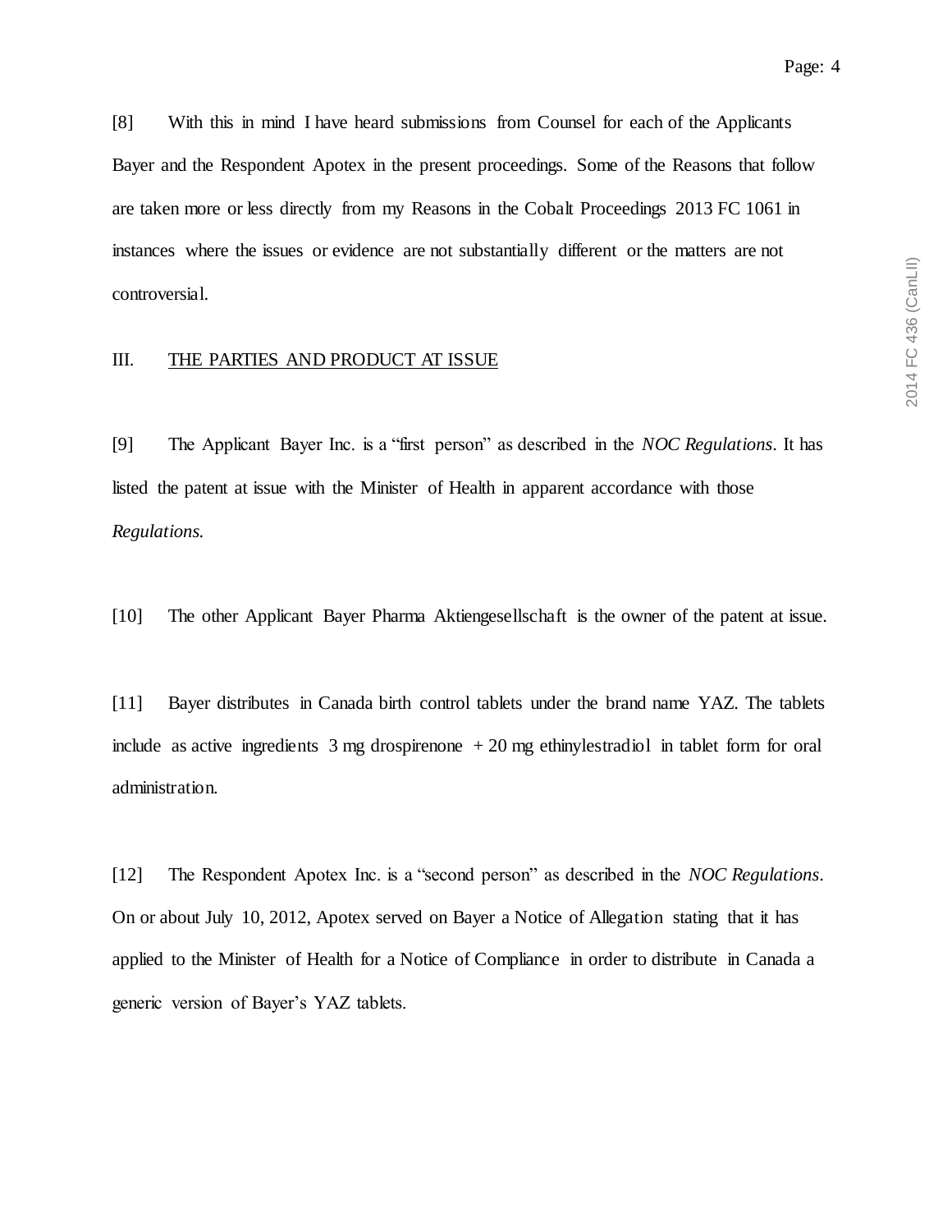[8] With this in mind I have heard submissions from Counsel for each of the Applicants Bayer and the Respondent Apotex in the present proceedings. Some of the Reasons that follow are taken more or less directly from my Reasons in the Cobalt Proceedings 2013 FC 1061 in instances where the issues or evidence are not substantially different or the matters are not controversial.

## III. THE PARTIES AND PRODUCT AT ISSUE

[9] The Applicant Bayer Inc. is a "first person" as described in the *NOC Regulations*. It has listed the patent at issue with the Minister of Health in apparent accordance with those *Regulations.*

[10] The other Applicant Bayer Pharma Aktiengesellschaft is the owner of the patent at issue.

[11] Bayer distributes in Canada birth control tablets under the brand name YAZ. The tablets include as active ingredients 3 mg drospirenone + 20 mg ethinylestradiol in tablet form for oral administration.

[12] The Respondent Apotex Inc. is a "second person" as described in the *NOC Regulations*. On or about July 10, 2012, Apotex served on Bayer a Notice of Allegation stating that it has applied to the Minister of Health for a Notice of Compliance in order to distribute in Canada a generic version of Bayer's YAZ tablets.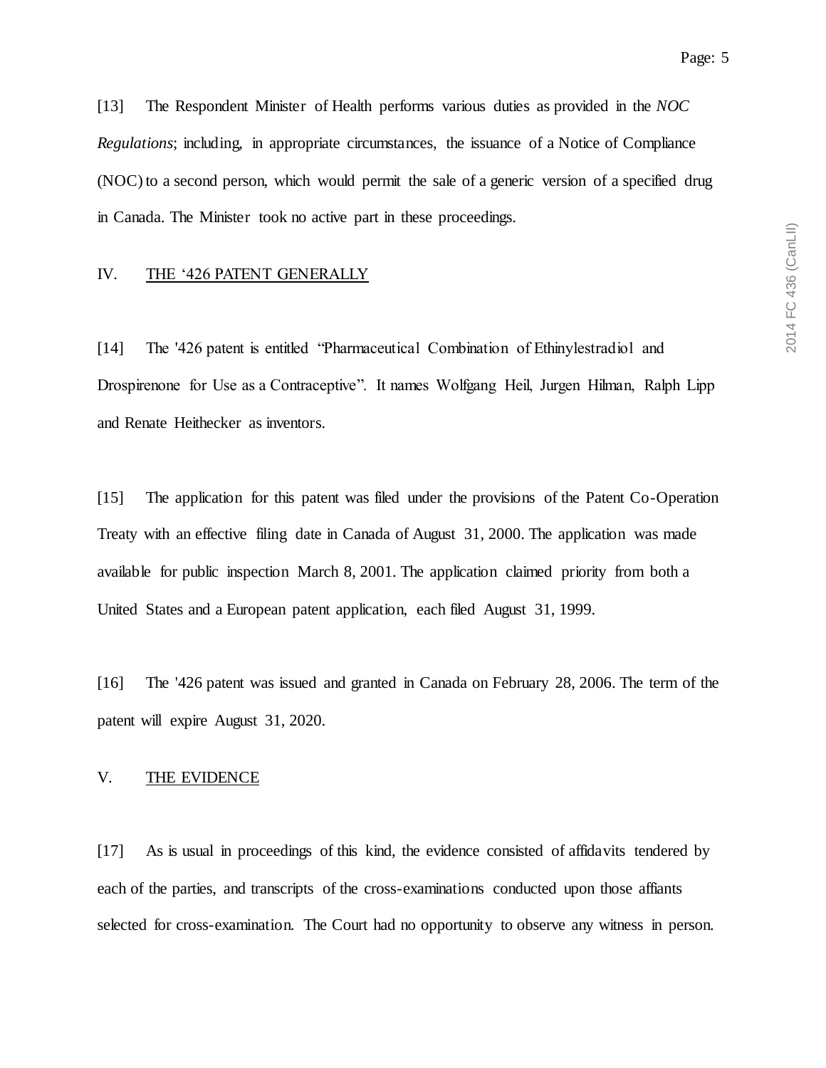[13] The Respondent Minister of Health performs various duties as provided in the *NOC Regulations*; including, in appropriate circumstances, the issuance of a Notice of Compliance (NOC) to a second person, which would permit the sale of a generic version of a specified drug in Canada. The Minister took no active part in these proceedings.

## IV. THE '426 PATENT GENERALLY

[14] The '426 patent is entitled "Pharmaceutical Combination of Ethinylestradiol and Drospirenone for Use as a Contraceptive". It names Wolfgang Heil, Jurgen Hilman, Ralph Lipp and Renate Heithecker as inventors.

[15] The application for this patent was filed under the provisions of the Patent Co-Operation Treaty with an effective filing date in Canada of August 31, 2000. The application was made available for public inspection March 8, 2001. The application claimed priority from both a United States and a European patent application, each filed August 31, 1999.

[16] The '426 patent was issued and granted in Canada on February 28, 2006. The term of the patent will expire August 31, 2020.

## V. THE EVIDENCE

[17] As is usual in proceedings of this kind, the evidence consisted of affidavits tendered by each of the parties, and transcripts of the cross-examinations conducted upon those affiants selected for cross-examination. The Court had no opportunity to observe any witness in person.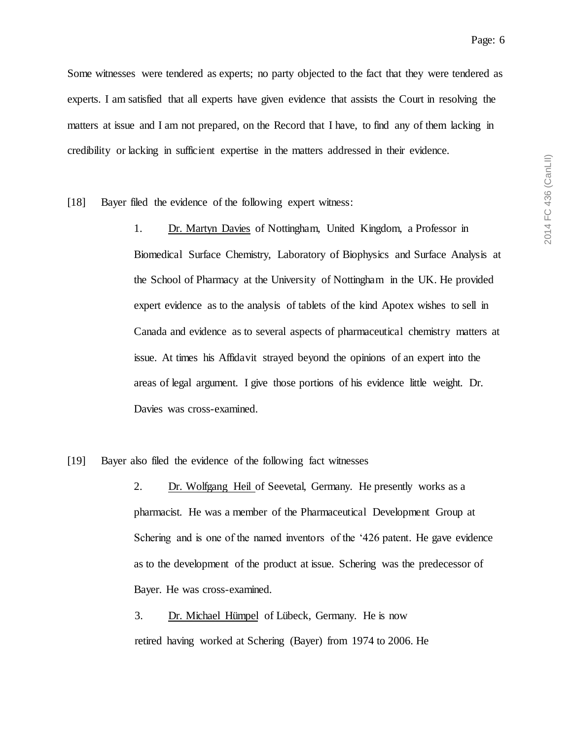Some witnesses were tendered as experts; no party objected to the fact that they were tendered as experts. I am satisfied that all experts have given evidence that assists the Court in resolving the matters at issue and I am not prepared, on the Record that I have, to find any of them lacking in credibility or lacking in sufficient expertise in the matters addressed in their evidence.

[18] Bayer filed the evidence of the following expert witness:

> 1. Dr. Martyn Davies of Nottingham, United Kingdom, a Professor in Biomedical Surface Chemistry, Laboratory of Biophysics and Surface Analysis at the School of Pharmacy at the University of Nottingham in the UK. He provided expert evidence as to the analysis of tablets of the kind Apotex wishes to sell in Canada and evidence as to several aspects of pharmaceutical chemistry matters at issue. At times his Affidavit strayed beyond the opinions of an expert into the areas of legal argument. I give those portions of his evidence little weight. Dr. Davies was cross-examined.

[19] Bayer also filed the evidence of the following fact witnesses

> 2. Dr. Wolfgang Heil of Seevetal, Germany. He presently works as a pharmacist. He was a member of the Pharmaceutical Development Group at Schering and is one of the named inventors of the '426 patent. He gave evidence as to the development of the product at issue. Schering was the predecessor of Bayer. He was cross-examined.
>
> 3. Dr. Michael Hümpel of Lübeck, Germany. He is now retired having worked at Schering (Bayer) from 1974 to 2006. He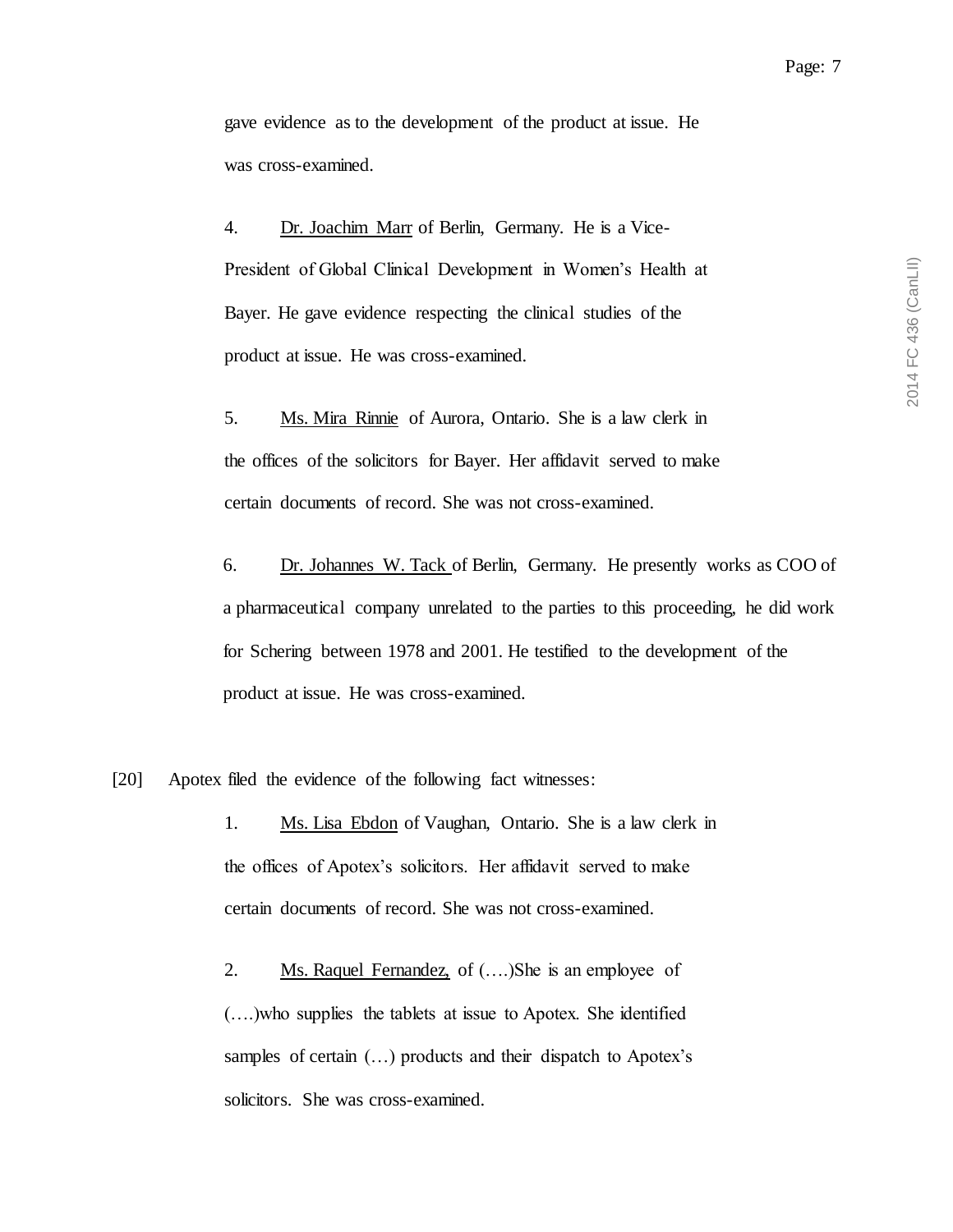gave evidence as to the development of the product at issue. He was cross-examined.

4. Dr. Joachim Marr of Berlin, Germany. He is a Vice-President of Global Clinical Development in Women's Health at Bayer. He gave evidence respecting the clinical studies of the product at issue. He was cross-examined.

5. Ms. Mira Rinnie of Aurora, Ontario. She is a law clerk in the offices of the solicitors for Bayer. Her affidavit served to make certain documents of record. She was not cross-examined.

6. Dr. Johannes W. Tack of Berlin, Germany. He presently works as COO of a pharmaceutical company unrelated to the parties to this proceeding, he did work for Schering between 1978 and 2001. He testified to the development of the product at issue. He was cross-examined.

[20] Apotex filed the evidence of the following fact witnesses:

1. Ms. Lisa Ebdon of Vaughan, Ontario. She is a law clerk in the offices of Apotex's solicitors. Her affidavit served to make certain documents of record. She was not cross-examined.

2. Ms. Raquel Fernandez, of (….)She is an employee of (….)who supplies the tablets at issue to Apotex. She identified samples of certain (…) products and their dispatch to Apotex's solicitors. She was cross-examined.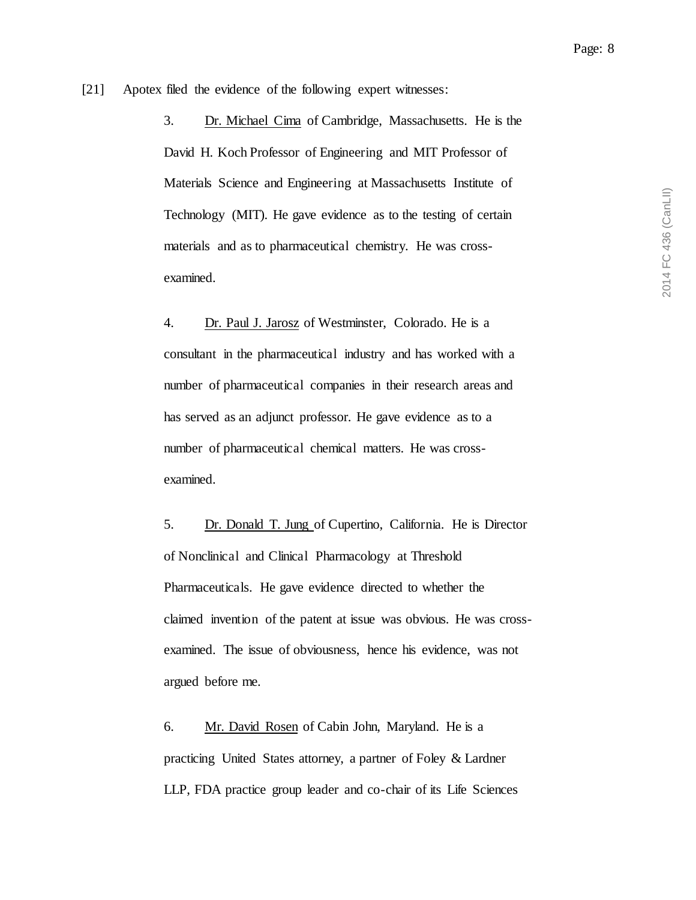[21] Apotex filed the evidence of the following expert witnesses:

> 3. Dr. Michael Cima of Cambridge, Massachusetts. He is the David H. Koch Professor of Engineering and MIT Professor of Materials Science and Engineering at Massachusetts Institute of Technology (MIT). He gave evidence as to the testing of certain materials and as to pharmaceutical chemistry. He was cross-examined.
>
> 4. Dr. Paul J. Jarosz of Westminster, Colorado. He is a consultant in the pharmaceutical industry and has worked with a number of pharmaceutical companies in their research areas and has served as an adjunct professor. He gave evidence as to a number of pharmaceutical chemical matters. He was cross-examined.
>
> 5. Dr. Donald T. Jung of Cupertino, California. He is Director of Nonclinical and Clinical Pharmacology at Threshold Pharmaceuticals. He gave evidence directed to whether the claimed invention of the patent at issue was obvious. He was cross-examined. The issue of obviousness, hence his evidence, was not argued before me.
>
> 6. Mr. David Rosen of Cabin John, Maryland. He is a practicing United States attorney, a partner of Foley & Lardner LLP, FDA practice group leader and co-chair of its Life Sciences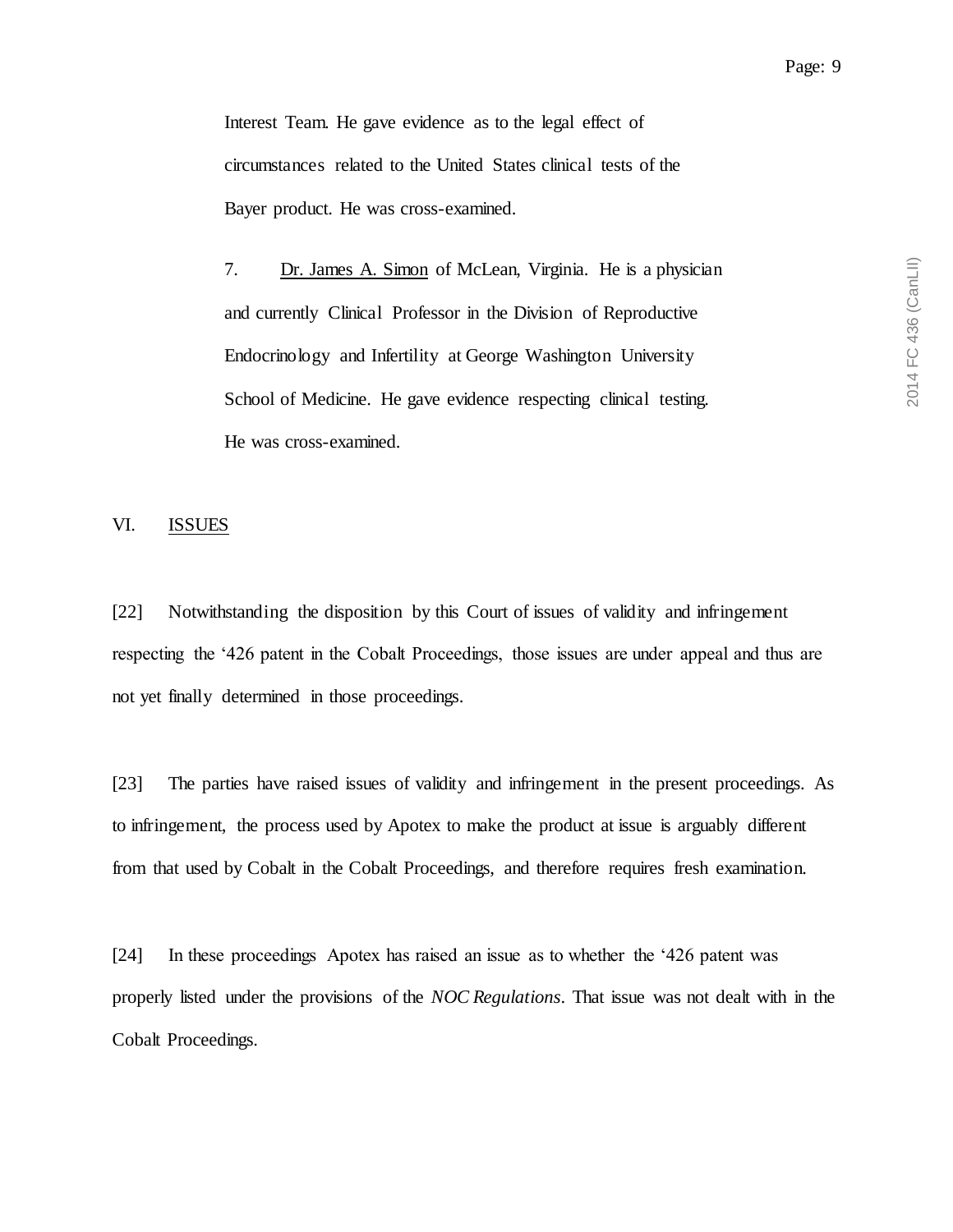Interest Team. He gave evidence as to the legal effect of circumstances related to the United States clinical tests of the Bayer product. He was cross-examined.

7. Dr. James A. Simon of McLean, Virginia. He is a physician and currently Clinical Professor in the Division of Reproductive Endocrinology and Infertility at George Washington University School of Medicine. He gave evidence respecting clinical testing. He was cross-examined.

## VI. ISSUES

[22] Notwithstanding the disposition by this Court of issues of validity and infringement respecting the '426 patent in the Cobalt Proceedings, those issues are under appeal and thus are not yet finally determined in those proceedings.

[23] The parties have raised issues of validity and infringement in the present proceedings. As to infringement, the process used by Apotex to make the product at issue is arguably different from that used by Cobalt in the Cobalt Proceedings, and therefore requires fresh examination.

[24] In these proceedings Apotex has raised an issue as to whether the '426 patent was properly listed under the provisions of the *NOC Regulations*. That issue was not dealt with in the Cobalt Proceedings.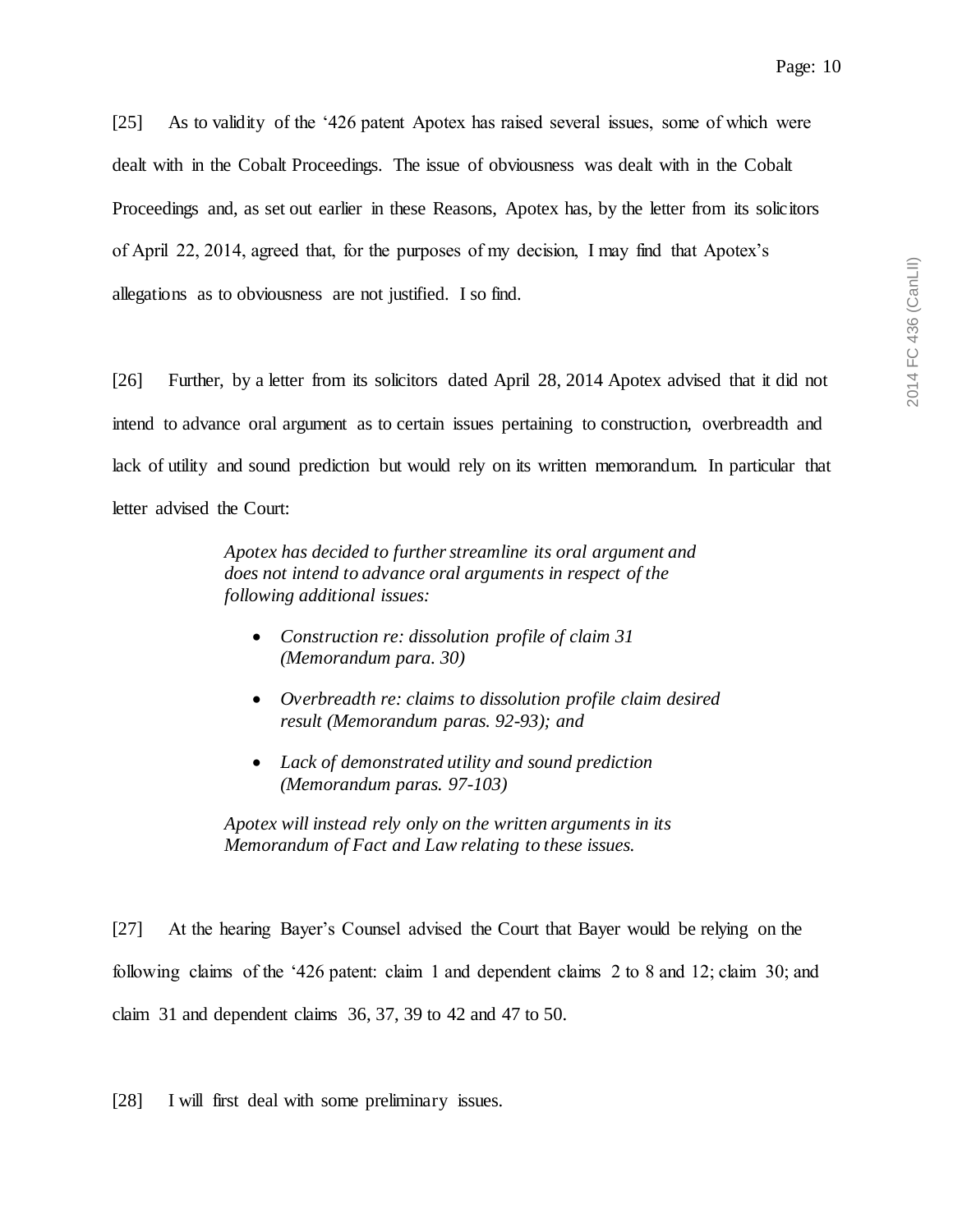[25] As to validity of the '426 patent Apotex has raised several issues, some of which were dealt with in the Cobalt Proceedings. The issue of obviousness was dealt with in the Cobalt Proceedings and, as set out earlier in these Reasons, Apotex has, by the letter from its solicitors of April 22, 2014, agreed that, for the purposes of my decision, I may find that Apotex's allegations as to obviousness are not justified. I so find.

[26] Further, by a letter from its solicitors dated April 28, 2014 Apotex advised that it did not intend to advance oral argument as to certain issues pertaining to construction, overbreadth and lack of utility and sound prediction but would rely on its written memorandum. In particular that letter advised the Court:

> *Apotex has decided to further streamline its oral argument and does not intend to advance oral arguments in respect of the following additional issues:*
>
> - *Construction re: dissolution profile of claim 31 (Memorandum para. 30)*
> - *Overbreadth re: claims to dissolution profile claim desired result (Memorandum paras. 92-93); and*
> - *Lack of demonstrated utility and sound prediction (Memorandum paras. 97-103)*
>
> *Apotex will instead rely only on the written arguments in its Memorandum of Fact and Law relating to these issues.*

[27] At the hearing Bayer's Counsel advised the Court that Bayer would be relying on the following claims of the '426 patent: claim 1 and dependent claims 2 to 8 and 12; claim 30; and claim 31 and dependent claims 36, 37, 39 to 42 and 47 to 50.

[28] I will first deal with some preliminary issues.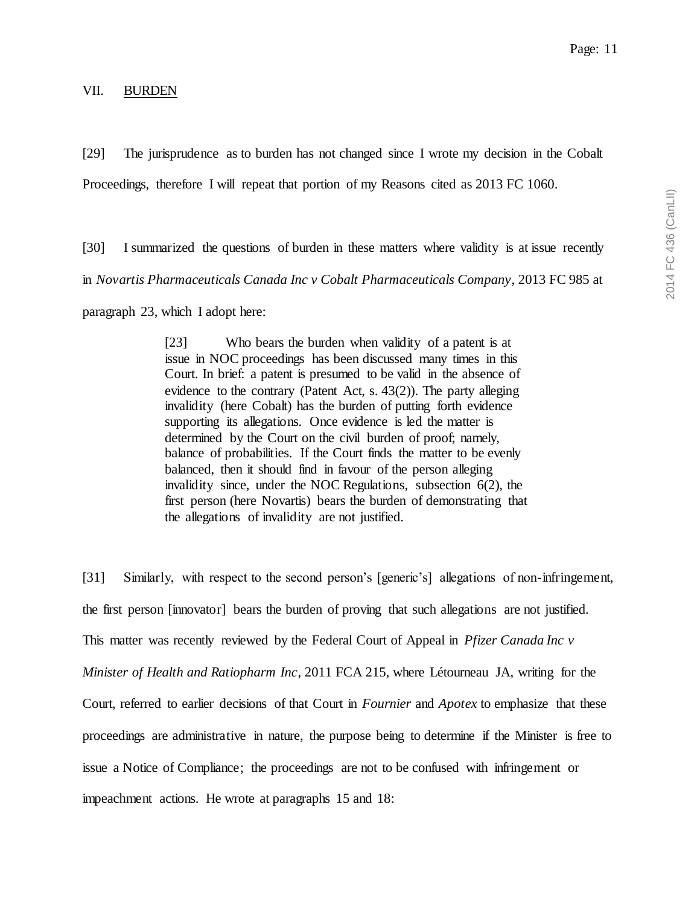## VII. BURDEN

[29] The jurisprudence as to burden has not changed since I wrote my decision in the Cobalt Proceedings, therefore I will repeat that portion of my Reasons cited as 2013 FC 1060.

[30] I summarized the questions of burden in these matters where validity is at issue recently in *Novartis Pharmaceuticals Canada Inc v Cobalt Pharmaceuticals Company*, 2013 FC 985 at paragraph 23, which I adopt here:

> [23] Who bears the burden when validity of a patent is at issue in NOC proceedings has been discussed many times in this Court. In brief: a patent is presumed to be valid in the absence of evidence to the contrary (Patent Act, s. 43(2)). The party alleging invalidity (here Cobalt) has the burden of putting forth evidence supporting its allegations. Once evidence is led the matter is determined by the Court on the civil burden of proof; namely, balance of probabilities. If the Court finds the matter to be evenly balanced, then it should find in favour of the person alleging invalidity since, under the NOC Regulations, subsection 6(2), the first person (here Novartis) bears the burden of demonstrating that the allegations of invalidity are not justified.

[31] Similarly, with respect to the second person's [generic's] allegations of non-infringement, the first person [innovator] bears the burden of proving that such allegations are not justified. This matter was recently reviewed by the Federal Court of Appeal in *Pfizer Canada Inc v Minister of Health and Ratiopharm Inc*, 2011 FCA 215, where Létourneau JA, writing for the Court, referred to earlier decisions of that Court in *Fournier* and *Apotex* to emphasize that these proceedings are administrative in nature, the purpose being to determine if the Minister is free to issue a Notice of Compliance; the proceedings are not to be confused with infringement or impeachment actions. He wrote at paragraphs 15 and 18: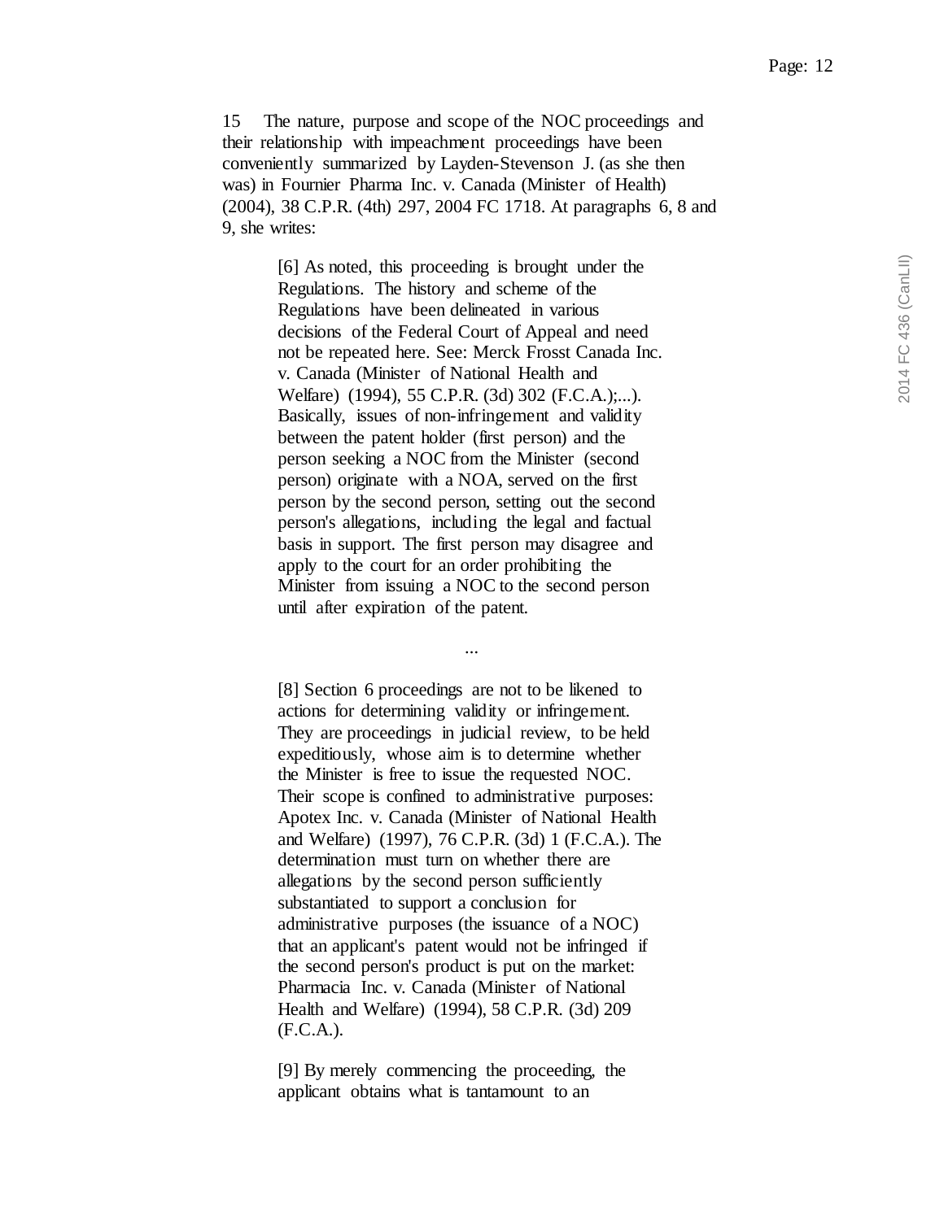15 The nature, purpose and scope of the NOC proceedings and their relationship with impeachment proceedings have been conveniently summarized by Layden-Stevenson J. (as she then was) in Fournier Pharma Inc. v. Canada (Minister of Health) (2004), 38 C.P.R. (4th) 297, 2004 FC 1718. At paragraphs 6, 8 and 9, she writes:

> [6] As noted, this proceeding is brought under the Regulations. The history and scheme of the Regulations have been delineated in various decisions of the Federal Court of Appeal and need not be repeated here. See: Merck Frosst Canada Inc. v. Canada (Minister of National Health and Welfare) (1994), 55 C.P.R. (3d) 302 (F.C.A.);...). Basically, issues of non-infringement and validity between the patent holder (first person) and the person seeking a NOC from the Minister (second person) originate with a NOA, served on the first person by the second person, setting out the second person's allegations, including the legal and factual basis in support. The first person may disagree and apply to the court for an order prohibiting the Minister from issuing a NOC to the second person until after expiration of the patent.
>
> ...
>
> [8] Section 6 proceedings are not to be likened to actions for determining validity or infringement. They are proceedings in judicial review, to be held expeditiously, whose aim is to determine whether the Minister is free to issue the requested NOC. Their scope is confined to administrative purposes: Apotex Inc. v. Canada (Minister of National Health and Welfare) (1997), 76 C.P.R. (3d) 1 (F.C.A.). The determination must turn on whether there are allegations by the second person sufficiently substantiated to support a conclusion for administrative purposes (the issuance of a NOC) that an applicant's patent would not be infringed if the second person's product is put on the market: Pharmacia Inc. v. Canada (Minister of National Health and Welfare) (1994), 58 C.P.R. (3d) 209 (F.C.A.).
>
> [9] By merely commencing the proceeding, the applicant obtains what is tantamount to an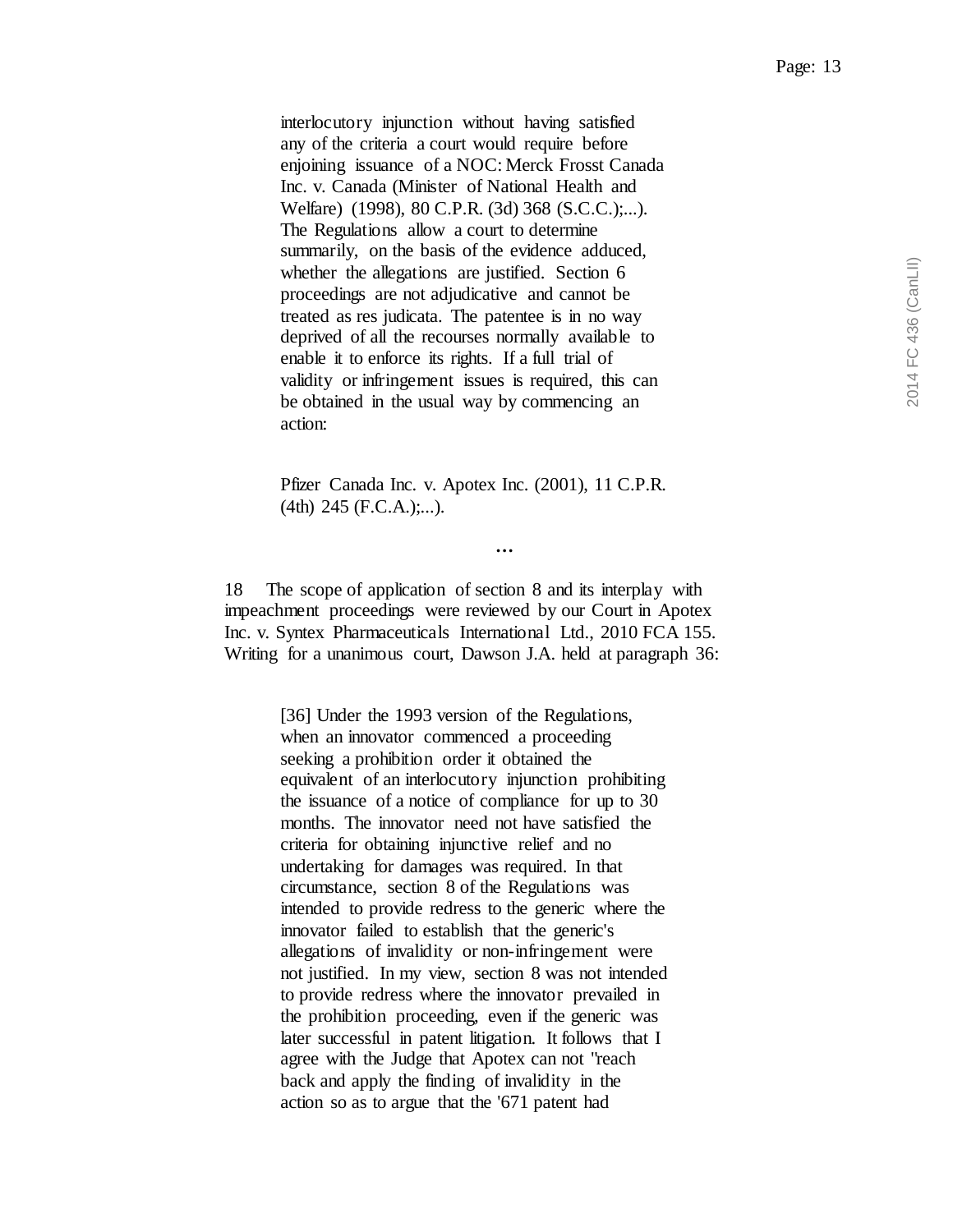> interlocutory injunction without having satisfied any of the criteria a court would require before enjoining issuance of a NOC: Merck Frosst Canada Inc. v. Canada (Minister of National Health and Welfare) (1998), 80 C.P.R. (3d) 368 (S.C.C.);...). The Regulations allow a court to determine summarily, on the basis of the evidence adduced, whether the allegations are justified. Section 6 proceedings are not adjudicative and cannot be treated as res judicata. The patentee is in no way deprived of all the recourses normally available to enable it to enforce its rights. If a full trial of validity or infringement issues is required, this can be obtained in the usual way by commencing an action:
>
> Pfizer Canada Inc. v. Apotex Inc. (2001), 11 C.P.R. (4th) 245 (F.C.A.);...).

...

18 The scope of application of section 8 and its interplay with impeachment proceedings were reviewed by our Court in Apotex Inc. v. Syntex Pharmaceuticals International Ltd., 2010 FCA 155. Writing for a unanimous court, Dawson J.A. held at paragraph 36:

> [36] Under the 1993 version of the Regulations, when an innovator commenced a proceeding seeking a prohibition order it obtained the equivalent of an interlocutory injunction prohibiting the issuance of a notice of compliance for up to 30 months. The innovator need not have satisfied the criteria for obtaining injunctive relief and no undertaking for damages was required. In that circumstance, section 8 of the Regulations was intended to provide redress to the generic where the innovator failed to establish that the generic's allegations of invalidity or non-infringement were not justified. In my view, section 8 was not intended to provide redress where the innovator prevailed in the prohibition proceeding, even if the generic was later successful in patent litigation. It follows that I agree with the Judge that Apotex can not "reach back and apply the finding of invalidity in the action so as to argue that the '671 patent had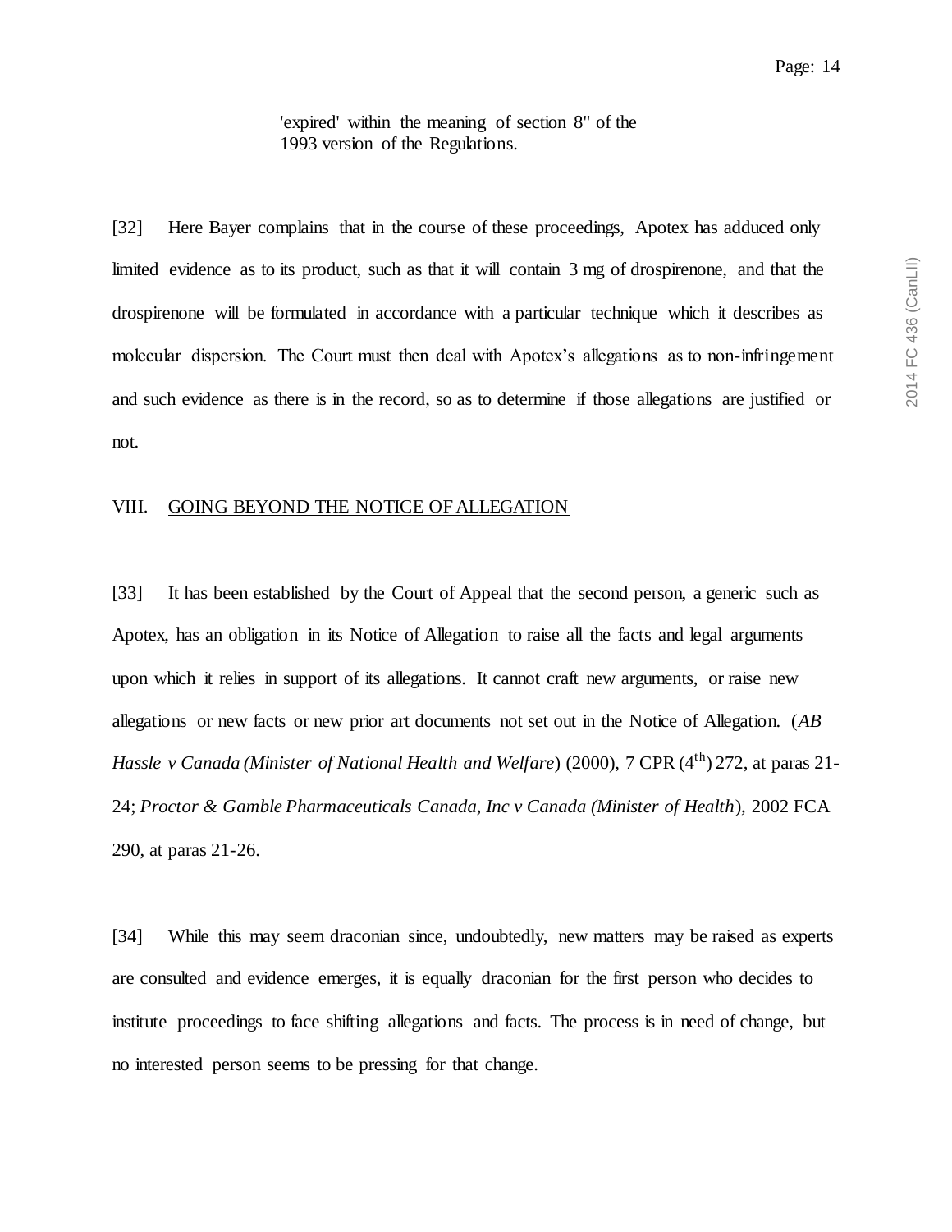> 'expired' within the meaning of section 8" of the 1993 version of the Regulations.

[32] Here Bayer complains that in the course of these proceedings, Apotex has adduced only limited evidence as to its product, such as that it will contain 3 mg of drospirenone, and that the drospirenone will be formulated in accordance with a particular technique which it describes as molecular dispersion. The Court must then deal with Apotex's allegations as to non-infringement and such evidence as there is in the record, so as to determine if those allegations are justified or not.

## VIII. GOING BEYOND THE NOTICE OF ALLEGATION

[33] It has been established by the Court of Appeal that the second person, a generic such as Apotex, has an obligation in its Notice of Allegation to raise all the facts and legal arguments upon which it relies in support of its allegations. It cannot craft new arguments, or raise new allegations or new facts or new prior art documents not set out in the Notice of Allegation. (*AB Hassle v Canada (Minister of National Health and Welfare*) (2000), 7 CPR (4th) 272, at paras 21-24; *Proctor & Gamble Pharmaceuticals Canada, Inc v Canada (Minister of Health*), 2002 FCA 290, at paras 21-26.

[34] While this may seem draconian since, undoubtedly, new matters may be raised as experts are consulted and evidence emerges, it is equally draconian for the first person who decides to institute proceedings to face shifting allegations and facts. The process is in need of change, but no interested person seems to be pressing for that change.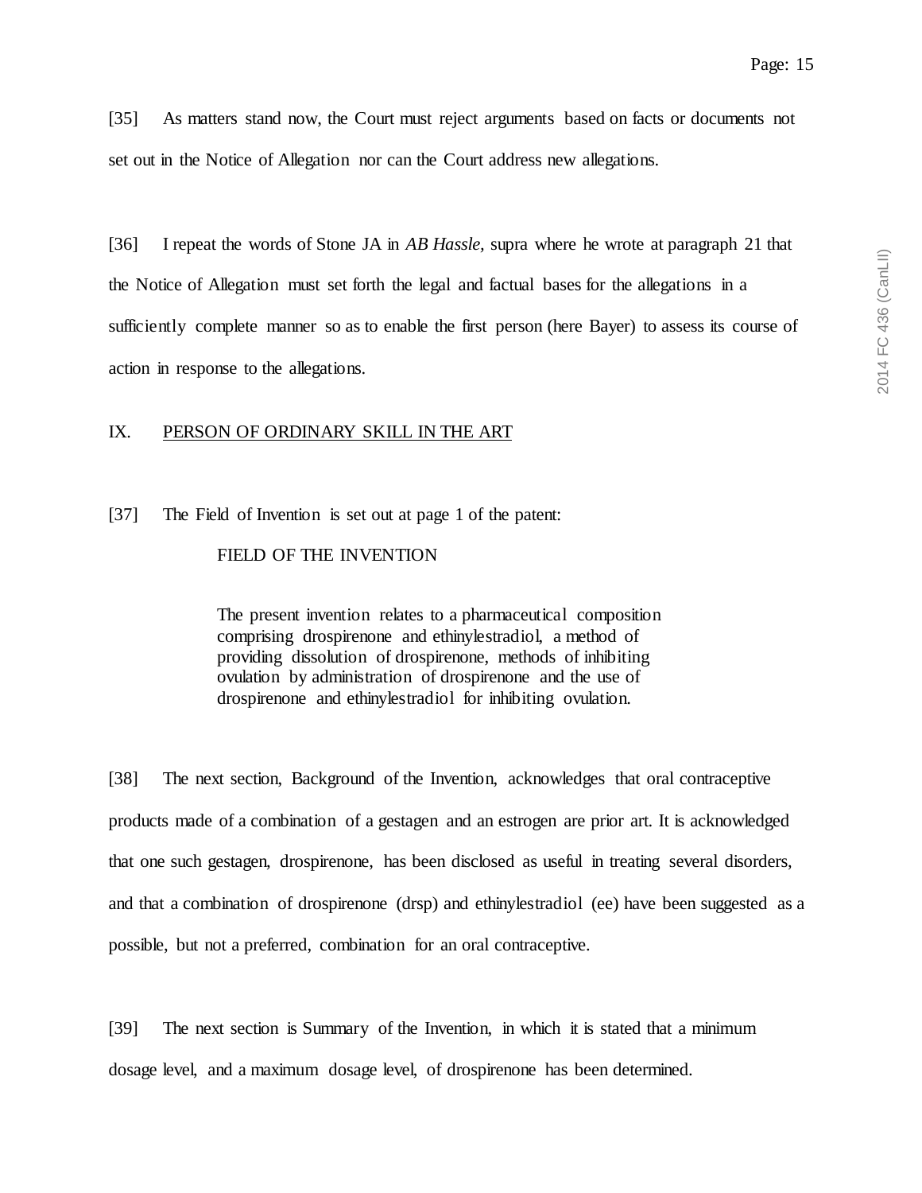[35] As matters stand now, the Court must reject arguments based on facts or documents not set out in the Notice of Allegation nor can the Court address new allegations.

[36] I repeat the words of Stone JA in *AB Hassle,* supra where he wrote at paragraph 21 that the Notice of Allegation must set forth the legal and factual bases for the allegations in a sufficiently complete manner so as to enable the first person (here Bayer) to assess its course of action in response to the allegations.

## IX. PERSON OF ORDINARY SKILL IN THE ART

[37] The Field of Invention is set out at page 1 of the patent:

> FIELD OF THE INVENTION
>
> The present invention relates to a pharmaceutical composition comprising drospirenone and ethinylestradiol, a method of providing dissolution of drospirenone, methods of inhibiting ovulation by administration of drospirenone and the use of drospirenone and ethinylestradiol for inhibiting ovulation.

[38] The next section, Background of the Invention, acknowledges that oral contraceptive products made of a combination of a gestagen and an estrogen are prior art. It is acknowledged that one such gestagen, drospirenone, has been disclosed as useful in treating several disorders, and that a combination of drospirenone (drsp) and ethinylestradiol (ee) have been suggested as a possible, but not a preferred, combination for an oral contraceptive.

[39] The next section is Summary of the Invention, in which it is stated that a minimum dosage level, and a maximum dosage level, of drospirenone has been determined.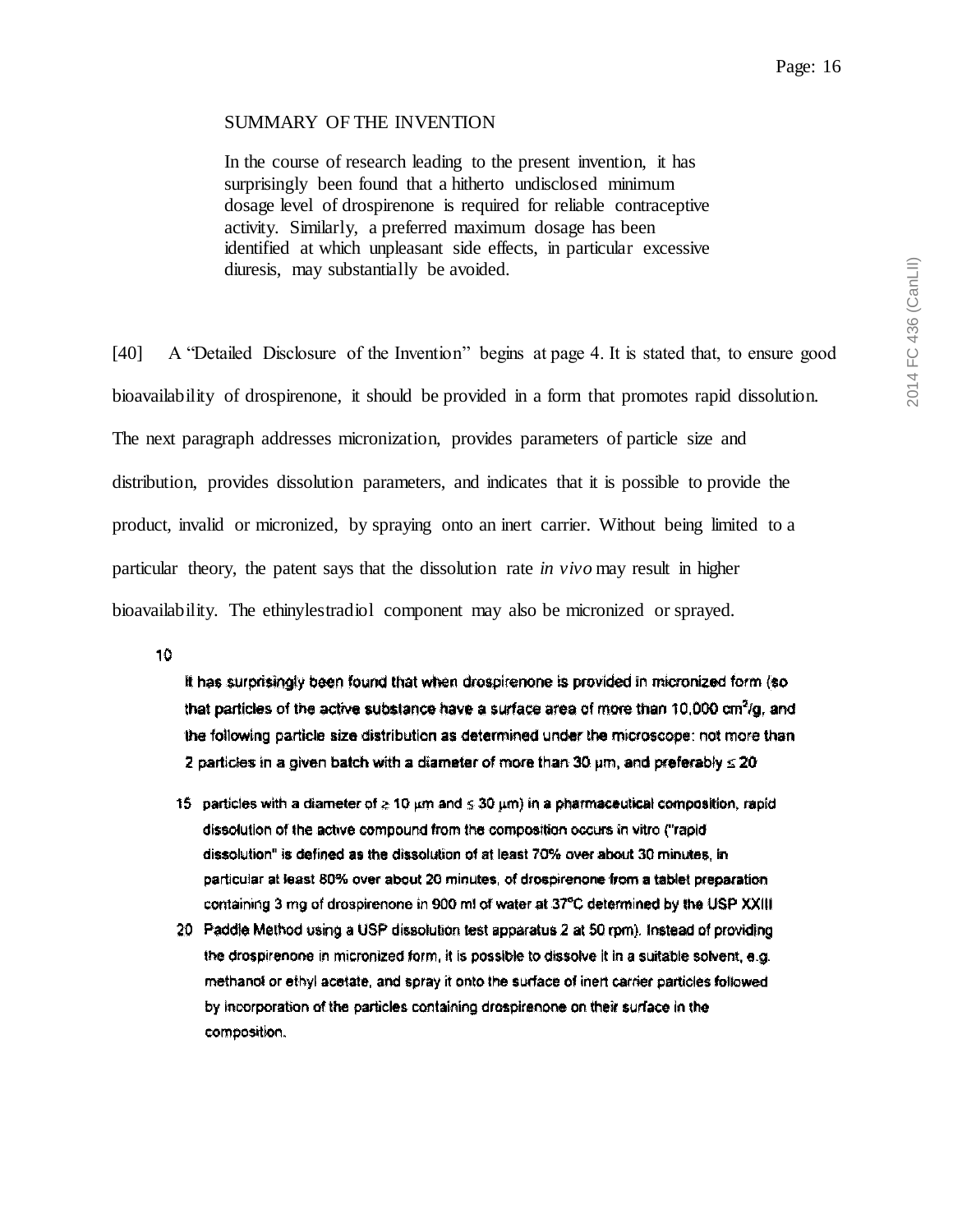SUMMARY OF THE INVENTION

> In the course of research leading to the present invention, it has surprisingly been found that a hitherto undisclosed minimum dosage level of drospirenone is required for reliable contraceptive activity. Similarly, a preferred maximum dosage has been identified at which unpleasant side effects, in particular excessive diuresis, may substantially be avoided.

[40] A "Detailed Disclosure of the Invention" begins at page 4. It is stated that, to ensure good bioavailability of drospirenone, it should be provided in a form that promotes rapid dissolution. The next paragraph addresses micronization, provides parameters of particle size and distribution, provides dissolution parameters, and indicates that it is possible to provide the product, invalid or micronized, by spraying onto an inert carrier. Without being limited to a particular theory, the patent says that the dissolution rate *in vivo* may result in higher bioavailability. The ethinylestradiol component may also be micronized or sprayed.

> 10
>
> It has surprisingly been found that when drospirenone is provided in micronized form (so that particles of the active substance have a surface area of more than 10,000 $cm^2/g$, and the following particle size distribution as determined under the microscope: not more than 2 particles in a given batch with a diameter of more than 30 μm, and preferably ≤ 20
>
> 15 particles with a diameter of ≥ 10 μm and ≤ 30 μm) in a pharmaceutical composition, rapid dissolution of the active compound from the composition occurs in vitro ("rapid dissolution" is defined as the dissolution of at least 70% over about 30 minutes, in particular at least 80% over about 20 minutes, of drospirenone from a tablet preparation containing 3 mg of drospirenone in 900 ml of water at 37°C determined by the USP XXIII
>
> 20 Paddle Method using a USP dissolution test apparatus 2 at 50 rpm). Instead of providing the drospirenone in micronized form, it is possible to dissolve it in a suitable solvent, e.g. methanol or ethyl acetate, and spray it onto the surface of inert carrier particles followed by incorporation of the particles containing drospirenone on their surface in the composition.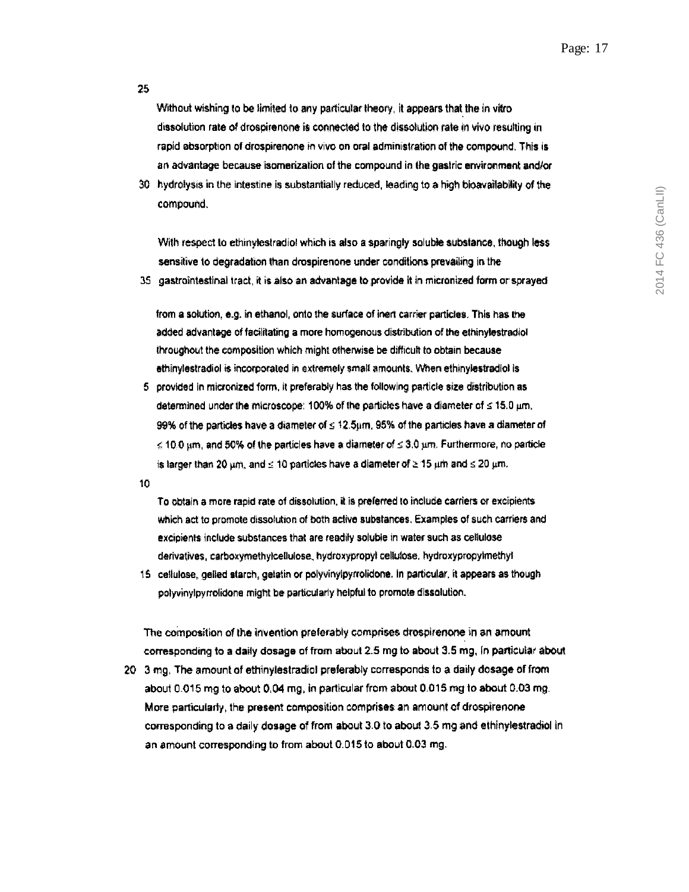Without wishing to be limited to any particular theory, it appears that the in vitro dissolution rate of drospirenone is connected to the dissolution rate in vivo resulting in rapid absorption of drospirenone in vivo on oral administration of the compound. This is an advantage because isomerization of the compound in the gastric environment and/or hydrolysis in the intestine is substantially reduced, leading to a high bioavailability of the compound.

With respect to ethinylestradiol which is also a sparingly soluble substance, though less sensitive to degradation than drospirenone under conditions prevailing in the gastrointestinal tract, it is also an advantage to provide it in micronized form or sprayed from a solution, e.g. in ethanol, onto the surface of inert carrier particles. This has the added advantage of facilitating a more homogenous distribution of the ethinylestradiol throughout the composition which might otherwise be difficult to obtain because ethinylestradiol is incorporated in extremely small amounts. When ethinylestradiol is provided in micronized form, it preferably has the following particle size distribution as determined under the microscope: 100% of the particles have a diameter of ≤ 15.0 μm, 99% of the particles have a diameter of ≤ 12.5μm, 95% of the particles have a diameter of ≤ 10.0 μm, and 50% of the particles have a diameter of ≤ 3.0 μm. Furthermore, no particle is larger than 20 μm, and ≤ 10 particles have a diameter of ≥ 15 μm and ≤ 20 μm.

To obtain a more rapid rate of dissolution, it is preferred to include carriers or excipients which act to promote dissolution of both active substances. Examples of such carriers and excipients include substances that are readily soluble in water such as cellulose derivatives, carboxymethylcellulose, hydroxypropyl cellulose, hydroxypropylmethyl cellulose, gelled starch, gelatin or polyvinylpyrrolidone. In particular, it appears as though polyvinylpyrrolidone might be particularly helpful to promote dissolution.

The composition of the invention preferably comprises drospirenone in an amount corresponding to a daily dosage of from about 2.5 mg to about 3.5 mg, in particular about 3 mg. The amount of ethinylestradiol preferably corresponds to a daily dosage of from about 0.015 mg to about 0.04 mg, in particular from about 0.015 mg to about 0.03 mg. More particularly, the present composition comprises an amount of drospirenone corresponding to a daily dosage of from about 3.0 to about 3.5 mg and ethinylestradiol in an amount corresponding to from about 0.015 to about 0.03 mg.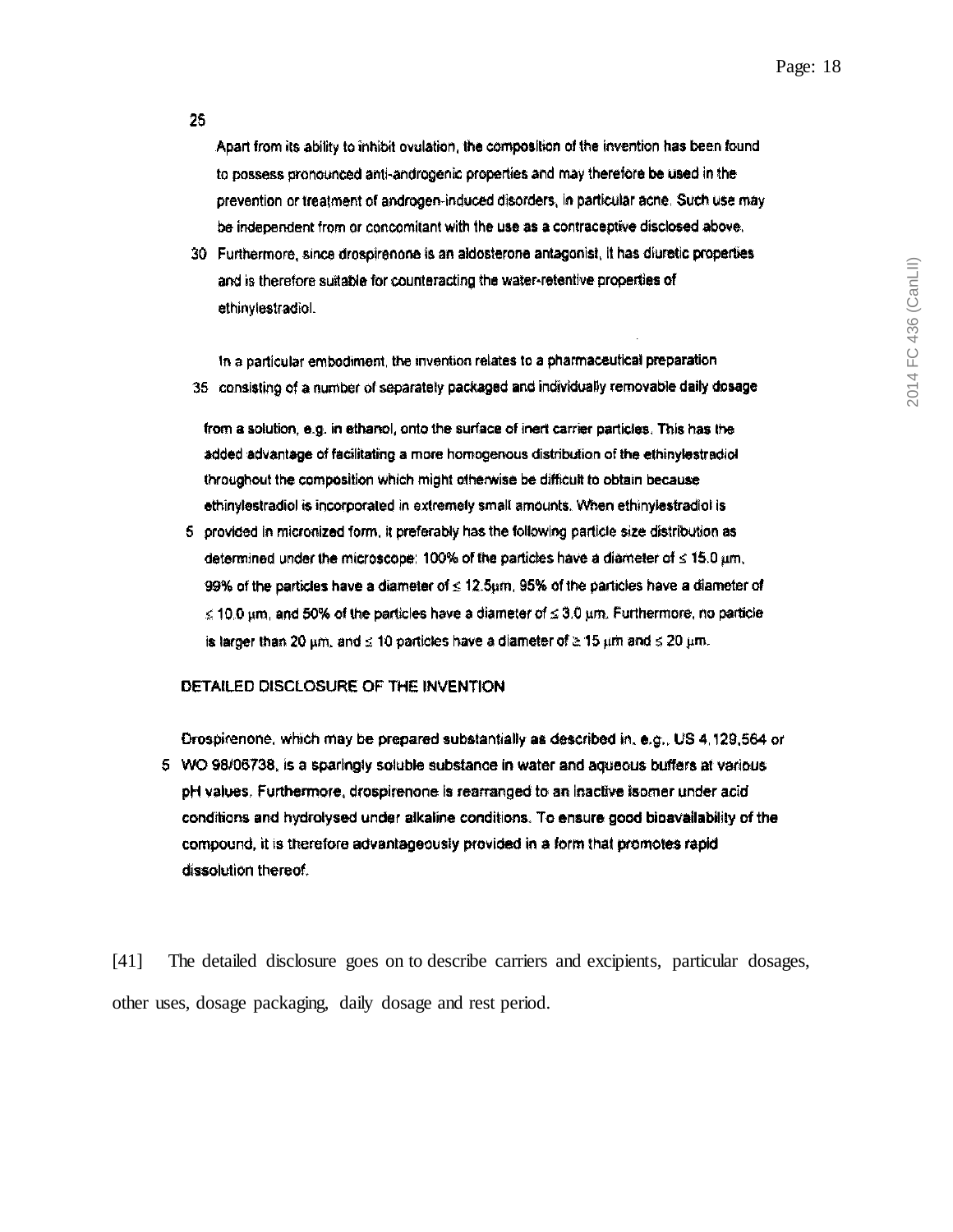25

Apart from its ability to inhibit ovulation, the composition of the invention has been found to possess pronounced anti-androgenic properties and may therefore be used in the prevention or treatment of androgen-induced disorders, in particular acne. Such use may be independent from or concomitant with the use as a contraceptive disclosed above.

30 Furthermore, since drospirenone is an aldosterone antagonist, it has diuretic properties and is therefore suitable for counteracting the water-retentive properties of ethinylestradiol.

In a particular embodiment, the invention relates to a pharmaceutical preparation

35 consisting of a number of separately packaged and individually removable daily dosage

from a solution, e.g. in ethanol, onto the surface of inert carrier particles. This has the added advantage of facilitating a more homogenous distribution of the ethinylestradiol throughout the composition which might otherwise be difficult to obtain because ethinylestradiol is incorporated in extremely small amounts. When ethinylestradiol is

5 provided in micronized form, it preferably has the following particle size distribution as determined under the microscope: 100% of the particles have a diameter of $\leq$ 15.0 μm, 99% of the particles have a diameter of $\leq$ 12.5μm, 95% of the particles have a diameter of $\leq$ 10.0 μm, and 50% of the particles have a diameter of $\leq$ 3.0 μm. Furthermore, no particle is larger than 20 μm, and $\leq$ 10 particles have a diameter of $\geq$ 15 μm and $\leq$ 20 μm.

DETAILED DISCLOSURE OF THE INVENTION

Drospirenone, which may be prepared substantially as described in, e.g., US 4,129,564 or

5 WO 98/06738, is a sparingly soluble substance in water and aqueous buffers at various pH values. Furthermore, drospirenone is rearranged to an inactive isomer under acid conditions and hydrolysed under alkaline conditions. To ensure good bioavailability of the compound, it is therefore advantageously provided in a form that promotes rapid dissolution thereof.

[41] The detailed disclosure goes on to describe carriers and excipients, particular dosages, other uses, dosage packaging, daily dosage and rest period.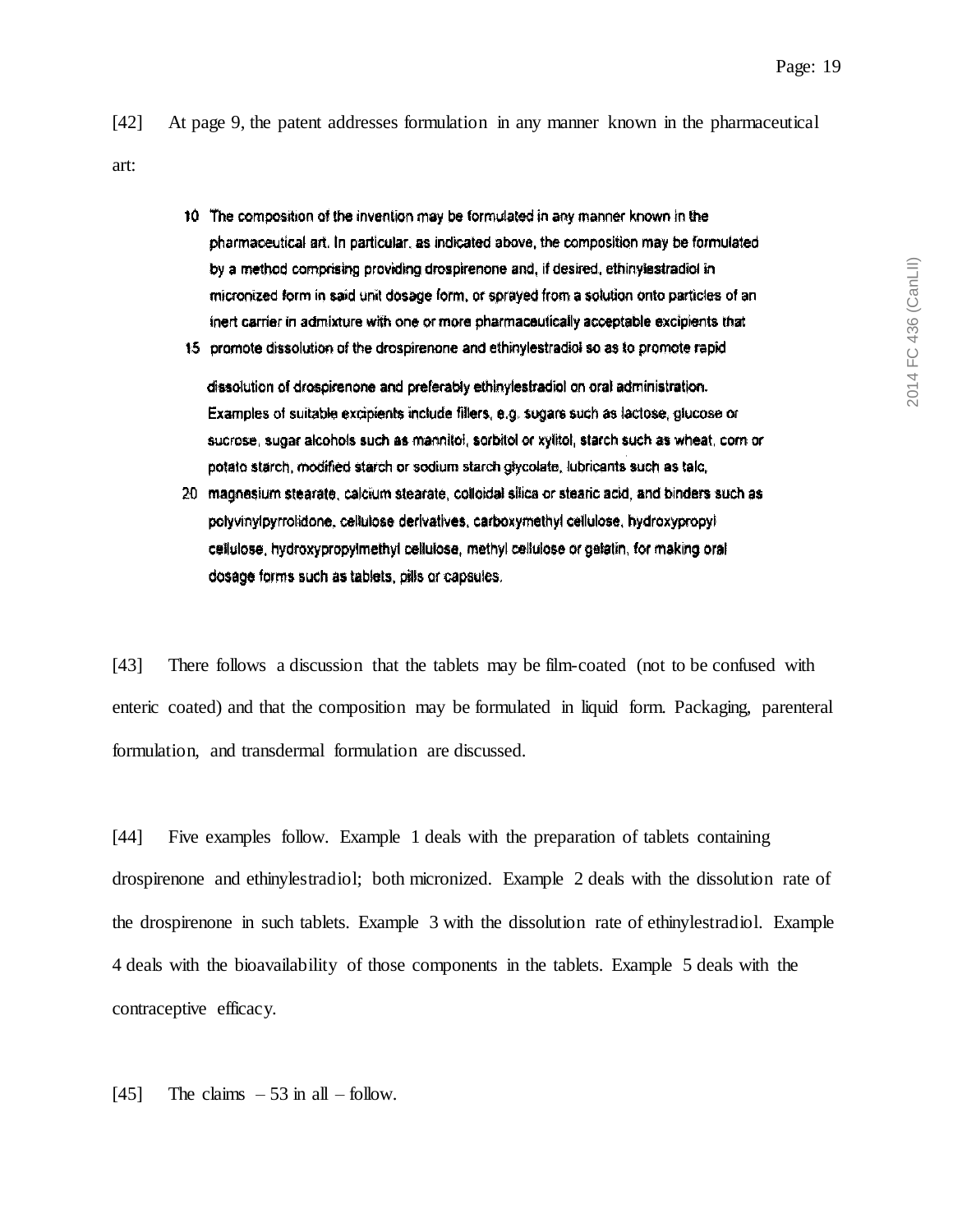[42] At page 9, the patent addresses formulation in any manner known in the pharmaceutical art:

> 10 The composition of the invention may be formulated in any manner known in the pharmaceutical art. In particular, as indicated above, the composition may be formulated by a method comprising providing drospirenone and, if desired, ethinylestradiol in micronized form in said unit dosage form, or sprayed from a solution onto particles of an inert carrier in admixture with one or more pharmaceutically acceptable excipients that
> 15 promote dissolution of the drospirenone and ethinylestradiol so as to promote rapid
>
> dissolution of drospirenone and preferably ethinylestradiol on oral administration. Examples of suitable excipients include fillers, e.g. sugars such as lactose, glucose or sucrose, sugar alcohols such as mannitol, sorbitol or xylitol, starch such as wheat, corn or potato starch, modified starch or sodium starch glycolate, lubricants such as talc,
> 20 magnesium stearate, calcium stearate, colloidal silica or stearic acid, and binders such as polyvinylpyrrolidone, cellulose derivatives, carboxymethyl cellulose, hydroxypropyl cellulose, hydroxypropylmethyl cellulose, methyl cellulose or gelatin, for making oral dosage forms such as tablets, pills or capsules.

[43] There follows a discussion that the tablets may be film-coated (not to be confused with enteric coated) and that the composition may be formulated in liquid form. Packaging, parenteral formulation, and transdermal formulation are discussed.

[44] Five examples follow. Example 1 deals with the preparation of tablets containing drospirenone and ethinylestradiol; both micronized. Example 2 deals with the dissolution rate of the drospirenone in such tablets. Example 3 with the dissolution rate of ethinylestradiol. Example 4 deals with the bioavailability of those components in the tablets. Example 5 deals with the contraceptive efficacy.

[45] The claims – 53 in all – follow.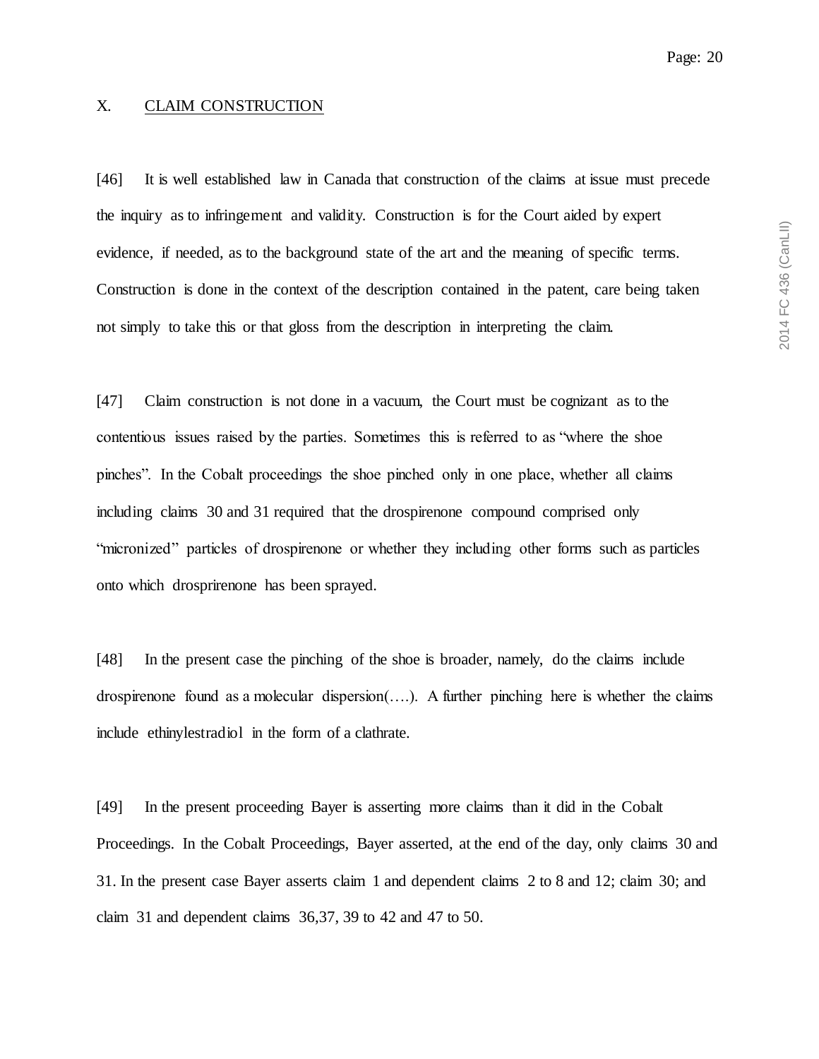## X. CLAIM CONSTRUCTION

[46] It is well established law in Canada that construction of the claims at issue must precede the inquiry as to infringement and validity. Construction is for the Court aided by expert evidence, if needed, as to the background state of the art and the meaning of specific terms. Construction is done in the context of the description contained in the patent, care being taken not simply to take this or that gloss from the description in interpreting the claim.

[47] Claim construction is not done in a vacuum, the Court must be cognizant as to the contentious issues raised by the parties. Sometimes this is referred to as "where the shoe pinches". In the Cobalt proceedings the shoe pinched only in one place, whether all claims including claims 30 and 31 required that the drospirenone compound comprised only "micronized" particles of drospirenone or whether they including other forms such as particles onto which drosprirenone has been sprayed.

[48] In the present case the pinching of the shoe is broader, namely, do the claims include drospirenone found as a molecular dispersion(….). A further pinching here is whether the claims include ethinylestradiol in the form of a clathrate.

[49] In the present proceeding Bayer is asserting more claims than it did in the Cobalt Proceedings. In the Cobalt Proceedings, Bayer asserted, at the end of the day, only claims 30 and 31. In the present case Bayer asserts claim 1 and dependent claims 2 to 8 and 12; claim 30; and claim 31 and dependent claims 36,37, 39 to 42 and 47 to 50.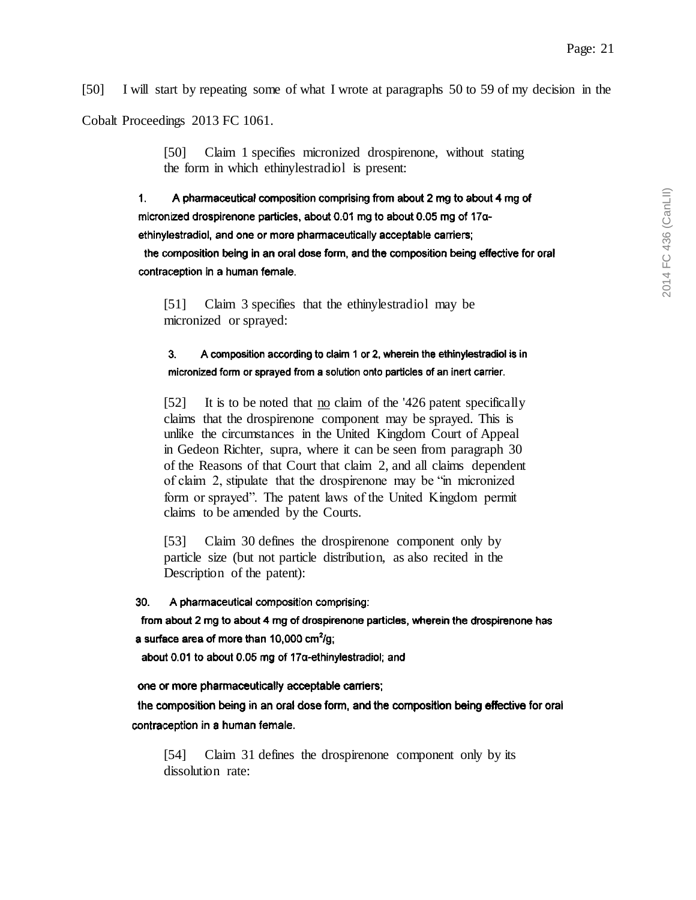[50] I will start by repeating some of what I wrote at paragraphs 50 to 59 of my decision in the Cobalt Proceedings 2013 FC 1061.

> [50] Claim 1 specifies micronized drospirenone, without stating the form in which ethinylestradiol is present:
>
> 1. A pharmaceutical composition comprising from about 2 mg to about 4 mg of micronized drospirenone particles, about 0.01 mg to about 0.05 mg of 17α-ethinylestradiol, and one or more pharmaceutically acceptable carriers;
>
> the composition being in an oral dose form, and the composition being effective for oral contraception in a human female.
>
> [51] Claim 3 specifies that the ethinylestradiol may be micronized or sprayed:
>
> 3. A composition according to claim 1 or 2, wherein the ethinylestradiol is in micronized form or sprayed from a solution onto particles of an inert carrier.
>
> [52] It is to be noted that <u>no</u> claim of the '426 patent specifically claims that the drospirenone component may be sprayed. This is unlike the circumstances in the United Kingdom Court of Appeal in Gedeon Richter, supra, where it can be seen from paragraph 30 of the Reasons of that Court that claim 2, and all claims dependent of claim 2, stipulate that the drospirenone may be "in micronized form or sprayed". The patent laws of the United Kingdom permit claims to be amended by the Courts.
>
> [53] Claim 30 defines the drospirenone component only by particle size (but not particle distribution, as also recited in the Description of the patent):
>
> 30. A pharmaceutical composition comprising:
>
> from about 2 mg to about 4 mg of drospirenone particles, wherein the drospirenone has a surface area of more than 10,000 $cm^2/g$;
>
> about 0.01 to about 0.05 mg of 17α-ethinylestradiol; and
>
> one or more pharmaceutically acceptable carriers;
>
> the composition being in an oral dose form, and the composition being effective for oral contraception in a human female.
>
> [54] Claim 31 defines the drospirenone component only by its dissolution rate: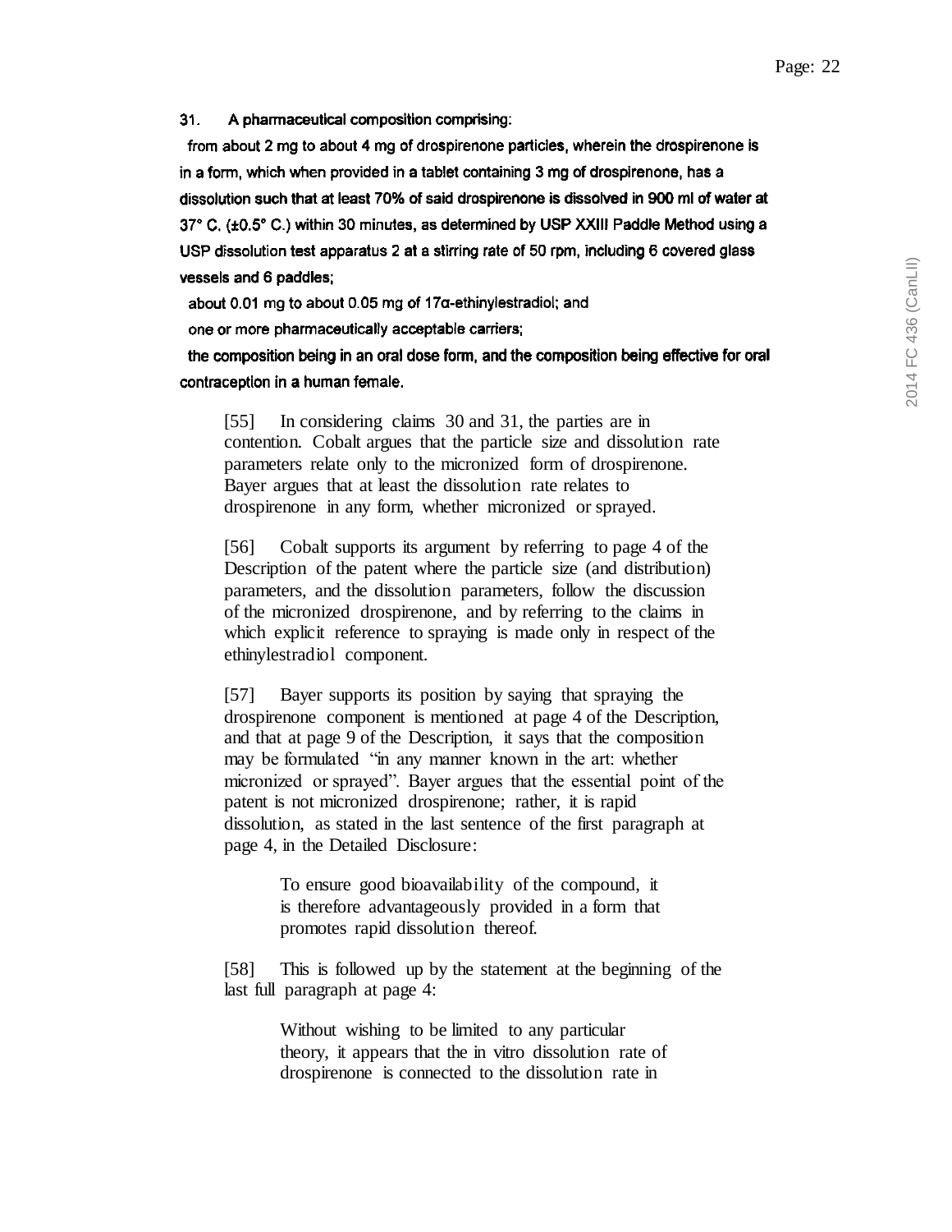31. **A pharmaceutical composition comprising:**

**from about 2 mg to about 4 mg of drospirenone particles, wherein the drospirenone is in a form, which when provided in a tablet containing 3 mg of drospirenone, has a dissolution such that at least 70% of said drospirenone is dissolved in 900 ml of water at 37° C. (±0.5° C.) within 30 minutes, as determined by USP XXIII Paddle Method using a USP dissolution test apparatus 2 at a stirring rate of 50 rpm, including 6 covered glass vessels and 6 paddles;**

**about 0.01 mg to about 0.05 mg of 17α-ethinylestradiol; and**

**one or more pharmaceutically acceptable carriers;**

**the composition being in an oral dose form, and the composition being effective for oral contraception in a human female.**

[55] In considering claims 30 and 31, the parties are in contention. Cobalt argues that the particle size and dissolution rate parameters relate only to the micronized form of drospirenone. Bayer argues that at least the dissolution rate relates to drospirenone in any form, whether micronized or sprayed.

[56] Cobalt supports its argument by referring to page 4 of the Description of the patent where the particle size (and distribution) parameters, and the dissolution parameters, follow the discussion of the micronized drospirenone, and by referring to the claims in which explicit reference to spraying is made only in respect of the ethinylestradiol component.

[57] Bayer supports its position by saying that spraying the drospirenone component is mentioned at page 4 of the Description, and that at page 9 of the Description, it says that the composition may be formulated "in any manner known in the art: whether micronized or sprayed". Bayer argues that the essential point of the patent is not micronized drospirenone; rather, it is rapid dissolution, as stated in the last sentence of the first paragraph at page 4, in the Detailed Disclosure:

> To ensure good bioavailability of the compound, it is therefore advantageously provided in a form that promotes rapid dissolution thereof.

[58] This is followed up by the statement at the beginning of the last full paragraph at page 4:

> Without wishing to be limited to any particular theory, it appears that the in vitro dissolution rate of drospirenone is connected to the dissolution rate in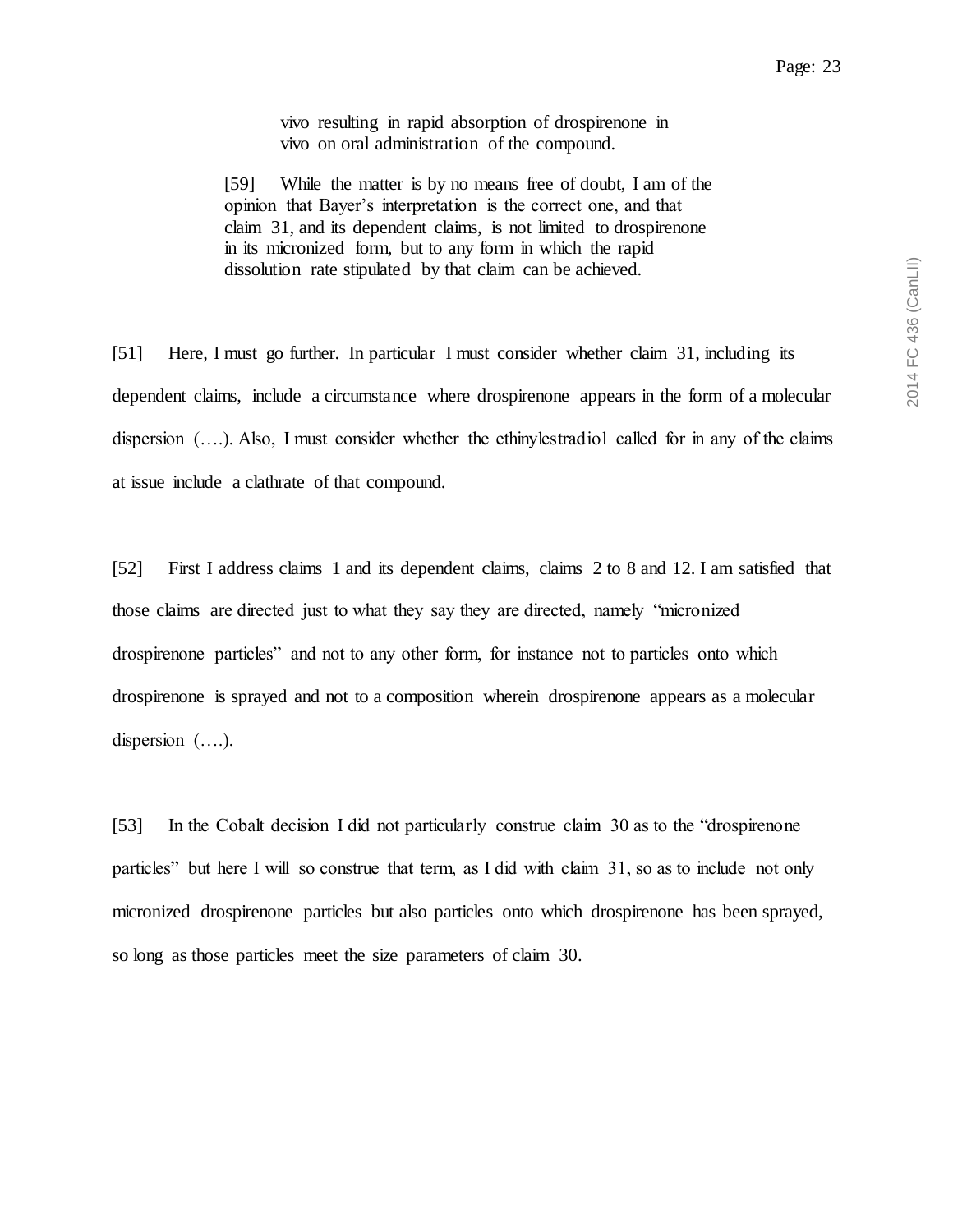> vivo resulting in rapid absorption of drospirenone in vivo on oral administration of the compound.
>
> [59] While the matter is by no means free of doubt, I am of the opinion that Bayer's interpretation is the correct one, and that claim 31, and its dependent claims, is not limited to drospirenone in its micronized form, but to any form in which the rapid dissolution rate stipulated by that claim can be achieved.

[51] Here, I must go further. In particular I must consider whether claim 31, including its dependent claims, include a circumstance where drospirenone appears in the form of a molecular dispersion (….). Also, I must consider whether the ethinylestradiol called for in any of the claims at issue include a clathrate of that compound.

[52] First I address claims 1 and its dependent claims, claims 2 to 8 and 12. I am satisfied that those claims are directed just to what they say they are directed, namely "micronized drospirenone particles" and not to any other form, for instance not to particles onto which drospirenone is sprayed and not to a composition wherein drospirenone appears as a molecular dispersion (….).

[53] In the Cobalt decision I did not particularly construe claim 30 as to the "drospirenone particles" but here I will so construe that term, as I did with claim 31, so as to include not only micronized drospirenone particles but also particles onto which drospirenone has been sprayed, so long as those particles meet the size parameters of claim 30.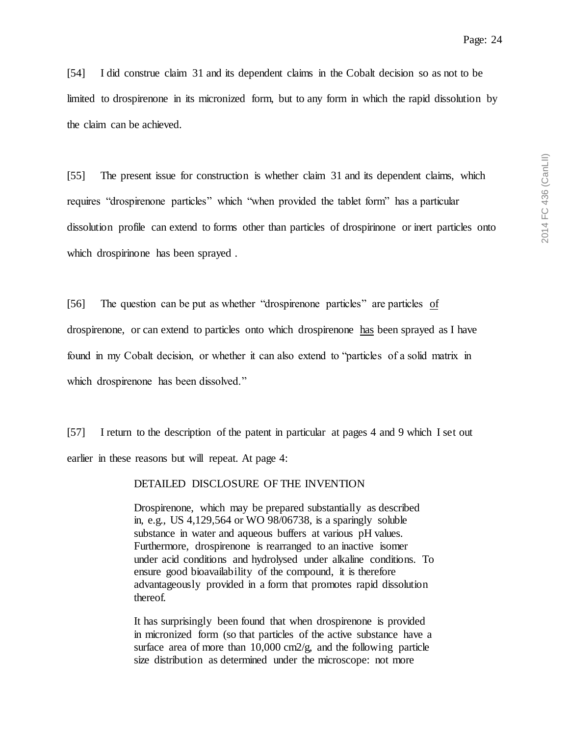[54] I did construe claim 31 and its dependent claims in the Cobalt decision so as not to be limited to drospirenone in its micronized form, but to any form in which the rapid dissolution by the claim can be achieved.

[55] The present issue for construction is whether claim 31 and its dependent claims, which requires “drospirenone particles” which “when provided the tablet form” has a particular dissolution profile can extend to forms other than particles of drospirinone or inert particles onto which drospirinone has been sprayed .

[56] The question can be put as whether “drospirenone particles” are particles <u>of</u> drospirenone, or can extend to particles onto which drospirenone <u>has</u> been sprayed as I have found in my Cobalt decision, or whether it can also extend to “particles of a solid matrix in which drospirenone has been dissolved.”

[57] I return to the description of the patent in particular at pages 4 and 9 which I set out earlier in these reasons but will repeat. At page 4:

> DETAILED DISCLOSURE OF THE INVENTION
>
> Drospirenone, which may be prepared substantially as described in, e.g., US 4,129,564 or WO 98/06738, is a sparingly soluble substance in water and aqueous buffers at various pH values. Furthermore, drospirenone is rearranged to an inactive isomer under acid conditions and hydrolysed under alkaline conditions. To ensure good bioavailability of the compound, it is therefore advantageously provided in a form that promotes rapid dissolution thereof.
>
> It has surprisingly been found that when drospirenone is provided in micronized form (so that particles of the active substance have a surface area of more than 10,000 cm2/g, and the following particle size distribution as determined under the microscope: not more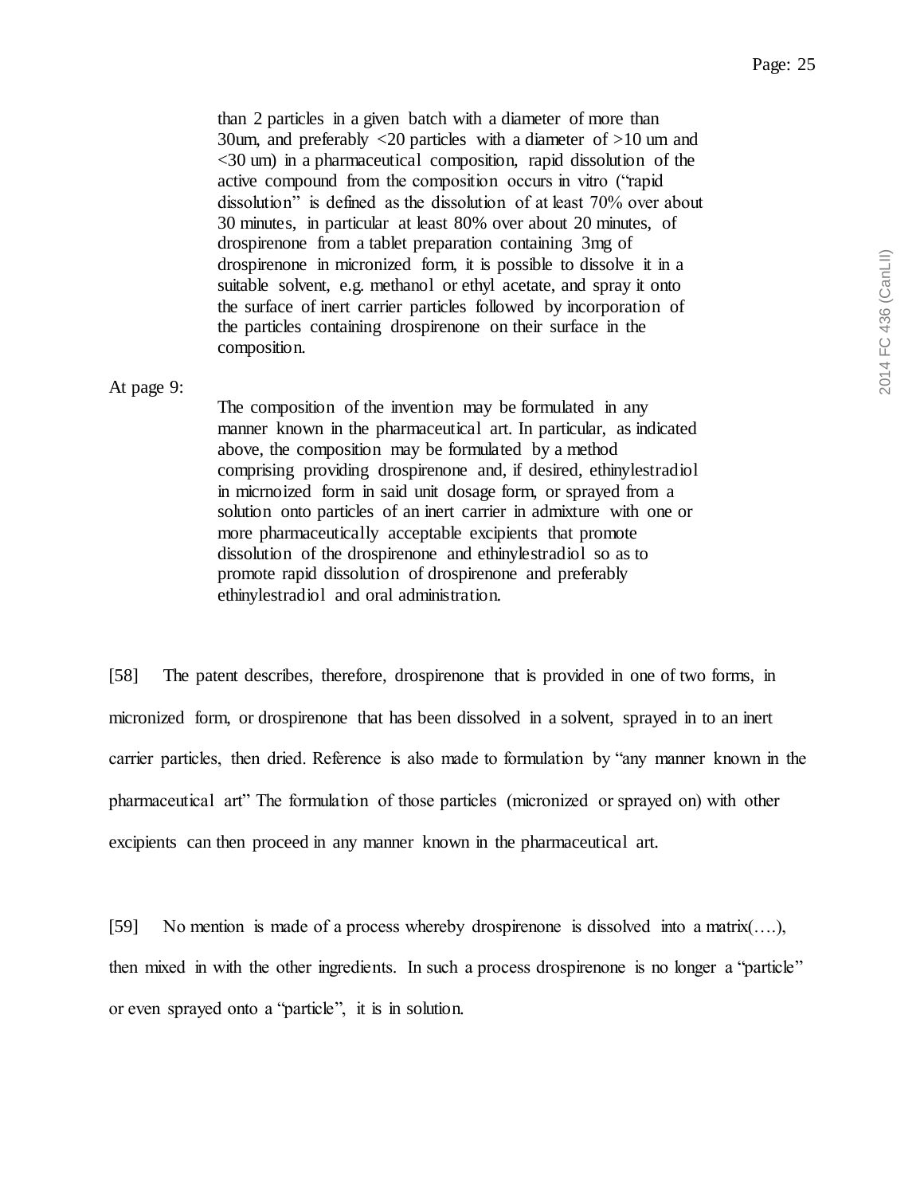> than 2 particles in a given batch with a diameter of more than 30um, and preferably <20 particles with a diameter of >10 um and <30 um) in a pharmaceutical composition, rapid dissolution of the active compound from the composition occurs in vitro ("rapid dissolution" is defined as the dissolution of at least 70% over about 30 minutes, in particular at least 80% over about 20 minutes, of drospirenone from a tablet preparation containing 3mg of drospirenone in micronized form, it is possible to dissolve it in a suitable solvent, e.g. methanol or ethyl acetate, and spray it onto the surface of inert carrier particles followed by incorporation of the particles containing drospirenone on their surface in the composition.

At page 9:

> The composition of the invention may be formulated in any manner known in the pharmaceutical art. In particular, as indicated above, the composition may be formulated by a method comprising providing drospirenone and, if desired, ethinylestradiol in micrnoized form in said unit dosage form, or sprayed from a solution onto particles of an inert carrier in admixture with one or more pharmaceutically acceptable excipients that promote dissolution of the drospirenone and ethinylestradiol so as to promote rapid dissolution of drospirenone and preferably ethinylestradiol and oral administration.

[58] The patent describes, therefore, drospirenone that is provided in one of two forms, in micronized form, or drospirenone that has been dissolved in a solvent, sprayed in to an inert carrier particles, then dried. Reference is also made to formulation by "any manner known in the pharmaceutical art" The formulation of those particles (micronized or sprayed on) with other excipients can then proceed in any manner known in the pharmaceutical art.

[59] No mention is made of a process whereby drospirenone is dissolved into a matrix(….), then mixed in with the other ingredients. In such a process drospirenone is no longer a "particle" or even sprayed onto a "particle", it is in solution.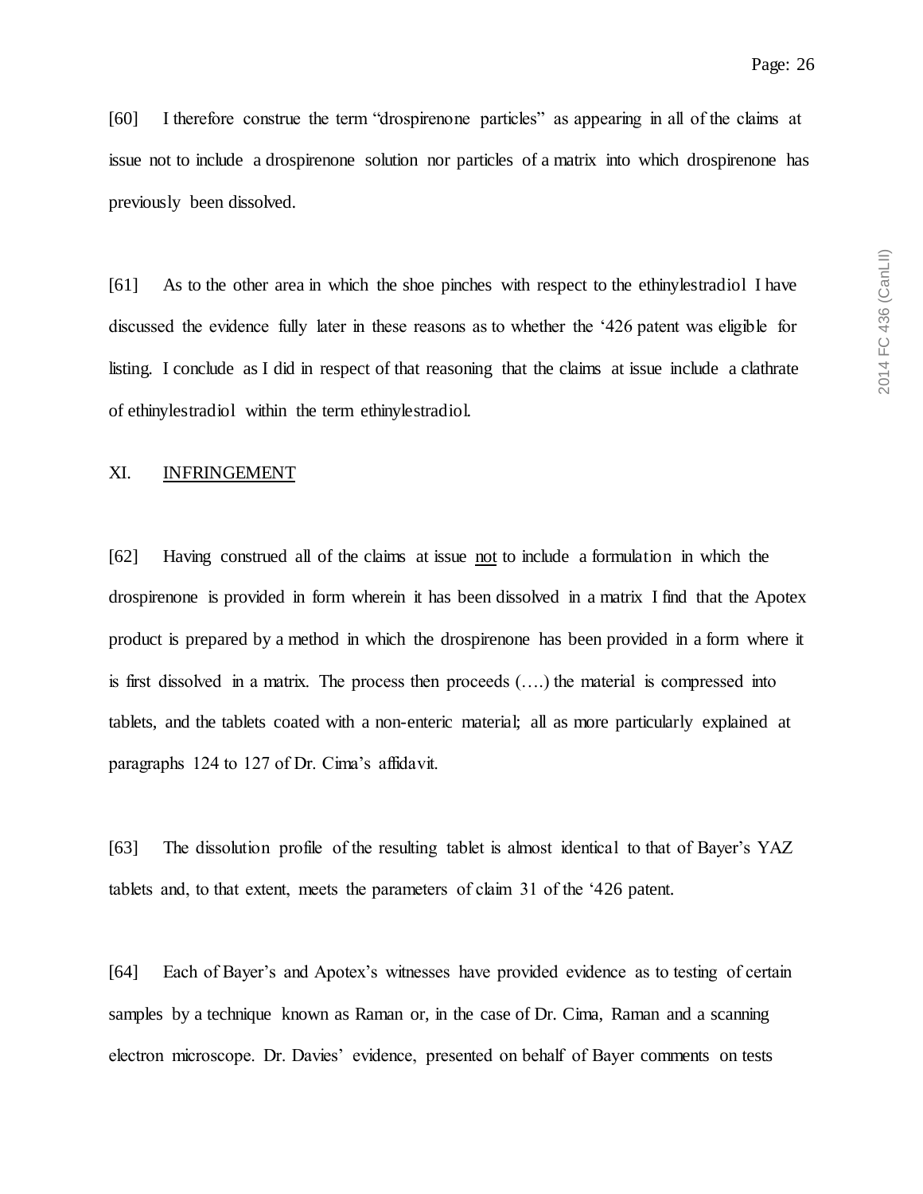[60] I therefore construe the term "drospirenone particles" as appearing in all of the claims at issue not to include a drospirenone solution nor particles of a matrix into which drospirenone has previously been dissolved.

[61] As to the other area in which the shoe pinches with respect to the ethinylestradiol I have discussed the evidence fully later in these reasons as to whether the '426 patent was eligible for listing. I conclude as I did in respect of that reasoning that the claims at issue include a clathrate of ethinylestradiol within the term ethinylestradiol.

## XI. INFRINGEMENT

[62] Having construed all of the claims at issue <u>not</u> to include a formulation in which the drospirenone is provided in form wherein it has been dissolved in a matrix I find that the Apotex product is prepared by a method in which the drospirenone has been provided in a form where it is first dissolved in a matrix. The process then proceeds (….) the material is compressed into tablets, and the tablets coated with a non-enteric material; all as more particularly explained at paragraphs 124 to 127 of Dr. Cima's affidavit.

[63] The dissolution profile of the resulting tablet is almost identical to that of Bayer's YAZ tablets and, to that extent, meets the parameters of claim 31 of the '426 patent.

[64] Each of Bayer's and Apotex's witnesses have provided evidence as to testing of certain samples by a technique known as Raman or, in the case of Dr. Cima, Raman and a scanning electron microscope. Dr. Davies' evidence, presented on behalf of Bayer comments on tests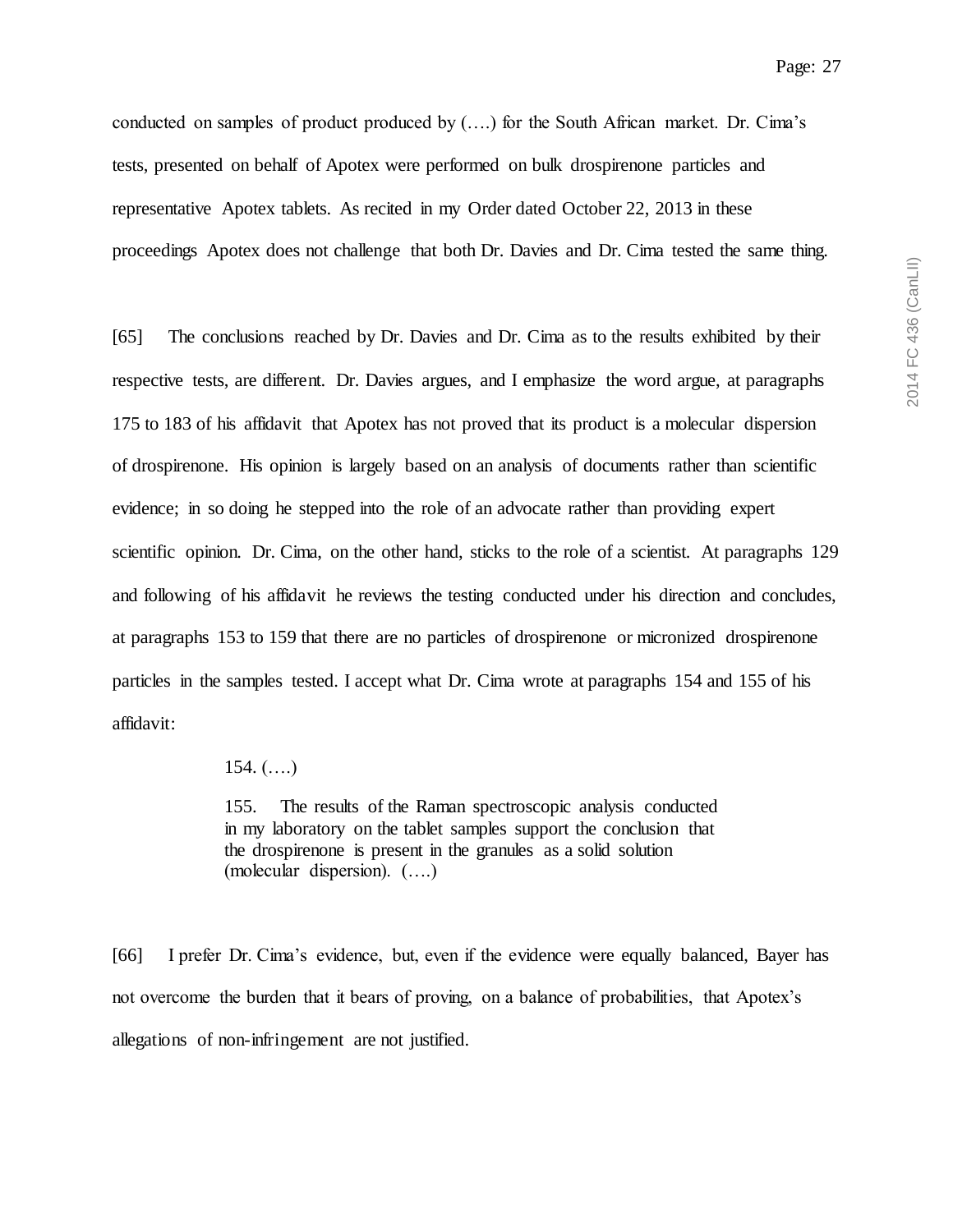conducted on samples of product produced by (….) for the South African market. Dr. Cima's tests, presented on behalf of Apotex were performed on bulk drospirenone particles and representative Apotex tablets. As recited in my Order dated October 22, 2013 in these proceedings Apotex does not challenge that both Dr. Davies and Dr. Cima tested the same thing.

[65] The conclusions reached by Dr. Davies and Dr. Cima as to the results exhibited by their respective tests, are different. Dr. Davies argues, and I emphasize the word argue, at paragraphs 175 to 183 of his affidavit that Apotex has not proved that its product is a molecular dispersion of drospirenone. His opinion is largely based on an analysis of documents rather than scientific evidence; in so doing he stepped into the role of an advocate rather than providing expert scientific opinion. Dr. Cima, on the other hand, sticks to the role of a scientist. At paragraphs 129 and following of his affidavit he reviews the testing conducted under his direction and concludes, at paragraphs 153 to 159 that there are no particles of drospirenone or micronized drospirenone particles in the samples tested. I accept what Dr. Cima wrote at paragraphs 154 and 155 of his affidavit:

> 154. (….)
>
> 155. The results of the Raman spectroscopic analysis conducted in my laboratory on the tablet samples support the conclusion that the drospirenone is present in the granules as a solid solution (molecular dispersion). (….)

[66] I prefer Dr. Cima's evidence, but, even if the evidence were equally balanced, Bayer has not overcome the burden that it bears of proving, on a balance of probabilities, that Apotex's allegations of non-infringement are not justified.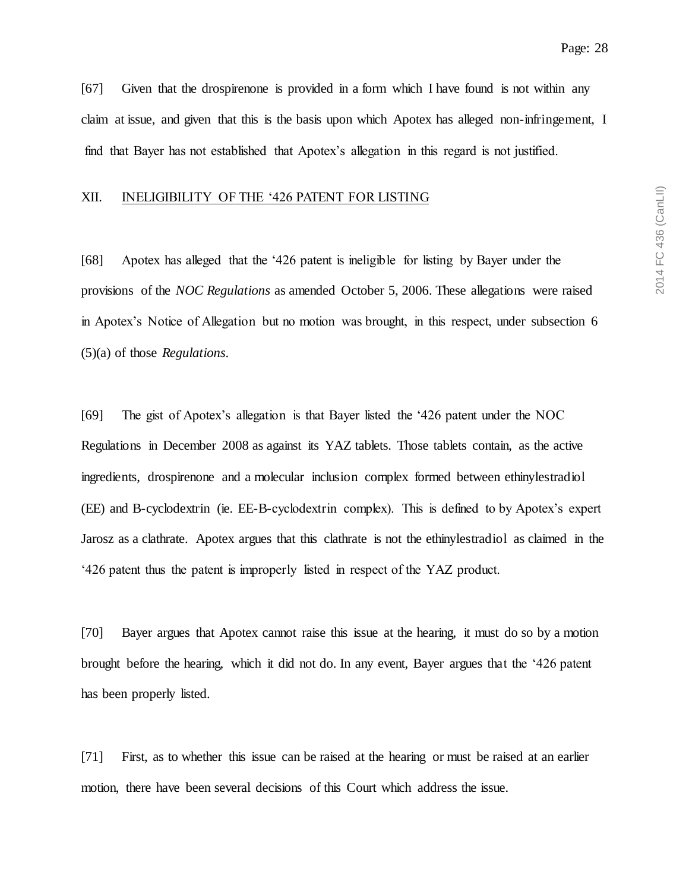[67] Given that the drospirenone is provided in a form which I have found is not within any claim at issue, and given that this is the basis upon which Apotex has alleged non-infringement, I find that Bayer has not established that Apotex's allegation in this regard is not justified.

## XII. INELIGIBILITY OF THE '426 PATENT FOR LISTING

[68] Apotex has alleged that the '426 patent is ineligible for listing by Bayer under the provisions of the *NOC Regulations* as amended October 5, 2006. These allegations were raised in Apotex's Notice of Allegation but no motion was brought, in this respect, under subsection 6 (5)(a) of those *Regulations*.

[69] The gist of Apotex's allegation is that Bayer listed the '426 patent under the NOC Regulations in December 2008 as against its YAZ tablets. Those tablets contain, as the active ingredients, drospirenone and a molecular inclusion complex formed between ethinylestradiol (EE) and B-cyclodextrin (ie. EE-B-cyclodextrin complex). This is defined to by Apotex's expert Jarosz as a clathrate. Apotex argues that this clathrate is not the ethinylestradiol as claimed in the '426 patent thus the patent is improperly listed in respect of the YAZ product.

[70] Bayer argues that Apotex cannot raise this issue at the hearing, it must do so by a motion brought before the hearing, which it did not do. In any event, Bayer argues that the '426 patent has been properly listed.

[71] First, as to whether this issue can be raised at the hearing or must be raised at an earlier motion, there have been several decisions of this Court which address the issue.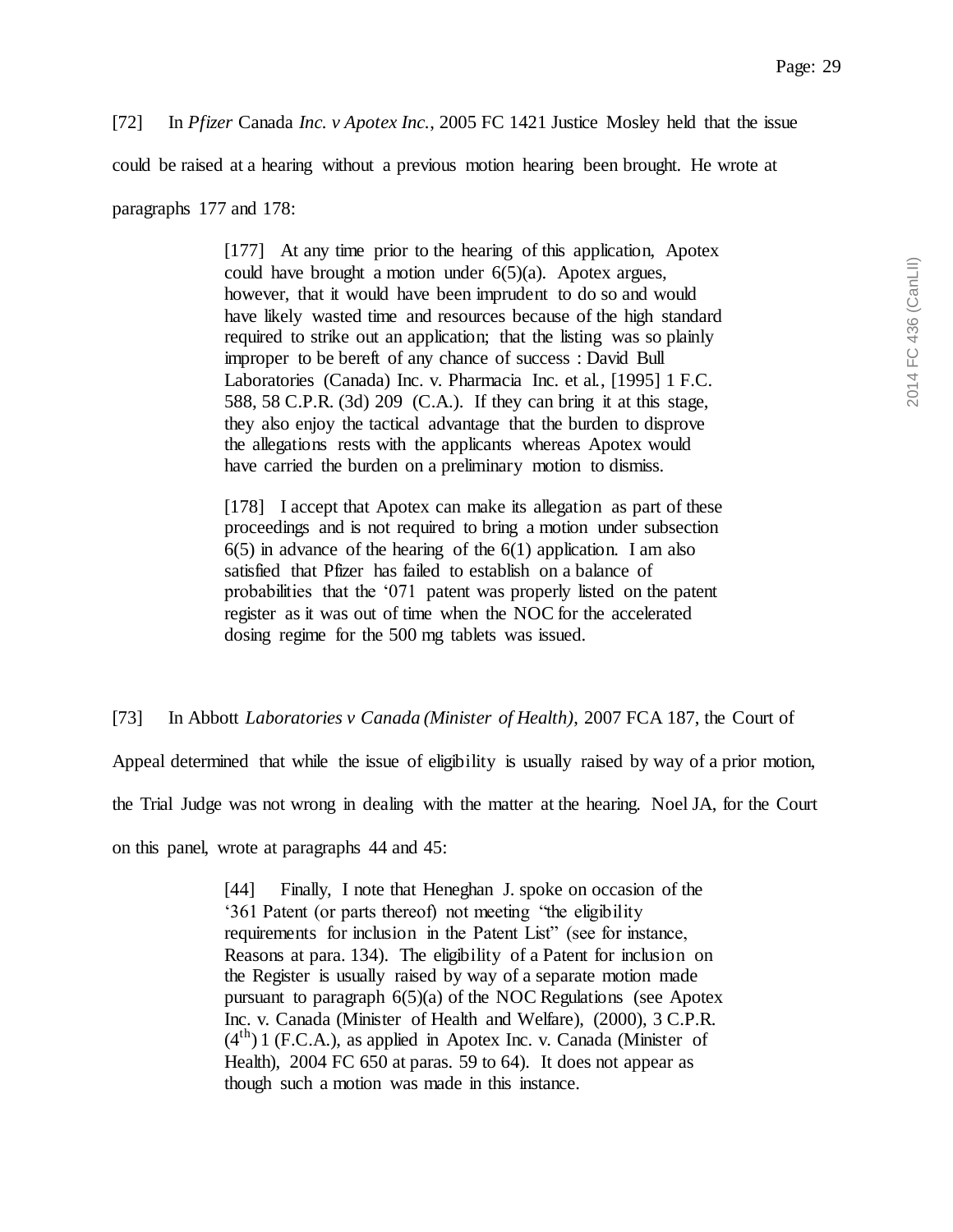[72] In *Pfizer* Canada *Inc. v Apotex Inc.*, 2005 FC 1421 Justice Mosley held that the issue could be raised at a hearing without a previous motion hearing been brought. He wrote at paragraphs 177 and 178:

> [177] At any time prior to the hearing of this application, Apotex could have brought a motion under 6(5)(a). Apotex argues, however, that it would have been imprudent to do so and would have likely wasted time and resources because of the high standard required to strike out an application; that the listing was so plainly improper to be bereft of any chance of success : David Bull Laboratories (Canada) Inc. v. Pharmacia Inc. et al., [1995] 1 F.C. 588, 58 C.P.R. (3d) 209 (C.A.). If they can bring it at this stage, they also enjoy the tactical advantage that the burden to disprove the allegations rests with the applicants whereas Apotex would have carried the burden on a preliminary motion to dismiss.
>
> [178] I accept that Apotex can make its allegation as part of these proceedings and is not required to bring a motion under subsection 6(5) in advance of the hearing of the 6(1) application. I am also satisfied that Pfizer has failed to establish on a balance of probabilities that the '071 patent was properly listed on the patent register as it was out of time when the NOC for the accelerated dosing regime for the 500 mg tablets was issued.

[73] In Abbott *Laboratories v Canada (Minister of Health)*, 2007 FCA 187, the Court of Appeal determined that while the issue of eligibility is usually raised by way of a prior motion, the Trial Judge was not wrong in dealing with the matter at the hearing. Noel JA, for the Court on this panel, wrote at paragraphs 44 and 45:

> [44] Finally, I note that Heneghan J. spoke on occasion of the '361 Patent (or parts thereof) not meeting "the eligibility requirements for inclusion in the Patent List" (see for instance, Reasons at para. 134). The eligibility of a Patent for inclusion on the Register is usually raised by way of a separate motion made pursuant to paragraph 6(5)(a) of the NOC Regulations (see Apotex Inc. v. Canada (Minister of Health and Welfare), (2000), 3 C.P.R. (4th) 1 (F.C.A.), as applied in Apotex Inc. v. Canada (Minister of Health), 2004 FC 650 at paras. 59 to 64). It does not appear as though such a motion was made in this instance.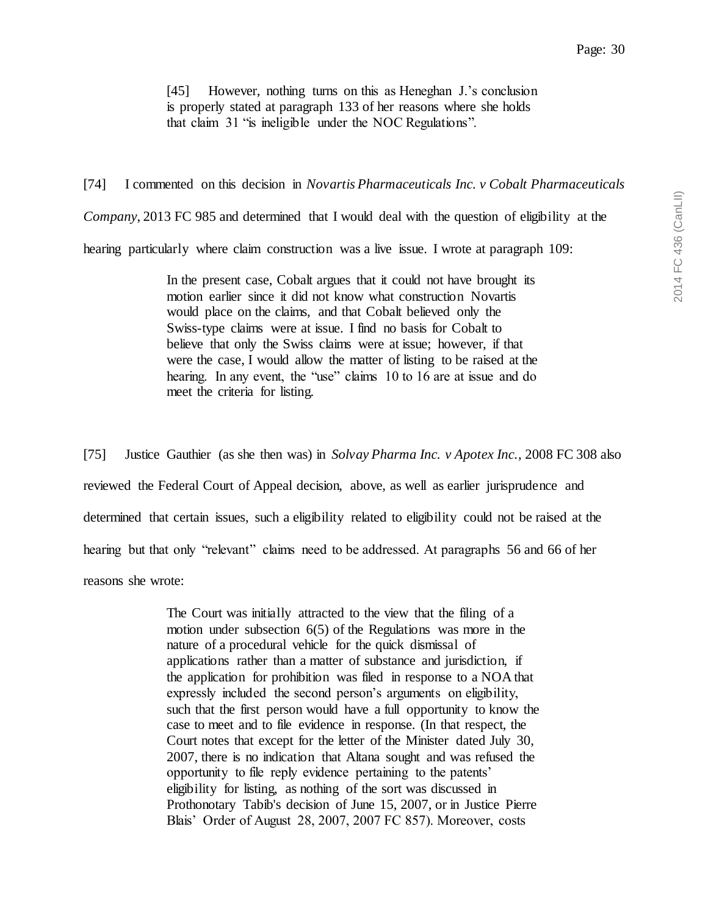> [45] However, nothing turns on this as Heneghan J.'s conclusion is properly stated at paragraph 133 of her reasons where she holds that claim 31 "is ineligible under the NOC Regulations".

[74] I commented on this decision in *Novartis Pharmaceuticals Inc. v Cobalt Pharmaceuticals Company*, 2013 FC 985 and determined that I would deal with the question of eligibility at the hearing particularly where claim construction was a live issue. I wrote at paragraph 109:

> In the present case, Cobalt argues that it could not have brought its motion earlier since it did not know what construction Novartis would place on the claims, and that Cobalt believed only the Swiss-type claims were at issue. I find no basis for Cobalt to believe that only the Swiss claims were at issue; however, if that were the case, I would allow the matter of listing to be raised at the hearing. In any event, the "use" claims 10 to 16 are at issue and do meet the criteria for listing.

[75] Justice Gauthier (as she then was) in *Solvay Pharma Inc. v Apotex Inc.*, 2008 FC 308 also reviewed the Federal Court of Appeal decision, above, as well as earlier jurisprudence and determined that certain issues, such a eligibility related to eligibility could not be raised at the hearing but that only "relevant" claims need to be addressed. At paragraphs 56 and 66 of her reasons she wrote:

> The Court was initially attracted to the view that the filing of a motion under subsection 6(5) of the Regulations was more in the nature of a procedural vehicle for the quick dismissal of applications rather than a matter of substance and jurisdiction, if the application for prohibition was filed in response to a NOA that expressly included the second person's arguments on eligibility, such that the first person would have a full opportunity to know the case to meet and to file evidence in response. (In that respect, the Court notes that except for the letter of the Minister dated July 30, 2007, there is no indication that Altana sought and was refused the opportunity to file reply evidence pertaining to the patents' eligibility for listing, as nothing of the sort was discussed in Prothonotary Tabib's decision of June 15, 2007, or in Justice Pierre Blais' Order of August 28, 2007, 2007 FC 857). Moreover, costs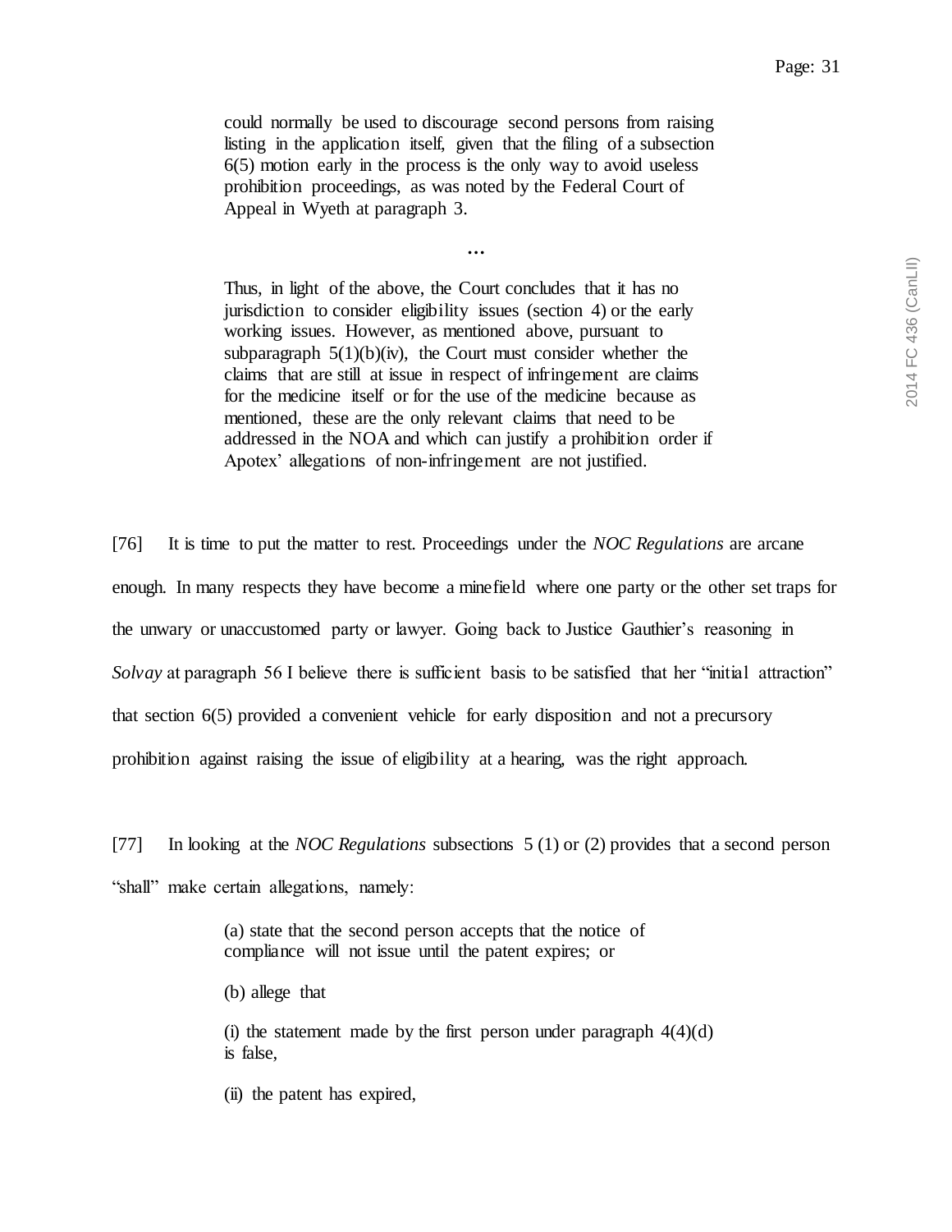> could normally be used to discourage second persons from raising listing in the application itself, given that the filing of a subsection 6(5) motion early in the process is the only way to avoid useless prohibition proceedings, as was noted by the Federal Court of Appeal in Wyeth at paragraph 3.
>
> …
>
> Thus, in light of the above, the Court concludes that it has no jurisdiction to consider eligibility issues (section 4) or the early working issues. However, as mentioned above, pursuant to subparagraph 5(1)(b)(iv), the Court must consider whether the claims that are still at issue in respect of infringement are claims for the medicine itself or for the use of the medicine because as mentioned, these are the only relevant claims that need to be addressed in the NOA and which can justify a prohibition order if Apotex' allegations of non-infringement are not justified.

[76] It is time to put the matter to rest. Proceedings under the *NOC Regulations* are arcane enough. In many respects they have become a minefield where one party or the other set traps for the unwary or unaccustomed party or lawyer. Going back to Justice Gauthier's reasoning in *Solvay* at paragraph 56 I believe there is sufficient basis to be satisfied that her "initial attraction" that section 6(5) provided a convenient vehicle for early disposition and not a precursory prohibition against raising the issue of eligibility at a hearing, was the right approach.

[77] In looking at the *NOC Regulations* subsections 5 (1) or (2) provides that a second person "shall" make certain allegations, namely:

> (a) state that the second person accepts that the notice of compliance will not issue until the patent expires; or
>
> (b) allege that
>
> (i) the statement made by the first person under paragraph 4(4)(d) is false,
>
> (ii) the patent has expired,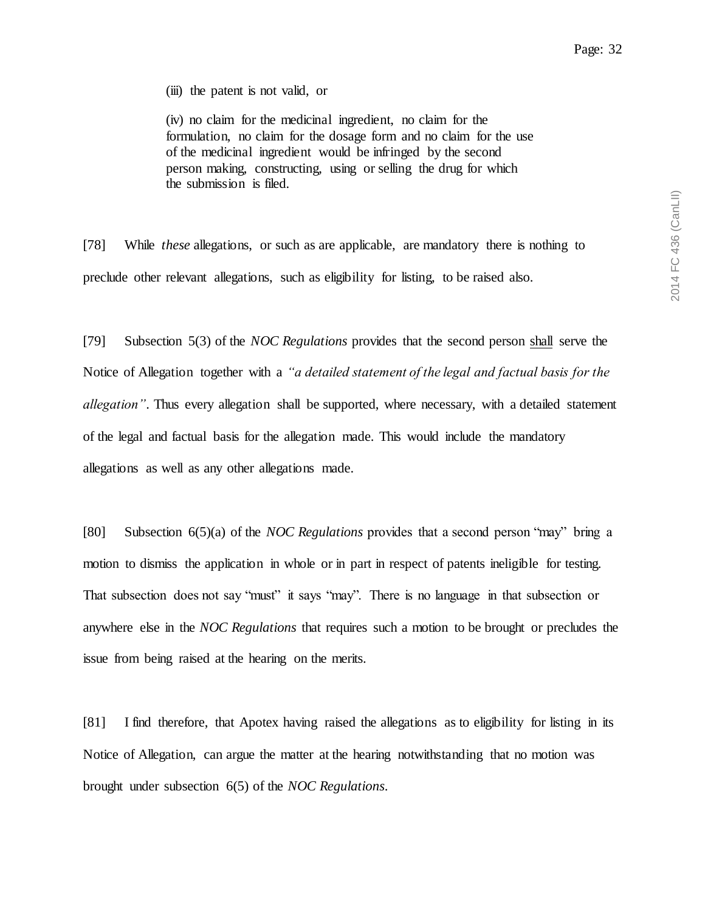(iii) the patent is not valid, or

(iv) no claim for the medicinal ingredient, no claim for the formulation, no claim for the dosage form and no claim for the use of the medicinal ingredient would be infringed by the second person making, constructing, using or selling the drug for which the submission is filed.

[78] While *these* allegations, or such as are applicable, are mandatory there is nothing to preclude other relevant allegations, such as eligibility for listing, to be raised also.

[79] Subsection 5(3) of the *NOC Regulations* provides that the second person <u>shall</u> serve the Notice of Allegation together with a *"a detailed statement of the legal and factual basis for the allegation"*. Thus every allegation shall be supported, where necessary, with a detailed statement of the legal and factual basis for the allegation made. This would include the mandatory allegations as well as any other allegations made.

[80] Subsection 6(5)(a) of the *NOC Regulations* provides that a second person "may" bring a motion to dismiss the application in whole or in part in respect of patents ineligible for testing. That subsection does not say "must" it says "may". There is no language in that subsection or anywhere else in the *NOC Regulations* that requires such a motion to be brought or precludes the issue from being raised at the hearing on the merits.

[81] I find therefore, that Apotex having raised the allegations as to eligibility for listing in its Notice of Allegation, can argue the matter at the hearing notwithstanding that no motion was brought under subsection 6(5) of the *NOC Regulations*.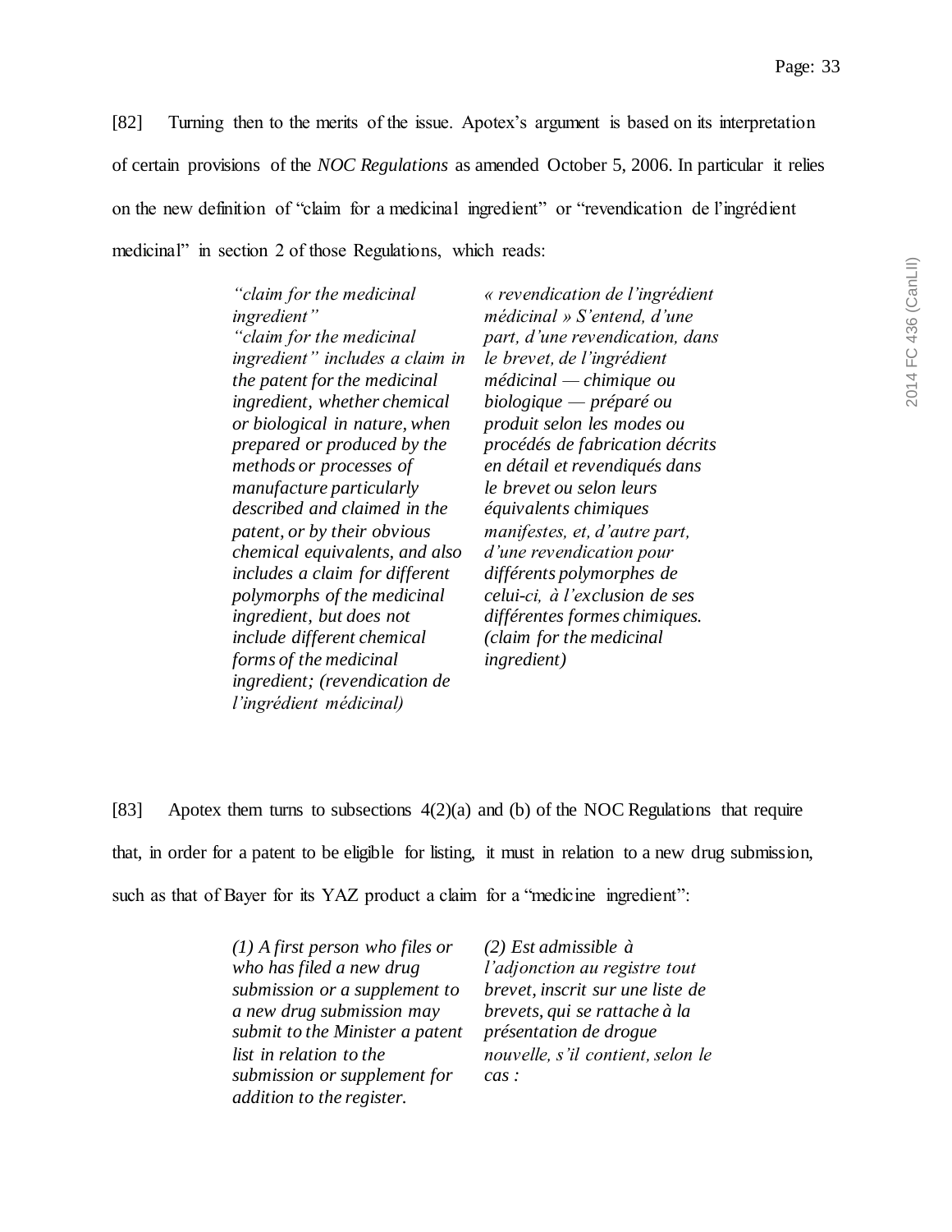[82] Turning then to the merits of the issue. Apotex's argument is based on its interpretation of certain provisions of the *NOC Regulations* as amended October 5, 2006. In particular it relies on the new definition of "claim for a medicinal ingredient" or "revendication de l'ingrédient medicinal" in section 2 of those Regulations, which reads:

| | |
|---|---|
| *"claim for the medicinal ingredient"* *"claim for the medicinal ingredient" includes a claim in the patent for the medicinal ingredient, whether chemical or biological in nature, when prepared or produced by the methods or processes of manufacture particularly described and claimed in the patent, or by their obvious chemical equivalents, and also includes a claim for different polymorphs of the medicinal ingredient, but does not include different chemical forms of the medicinal ingredient; (revendication de l'ingrédient médicinal)* | *« revendication de l'ingrédient médicinal » S'entend, d'une part, d'une revendication, dans le brevet, de l'ingrédient médicinal — chimique ou biologique — préparé ou produit selon les modes ou procédés de fabrication décrits en détail et revendiqués dans le brevet ou selon leurs équivalents chimiques manifestes, et, d'autre part, d'une revendication pour différents polymorphes de celui-ci, à l'exclusion de ses différentes formes chimiques. (claim for the medicinal ingredient)* |

[83] Apotex them turns to subsections 4(2)(a) and (b) of the NOC Regulations that require that, in order for a patent to be eligible for listing, it must in relation to a new drug submission, such as that of Bayer for its YAZ product a claim for a "medicine ingredient":

| | |
|---|---|
| *(1) A first person who files or who has filed a new drug submission or a supplement to a new drug submission may submit to the Minister a patent list in relation to the submission or supplement for addition to the register.* | *(2) Est admissible à l'adjonction au registre tout brevet, inscrit sur une liste de brevets, qui se rattache à la présentation de drogue nouvelle, s'il contient, selon le cas :* |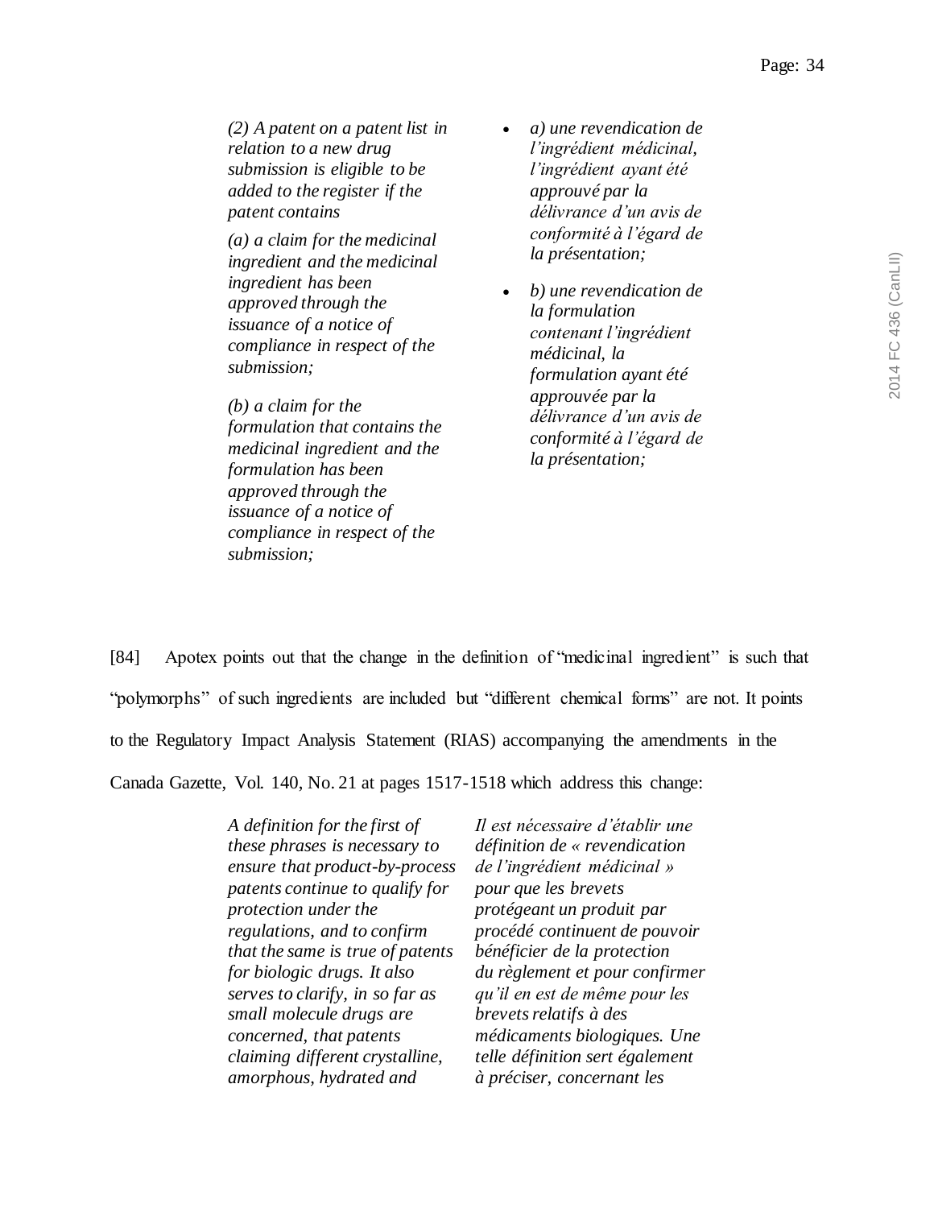*(2) A patent on a patent list in relation to a new drug submission is eligible to be added to the register if the patent contains*

*(a) a claim for the medicinal ingredient and the medicinal ingredient has been approved through the issuance of a notice of compliance in respect of the submission;*

*(b) a claim for the formulation that contains the medicinal ingredient and the formulation has been approved through the issuance of a notice of compliance in respect of the submission;*

- *a) une revendication de l'ingrédient médicinal, l'ingrédient ayant été approuvé par la délivrance d'un avis de conformité à l'égard de la présentation;*
- *b) une revendication de la formulation contenant l'ingrédient médicinal, la formulation ayant été approuvée par la délivrance d'un avis de conformité à l'égard de la présentation;*

[84] Apotex points out that the change in the definition of "medicinal ingredient" is such that "polymorphs" of such ingredients are included but "different chemical forms" are not. It points to the Regulatory Impact Analysis Statement (RIAS) accompanying the amendments in the Canada Gazette, Vol. 140, No. 21 at pages 1517-1518 which address this change:

*A definition for the first of these phrases is necessary to ensure that product-by-process patents continue to qualify for protection under the regulations, and to confirm that the same is true of patents for biologic drugs. It also serves to clarify, in so far as small molecule drugs are concerned, that patents claiming different crystalline, amorphous, hydrated and*

*Il est nécessaire d'établir une définition de « revendication de l'ingrédient médicinal » pour que les brevets protégeant un produit par procédé continuent de pouvoir bénéficier de la protection du règlement et pour confirmer qu'il en est de même pour les brevets relatifs à des médicaments biologiques. Une telle définition sert également à préciser, concernant les*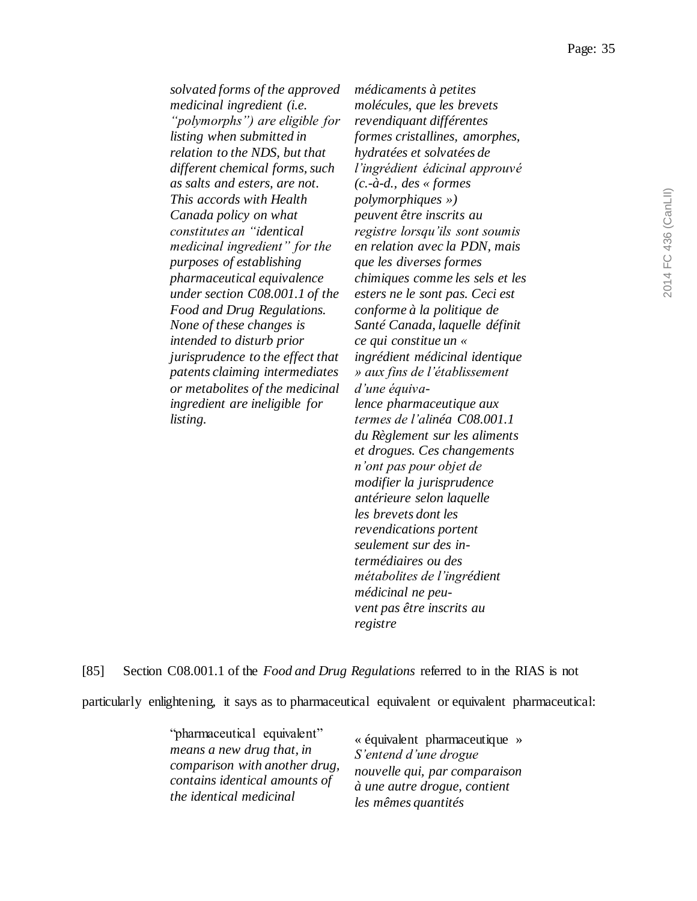| | |
|---|---|
| *solvated forms of the approved medicinal ingredient (i.e. "polymorphs") are eligible for listing when submitted in relation to the NDS, but that different chemical forms, such as salts and esters, are not. This accords with Health Canada policy on what constitutes an "identical medicinal ingredient" for the purposes of establishing pharmaceutical equivalence under section C08.001.1 of the Food and Drug Regulations. None of these changes is intended to disturb prior jurisprudence to the effect that patents claiming intermediates or metabolites of the medicinal ingredient are ineligible for listing.* | *médicaments à petites molécules, que les brevets revendiquant différentes formes cristallines, amorphes, hydratées et solvatées de l'ingrédient édicinal approuvé (c.-à-d., des « formes polymorphiques ») peuvent être inscrits au registre lorsqu'ils sont soumis en relation avec la PDN, mais que les diverses formes chimiques comme les sels et les esters ne le sont pas. Ceci est conforme à la politique de Santé Canada, laquelle définit ce qui constitue un « ingrédient médicinal identique » aux fins de l'établissement d'une équivalence pharmaceutique aux termes de l'alinéa C08.001.1 du Règlement sur les aliments et drogues. Ces changements n'ont pas pour objet de modifier la jurisprudence antérieure selon laquelle les brevets dont les revendications portent seulement sur des intermédiaires ou des métabolites de l'ingrédient médicinal ne peuvent pas être inscrits au registre* |

[85] Section C08.001.1 of the *Food and Drug Regulations* referred to in the RIAS is not particularly enlightening, it says as to pharmaceutical equivalent or equivalent pharmaceutical:

| | |
|---|---|
| "pharmaceutical equivalent" *means a new drug that, in comparison with another drug, contains identical amounts of the identical medicinal* | « équivalent pharmaceutique » *S'entend d'une drogue nouvelle qui, par comparaison à une autre drogue, contient les mêmes quantités* |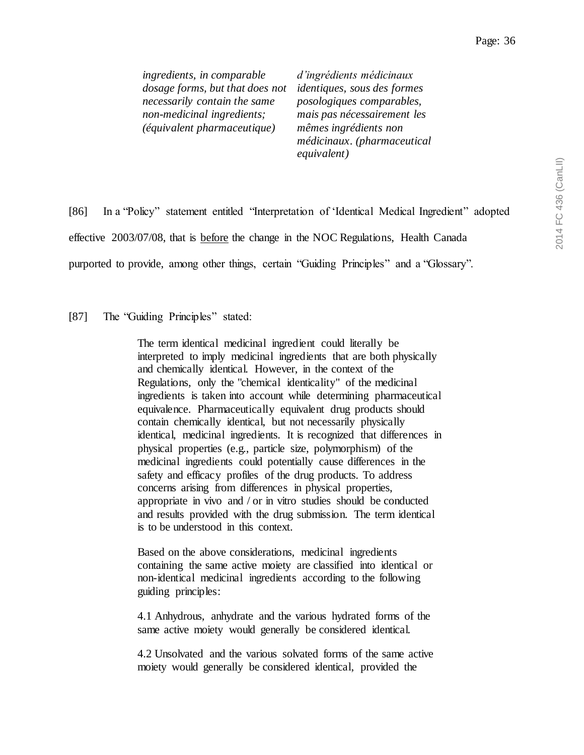| | |
|---|---|
| *ingredients, in comparable dosage forms, but that does not necessarily contain the same non-medicinal ingredients; (équivalent pharmaceutique)* | *d'ingrédients médicinaux identiques, sous des formes posologiques comparables, mais pas nécessairement les mêmes ingrédients non médicinaux. (pharmaceutical equivalent)* |

[86] In a "Policy" statement entitled "Interpretation of 'Identical Medical Ingredient" adopted effective 2003/07/08, that is <u>before</u> the change in the NOC Regulations, Health Canada purported to provide, among other things, certain "Guiding Principles" and a "Glossary".

[87] The "Guiding Principles" stated:

> The term identical medicinal ingredient could literally be interpreted to imply medicinal ingredients that are both physically and chemically identical. However, in the context of the Regulations, only the "chemical identicality" of the medicinal ingredients is taken into account while determining pharmaceutical equivalence. Pharmaceutically equivalent drug products should contain chemically identical, but not necessarily physically identical, medicinal ingredients. It is recognized that differences in physical properties (e.g., particle size, polymorphism) of the medicinal ingredients could potentially cause differences in the safety and efficacy profiles of the drug products. To address concerns arising from differences in physical properties, appropriate in vivo and / or in vitro studies should be conducted and results provided with the drug submission. The term identical is to be understood in this context.
>
> Based on the above considerations, medicinal ingredients containing the same active moiety are classified into identical or non-identical medicinal ingredients according to the following guiding principles:
>
> 4.1 Anhydrous, anhydrate and the various hydrated forms of the same active moiety would generally be considered identical.
>
> 4.2 Unsolvated and the various solvated forms of the same active moiety would generally be considered identical, provided the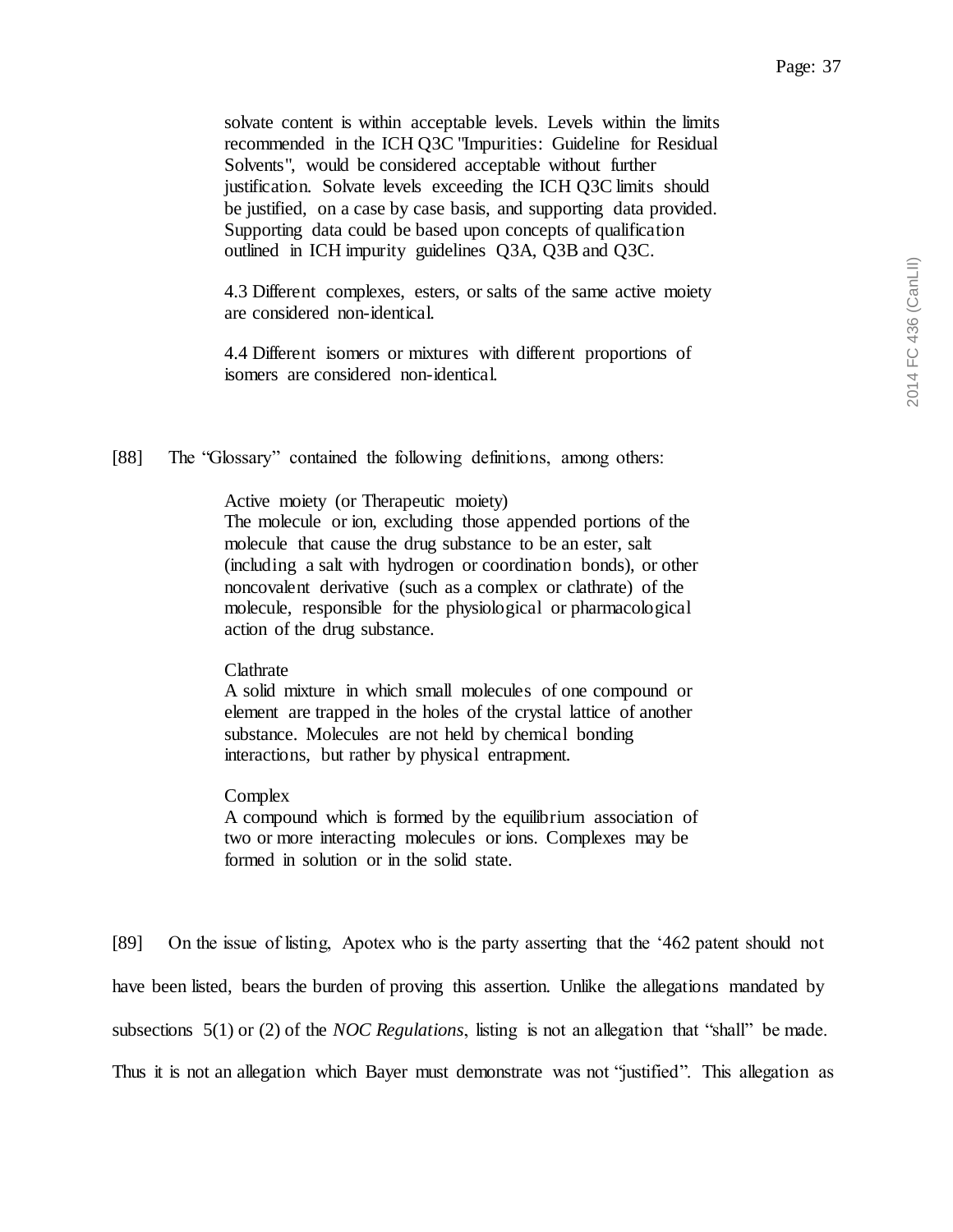> solvate content is within acceptable levels. Levels within the limits recommended in the ICH Q3C "Impurities: Guideline for Residual Solvents", would be considered acceptable without further justification. Solvate levels exceeding the ICH Q3C limits should be justified, on a case by case basis, and supporting data provided. Supporting data could be based upon concepts of qualification outlined in ICH impurity guidelines Q3A, Q3B and Q3C.
>
> 4.3 Different complexes, esters, or salts of the same active moiety are considered non-identical.
>
> 4.4 Different isomers or mixtures with different proportions of isomers are considered non-identical.

[88] The "Glossary" contained the following definitions, among others:

> Active moiety (or Therapeutic moiety)
> The molecule or ion, excluding those appended portions of the molecule that cause the drug substance to be an ester, salt (including a salt with hydrogen or coordination bonds), or other noncovalent derivative (such as a complex or clathrate) of the molecule, responsible for the physiological or pharmacological action of the drug substance.
>
> Clathrate
> A solid mixture in which small molecules of one compound or element are trapped in the holes of the crystal lattice of another substance. Molecules are not held by chemical bonding interactions, but rather by physical entrapment.
>
> Complex
> A compound which is formed by the equilibrium association of two or more interacting molecules or ions. Complexes may be formed in solution or in the solid state.

[89] On the issue of listing, Apotex who is the party asserting that the '462 patent should not have been listed, bears the burden of proving this assertion. Unlike the allegations mandated by subsections 5(1) or (2) of the *NOC Regulations*, listing is not an allegation that "shall" be made. Thus it is not an allegation which Bayer must demonstrate was not "justified". This allegation as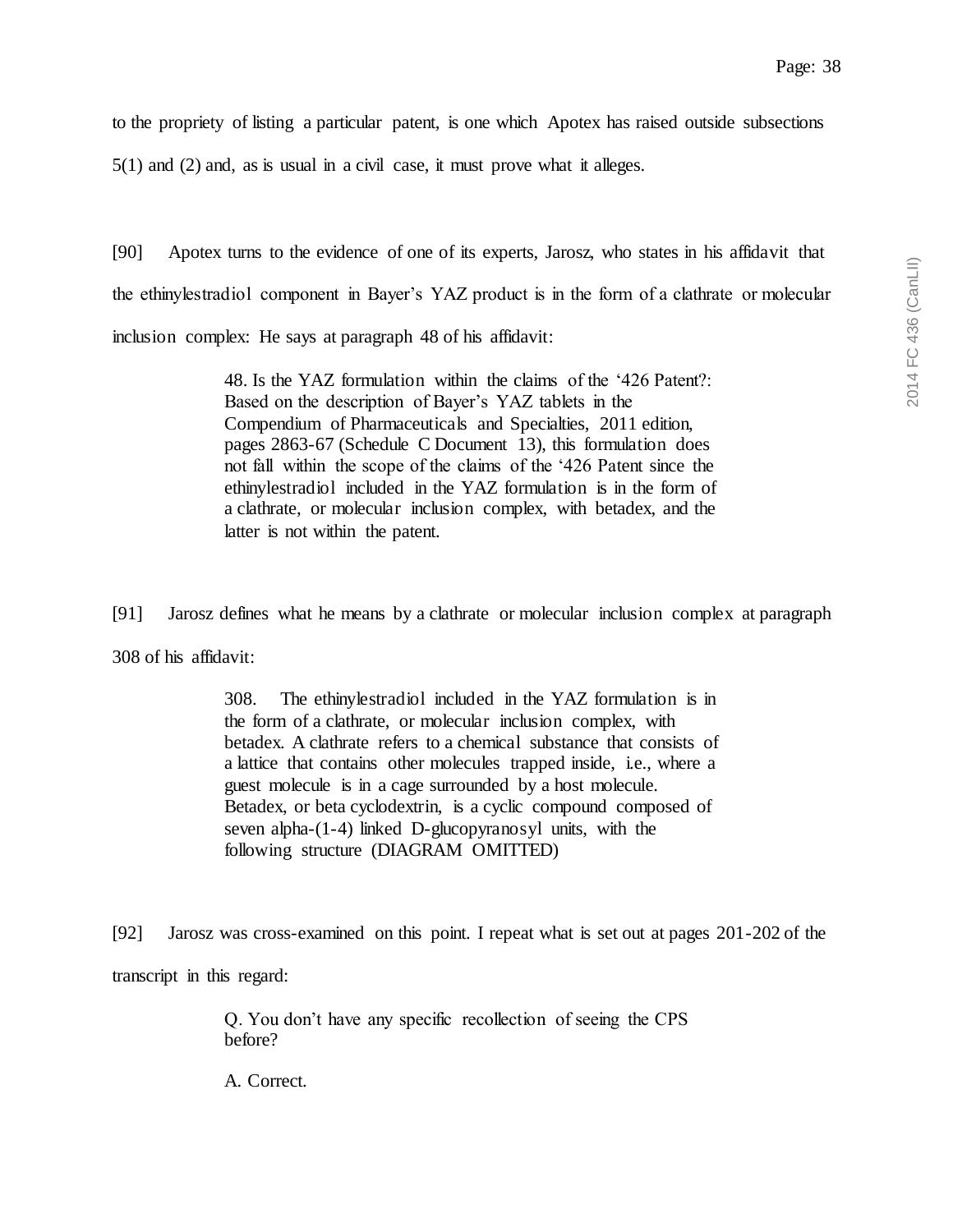to the propriety of listing a particular patent, is one which Apotex has raised outside subsections 5(1) and (2) and, as is usual in a civil case, it must prove what it alleges.

[90] Apotex turns to the evidence of one of its experts, Jarosz, who states in his affidavit that the ethinylestradiol component in Bayer's YAZ product is in the form of a clathrate or molecular inclusion complex: He says at paragraph 48 of his affidavit:

> 48. Is the YAZ formulation within the claims of the '426 Patent?: Based on the description of Bayer's YAZ tablets in the Compendium of Pharmaceuticals and Specialties, 2011 edition, pages 2863-67 (Schedule C Document 13), this formulation does not fall within the scope of the claims of the '426 Patent since the ethinylestradiol included in the YAZ formulation is in the form of a clathrate, or molecular inclusion complex, with betadex, and the latter is not within the patent.

[91] Jarosz defines what he means by a clathrate or molecular inclusion complex at paragraph 308 of his affidavit:

> 308. The ethinylestradiol included in the YAZ formulation is in the form of a clathrate, or molecular inclusion complex, with betadex. A clathrate refers to a chemical substance that consists of a lattice that contains other molecules trapped inside, i.e., where a guest molecule is in a cage surrounded by a host molecule. Betadex, or beta cyclodextrin, is a cyclic compound composed of seven alpha-(1-4) linked D-glucopyranosyl units, with the following structure (DIAGRAM OMITTED)

[92] Jarosz was cross-examined on this point. I repeat what is set out at pages 201-202 of the transcript in this regard:

> Q. You don't have any specific recollection of seeing the CPS before?
>
> A. Correct.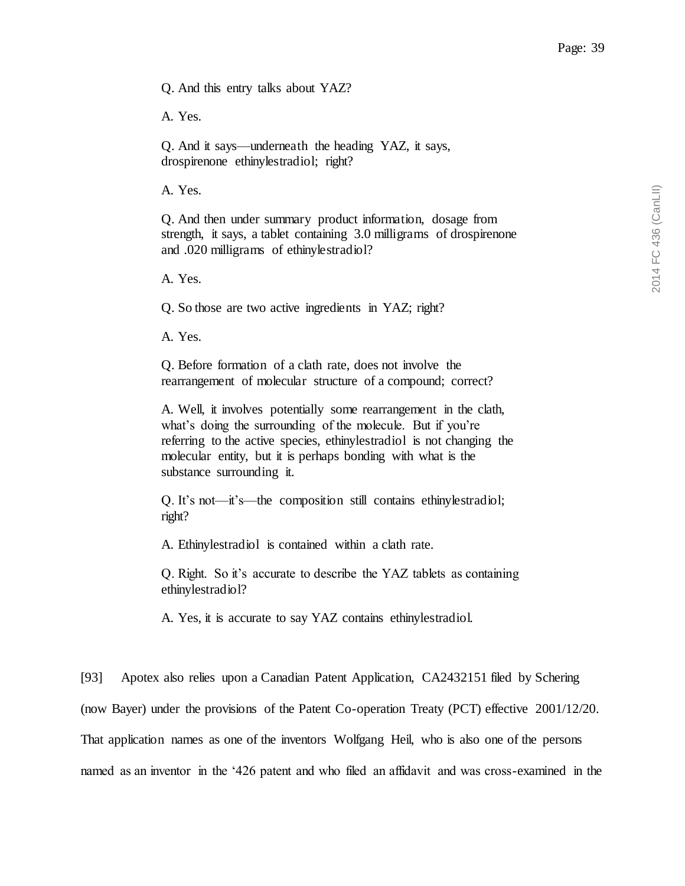Q. And this entry talks about YAZ?

A. Yes.

Q. And it says—underneath the heading YAZ, it says, drospirenone ethinylestradiol; right?

A. Yes.

Q. And then under summary product information, dosage from strength, it says, a tablet containing 3.0 milligrams of drospirenone and .020 milligrams of ethinylestradiol?

A. Yes.

Q. So those are two active ingredients in YAZ; right?

A. Yes.

Q. Before formation of a clath rate, does not involve the rearrangement of molecular structure of a compound; correct?

A. Well, it involves potentially some rearrangement in the clath, what's doing the surrounding of the molecule. But if you're referring to the active species, ethinylestradiol is not changing the molecular entity, but it is perhaps bonding with what is the substance surrounding it.

Q. It's not—it's—the composition still contains ethinylestradiol; right?

A. Ethinylestradiol is contained within a clath rate.

Q. Right. So it's accurate to describe the YAZ tablets as containing ethinylestradiol?

A. Yes, it is accurate to say YAZ contains ethinylestradiol.

[93] Apotex also relies upon a Canadian Patent Application, CA2432151 filed by Schering (now Bayer) under the provisions of the Patent Co-operation Treaty (PCT) effective 2001/12/20. That application names as one of the inventors Wolfgang Heil, who is also one of the persons named as an inventor in the '426 patent and who filed an affidavit and was cross-examined in the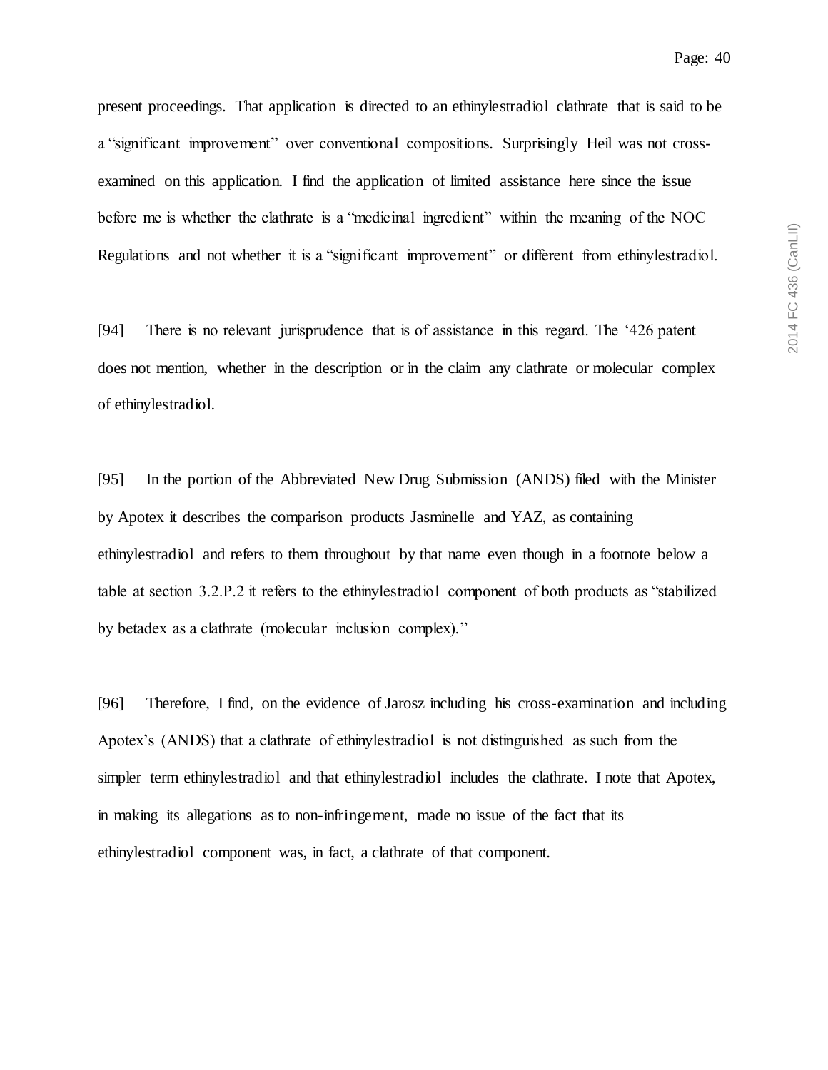present proceedings. That application is directed to an ethinylestradiol clathrate that is said to be a "significant improvement" over conventional compositions. Surprisingly Heil was not cross-examined on this application. I find the application of limited assistance here since the issue before me is whether the clathrate is a "medicinal ingredient" within the meaning of the NOC Regulations and not whether it is a "significant improvement" or different from ethinylestradiol.

[94] There is no relevant jurisprudence that is of assistance in this regard. The '426 patent does not mention, whether in the description or in the claim any clathrate or molecular complex of ethinylestradiol.

[95] In the portion of the Abbreviated New Drug Submission (ANDS) filed with the Minister by Apotex it describes the comparison products Jasminelle and YAZ, as containing ethinylestradiol and refers to them throughout by that name even though in a footnote below a table at section 3.2.P.2 it refers to the ethinylestradiol component of both products as "stabilized by betadex as a clathrate (molecular inclusion complex)."

[96] Therefore, I find, on the evidence of Jarosz including his cross-examination and including Apotex's (ANDS) that a clathrate of ethinylestradiol is not distinguished as such from the simpler term ethinylestradiol and that ethinylestradiol includes the clathrate. I note that Apotex, in making its allegations as to non-infringement, made no issue of the fact that its ethinylestradiol component was, in fact, a clathrate of that component.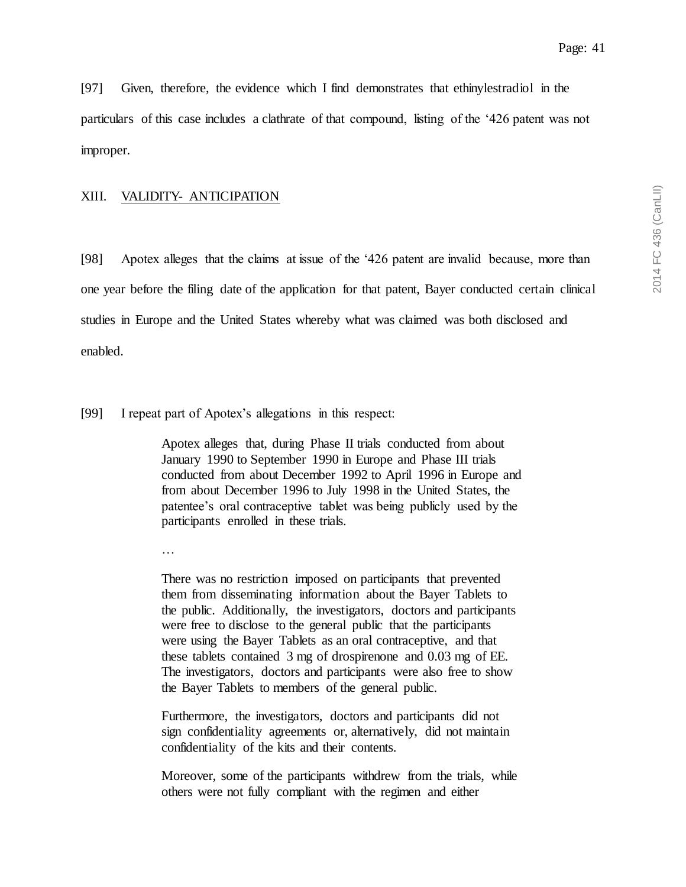[97] Given, therefore, the evidence which I find demonstrates that ethinylestradiol in the particulars of this case includes a clathrate of that compound, listing of the ‘426 patent was not improper.

## XIII. VALIDITY- ANTICIPATION

[98] Apotex alleges that the claims at issue of the ‘426 patent are invalid because, more than one year before the filing date of the application for that patent, Bayer conducted certain clinical studies in Europe and the United States whereby what was claimed was both disclosed and enabled.

[99] I repeat part of Apotex’s allegations in this respect:

> Apotex alleges that, during Phase II trials conducted from about January 1990 to September 1990 in Europe and Phase III trials conducted from about December 1992 to April 1996 in Europe and from about December 1996 to July 1998 in the United States, the patentee’s oral contraceptive tablet was being publicly used by the participants enrolled in these trials.
>
> …
>
> There was no restriction imposed on participants that prevented them from disseminating information about the Bayer Tablets to the public. Additionally, the investigators, doctors and participants were free to disclose to the general public that the participants were using the Bayer Tablets as an oral contraceptive, and that these tablets contained 3 mg of drospirenone and 0.03 mg of EE. The investigators, doctors and participants were also free to show the Bayer Tablets to members of the general public.
>
> Furthermore, the investigators, doctors and participants did not sign confidentiality agreements or, alternatively, did not maintain confidentiality of the kits and their contents.
>
> Moreover, some of the participants withdrew from the trials, while others were not fully compliant with the regimen and either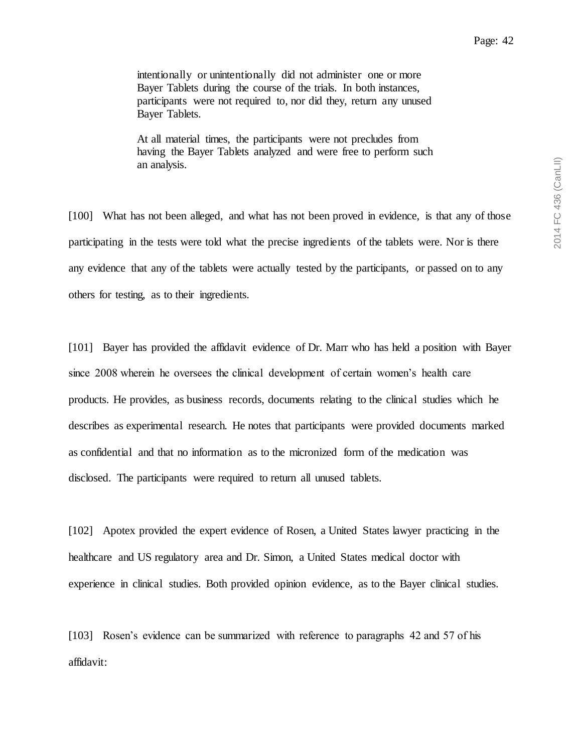> intentionally or unintentionally did not administer one or more Bayer Tablets during the course of the trials. In both instances, participants were not required to, nor did they, return any unused Bayer Tablets.
>
> At all material times, the participants were not precludes from having the Bayer Tablets analyzed and were free to perform such an analysis.

[100] What has not been alleged, and what has not been proved in evidence, is that any of those participating in the tests were told what the precise ingredients of the tablets were. Nor is there any evidence that any of the tablets were actually tested by the participants, or passed on to any others for testing, as to their ingredients.

[101] Bayer has provided the affidavit evidence of Dr. Marr who has held a position with Bayer since 2008 wherein he oversees the clinical development of certain women's health care products. He provides, as business records, documents relating to the clinical studies which he describes as experimental research. He notes that participants were provided documents marked as confidential and that no information as to the micronized form of the medication was disclosed. The participants were required to return all unused tablets.

[102] Apotex provided the expert evidence of Rosen, a United States lawyer practicing in the healthcare and US regulatory area and Dr. Simon, a United States medical doctor with experience in clinical studies. Both provided opinion evidence, as to the Bayer clinical studies.

[103] Rosen's evidence can be summarized with reference to paragraphs 42 and 57 of his affidavit: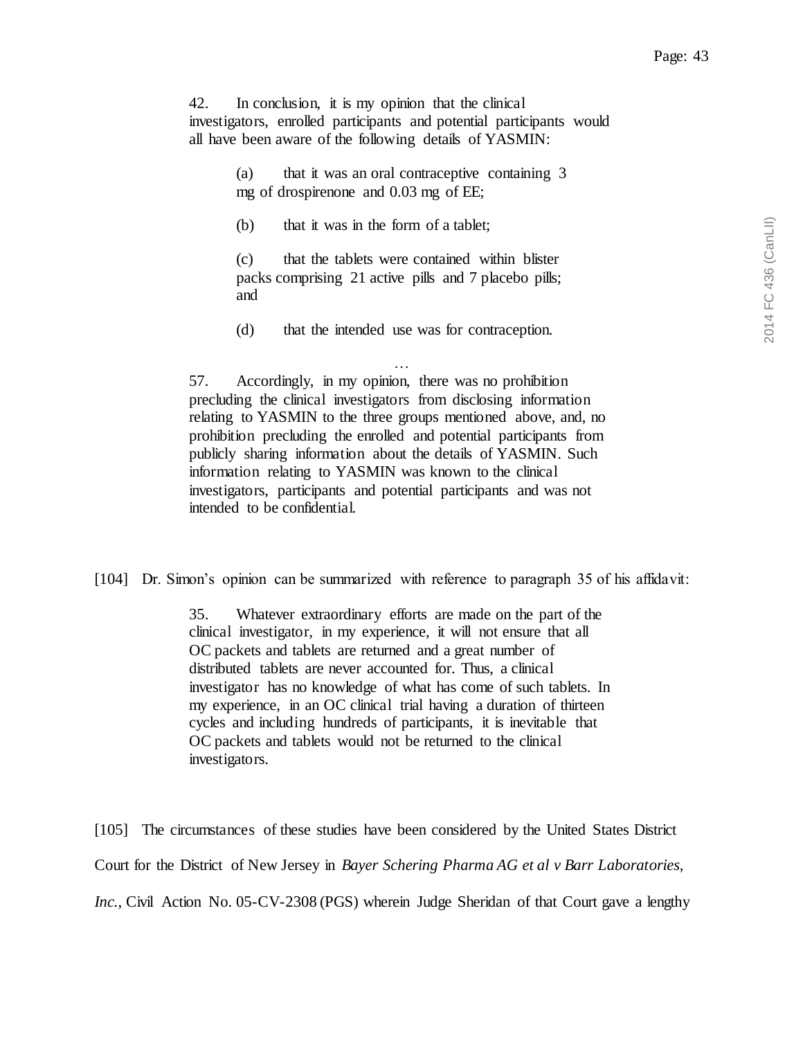> 42. In conclusion, it is my opinion that the clinical investigators, enrolled participants and potential participants would all have been aware of the following details of YASMIN:
>
> > (a) that it was an oral contraceptive containing 3 mg of drospirenone and 0.03 mg of EE;
> >
> > (b) that it was in the form of a tablet;
> >
> > (c) that the tablets were contained within blister packs comprising 21 active pills and 7 placebo pills; and
> >
> > (d) that the intended use was for contraception.
>
> …
>
> 57. Accordingly, in my opinion, there was no prohibition precluding the clinical investigators from disclosing information relating to YASMIN to the three groups mentioned above, and, no prohibition precluding the enrolled and potential participants from publicly sharing information about the details of YASMIN. Such information relating to YASMIN was known to the clinical investigators, participants and potential participants and was not intended to be confidential.

[104] Dr. Simon's opinion can be summarized with reference to paragraph 35 of his affidavit:

> 35. Whatever extraordinary efforts are made on the part of the clinical investigator, in my experience, it will not ensure that all OC packets and tablets are returned and a great number of distributed tablets are never accounted for. Thus, a clinical investigator has no knowledge of what has come of such tablets. In my experience, in an OC clinical trial having a duration of thirteen cycles and including hundreds of participants, it is inevitable that OC packets and tablets would not be returned to the clinical investigators.

[105] The circumstances of these studies have been considered by the United States District Court for the District of New Jersey in *Bayer Schering Pharma AG et al v Barr Laboratories, Inc.*, Civil Action No. 05-CV-2308 (PGS) wherein Judge Sheridan of that Court gave a lengthy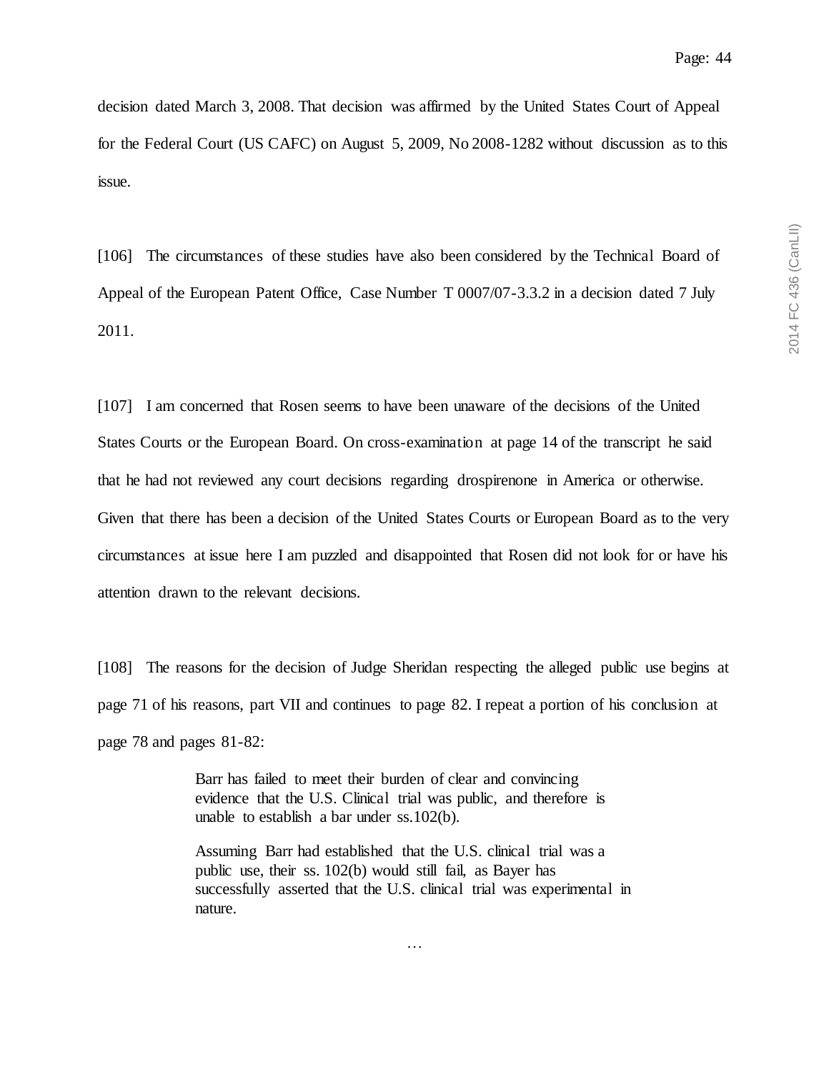decision dated March 3, 2008. That decision was affirmed by the United States Court of Appeal for the Federal Court (US CAFC) on August 5, 2009, No 2008-1282 without discussion as to this issue.

[106] The circumstances of these studies have also been considered by the Technical Board of Appeal of the European Patent Office, Case Number T 0007/07-3.3.2 in a decision dated 7 July 2011.

[107] I am concerned that Rosen seems to have been unaware of the decisions of the United States Courts or the European Board. On cross-examination at page 14 of the transcript he said that he had not reviewed any court decisions regarding drospirenone in America or otherwise. Given that there has been a decision of the United States Courts or European Board as to the very circumstances at issue here I am puzzled and disappointed that Rosen did not look for or have his attention drawn to the relevant decisions.

[108] The reasons for the decision of Judge Sheridan respecting the alleged public use begins at page 71 of his reasons, part VII and continues to page 82. I repeat a portion of his conclusion at page 78 and pages 81-82:

> Barr has failed to meet their burden of clear and convincing evidence that the U.S. Clinical trial was public, and therefore is unable to establish a bar under ss.102(b).
>
> Assuming Barr had established that the U.S. clinical trial was a public use, their ss. 102(b) would still fail, as Bayer has successfully asserted that the U.S. clinical trial was experimental in nature.
>
> …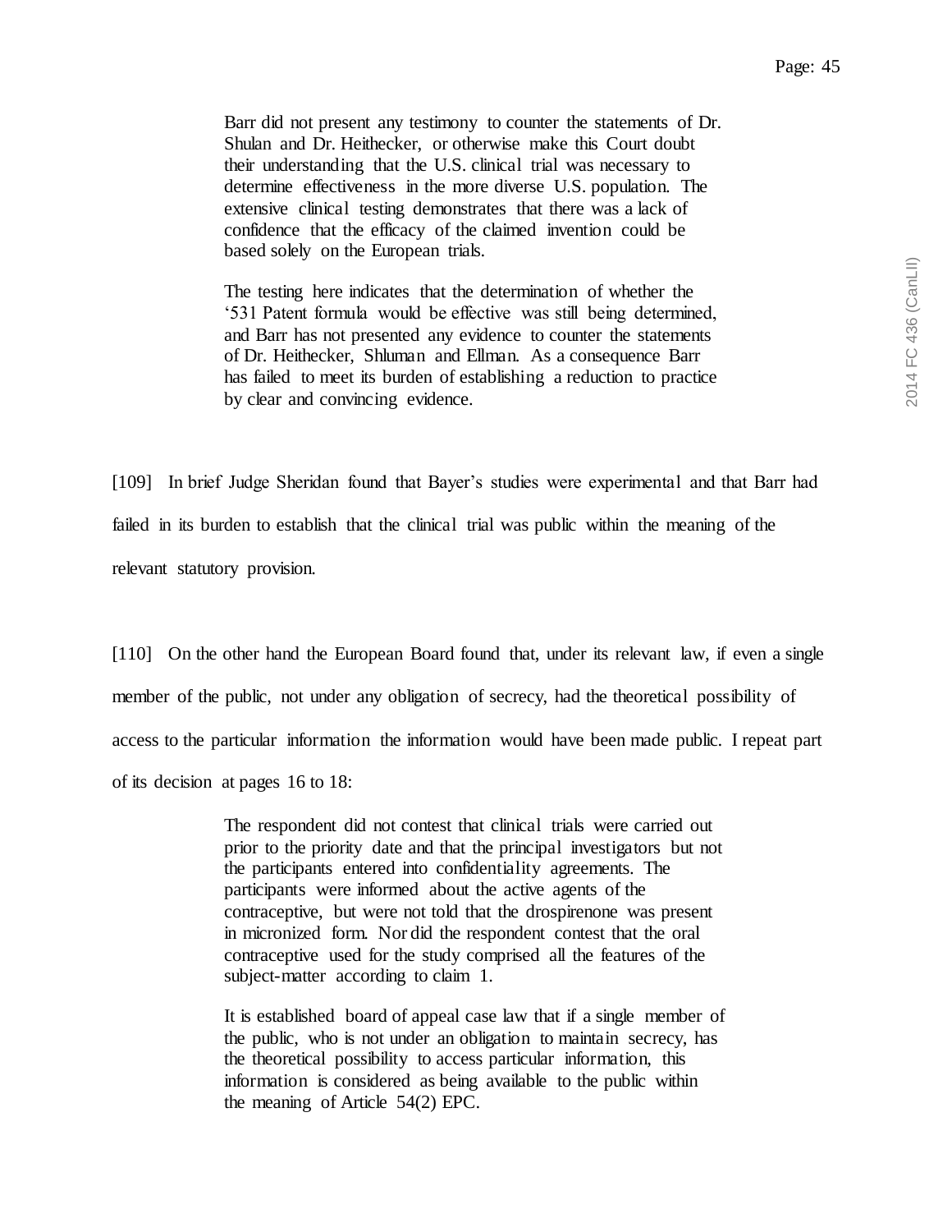> Barr did not present any testimony to counter the statements of Dr. Shulan and Dr. Heithecker, or otherwise make this Court doubt their understanding that the U.S. clinical trial was necessary to determine effectiveness in the more diverse U.S. population. The extensive clinical testing demonstrates that there was a lack of confidence that the efficacy of the claimed invention could be based solely on the European trials.
>
> The testing here indicates that the determination of whether the '531 Patent formula would be effective was still being determined, and Barr has not presented any evidence to counter the statements of Dr. Heithecker, Shluman and Ellman. As a consequence Barr has failed to meet its burden of establishing a reduction to practice by clear and convincing evidence.

[109] In brief Judge Sheridan found that Bayer's studies were experimental and that Barr had failed in its burden to establish that the clinical trial was public within the meaning of the relevant statutory provision.

[110] On the other hand the European Board found that, under its relevant law, if even a single member of the public, not under any obligation of secrecy, had the theoretical possibility of access to the particular information the information would have been made public. I repeat part of its decision at pages 16 to 18:

> The respondent did not contest that clinical trials were carried out prior to the priority date and that the principal investigators but not the participants entered into confidentiality agreements. The participants were informed about the active agents of the contraceptive, but were not told that the drospirenone was present in micronized form. Nor did the respondent contest that the oral contraceptive used for the study comprised all the features of the subject-matter according to claim 1.
>
> It is established board of appeal case law that if a single member of the public, who is not under an obligation to maintain secrecy, has the theoretical possibility to access particular information, this information is considered as being available to the public within the meaning of Article 54(2) EPC.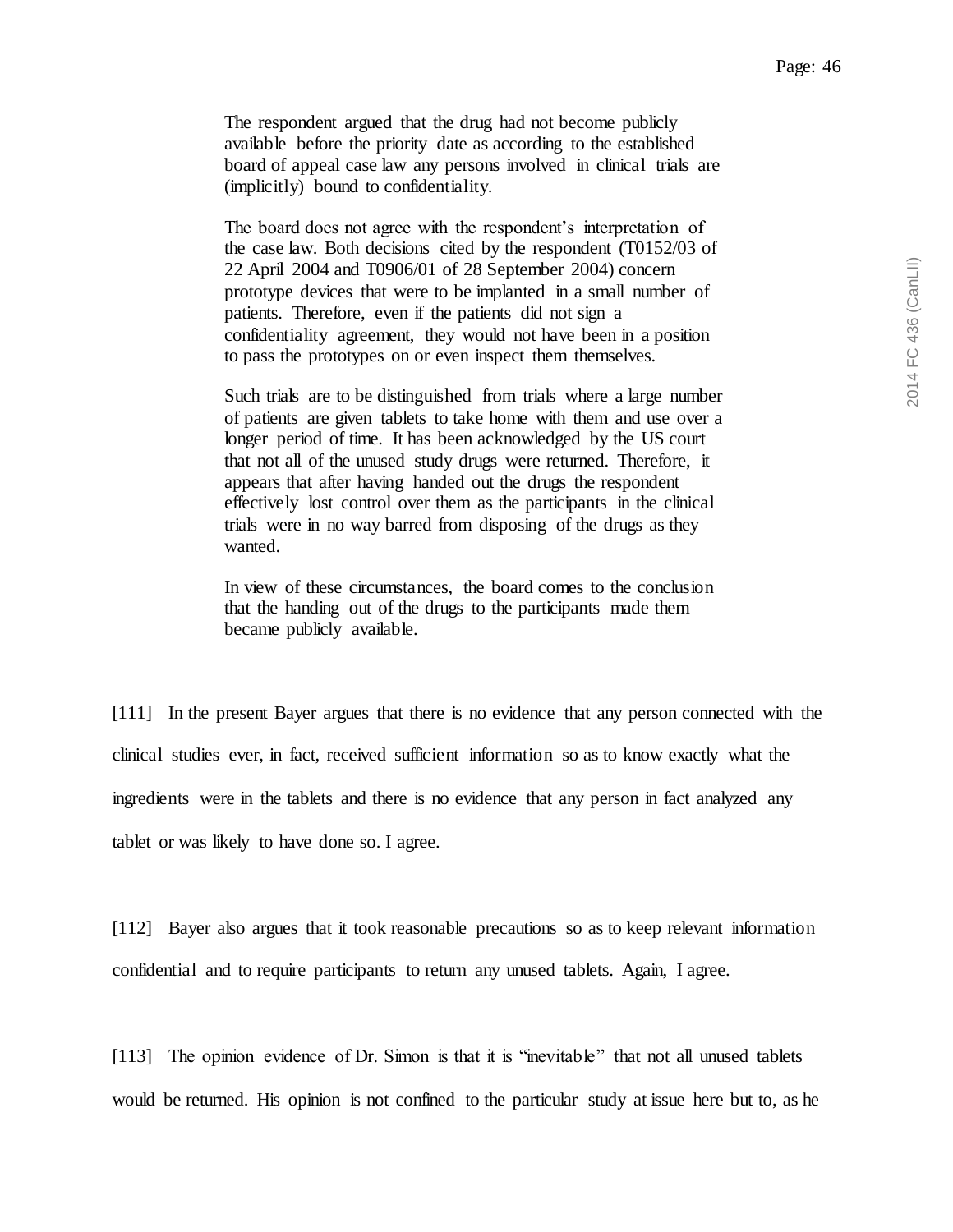> The respondent argued that the drug had not become publicly available before the priority date as according to the established board of appeal case law any persons involved in clinical trials are (implicitly) bound to confidentiality.
>
> The board does not agree with the respondent's interpretation of the case law. Both decisions cited by the respondent (T0152/03 of 22 April 2004 and T0906/01 of 28 September 2004) concern prototype devices that were to be implanted in a small number of patients. Therefore, even if the patients did not sign a confidentiality agreement, they would not have been in a position to pass the prototypes on or even inspect them themselves.
>
> Such trials are to be distinguished from trials where a large number of patients are given tablets to take home with them and use over a longer period of time. It has been acknowledged by the US court that not all of the unused study drugs were returned. Therefore, it appears that after having handed out the drugs the respondent effectively lost control over them as the participants in the clinical trials were in no way barred from disposing of the drugs as they wanted.
>
> In view of these circumstances, the board comes to the conclusion that the handing out of the drugs to the participants made them became publicly available.

[111] In the present Bayer argues that there is no evidence that any person connected with the clinical studies ever, in fact, received sufficient information so as to know exactly what the ingredients were in the tablets and there is no evidence that any person in fact analyzed any tablet or was likely to have done so. I agree.

[112] Bayer also argues that it took reasonable precautions so as to keep relevant information confidential and to require participants to return any unused tablets. Again, I agree.

[113] The opinion evidence of Dr. Simon is that it is "inevitable" that not all unused tablets would be returned. His opinion is not confined to the particular study at issue here but to, as he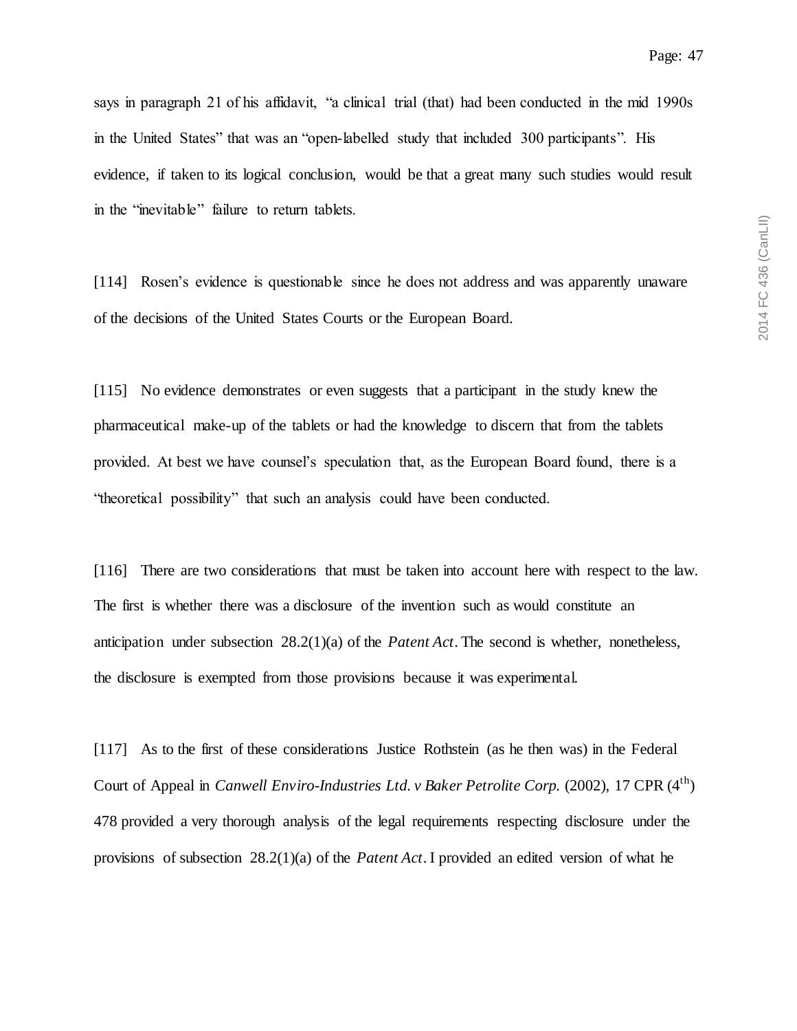says in paragraph 21 of his affidavit, "a clinical trial (that) had been conducted in the mid 1990s in the United States" that was an "open-labelled study that included 300 participants". His evidence, if taken to its logical conclusion, would be that a great many such studies would result in the "inevitable" failure to return tablets.

[114] Rosen's evidence is questionable since he does not address and was apparently unaware of the decisions of the United States Courts or the European Board.

[115] No evidence demonstrates or even suggests that a participant in the study knew the pharmaceutical make-up of the tablets or had the knowledge to discern that from the tablets provided. At best we have counsel's speculation that, as the European Board found, there is a "theoretical possibility" that such an analysis could have been conducted.

[116] There are two considerations that must be taken into account here with respect to the law. The first is whether there was a disclosure of the invention such as would constitute an anticipation under subsection 28.2(1)(a) of the *Patent Act*. The second is whether, nonetheless, the disclosure is exempted from those provisions because it was experimental.

[117] As to the first of these considerations Justice Rothstein (as he then was) in the Federal Court of Appeal in *Canwell Enviro-Industries Ltd. v Baker Petrolite Corp.* (2002), 17 CPR (4th) 478 provided a very thorough analysis of the legal requirements respecting disclosure under the provisions of subsection 28.2(1)(a) of the *Patent Act*. I provided an edited version of what he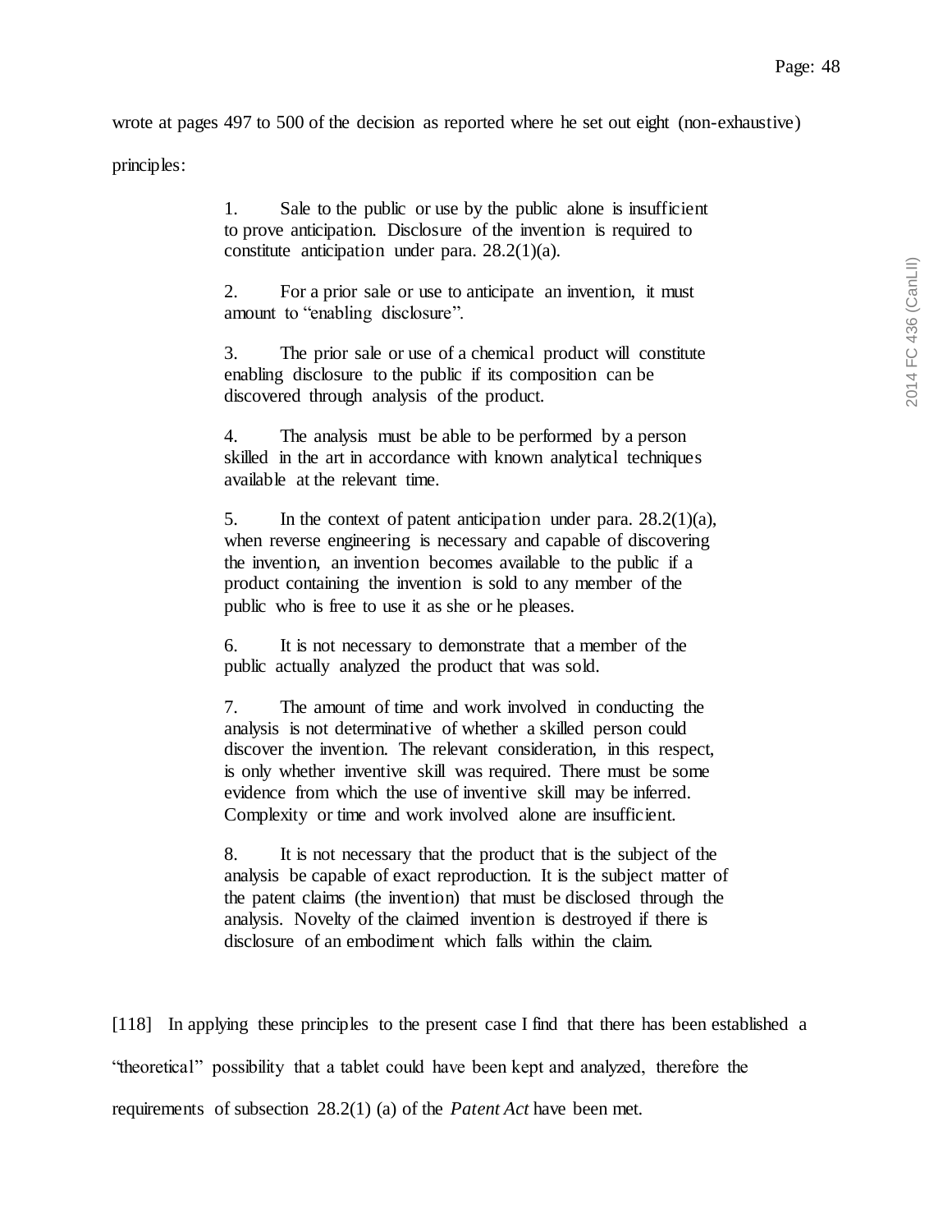wrote at pages 497 to 500 of the decision as reported where he set out eight (non-exhaustive) principles:

> 1. Sale to the public or use by the public alone is insufficient to prove anticipation. Disclosure of the invention is required to constitute anticipation under para. 28.2(1)(a).
>
> 2. For a prior sale or use to anticipate an invention, it must amount to "enabling disclosure".
>
> 3. The prior sale or use of a chemical product will constitute enabling disclosure to the public if its composition can be discovered through analysis of the product.
>
> 4. The analysis must be able to be performed by a person skilled in the art in accordance with known analytical techniques available at the relevant time.
>
> 5. In the context of patent anticipation under para. 28.2(1)(a), when reverse engineering is necessary and capable of discovering the invention, an invention becomes available to the public if a product containing the invention is sold to any member of the public who is free to use it as she or he pleases.
>
> 6. It is not necessary to demonstrate that a member of the public actually analyzed the product that was sold.
>
> 7. The amount of time and work involved in conducting the analysis is not determinative of whether a skilled person could discover the invention. The relevant consideration, in this respect, is only whether inventive skill was required. There must be some evidence from which the use of inventive skill may be inferred. Complexity or time and work involved alone are insufficient.
>
> 8. It is not necessary that the product that is the subject of the analysis be capable of exact reproduction. It is the subject matter of the patent claims (the invention) that must be disclosed through the analysis. Novelty of the claimed invention is destroyed if there is disclosure of an embodiment which falls within the claim.

[118] In applying these principles to the present case I find that there has been established a "theoretical" possibility that a tablet could have been kept and analyzed, therefore the requirements of subsection 28.2(1) (a) of the *Patent Act* have been met.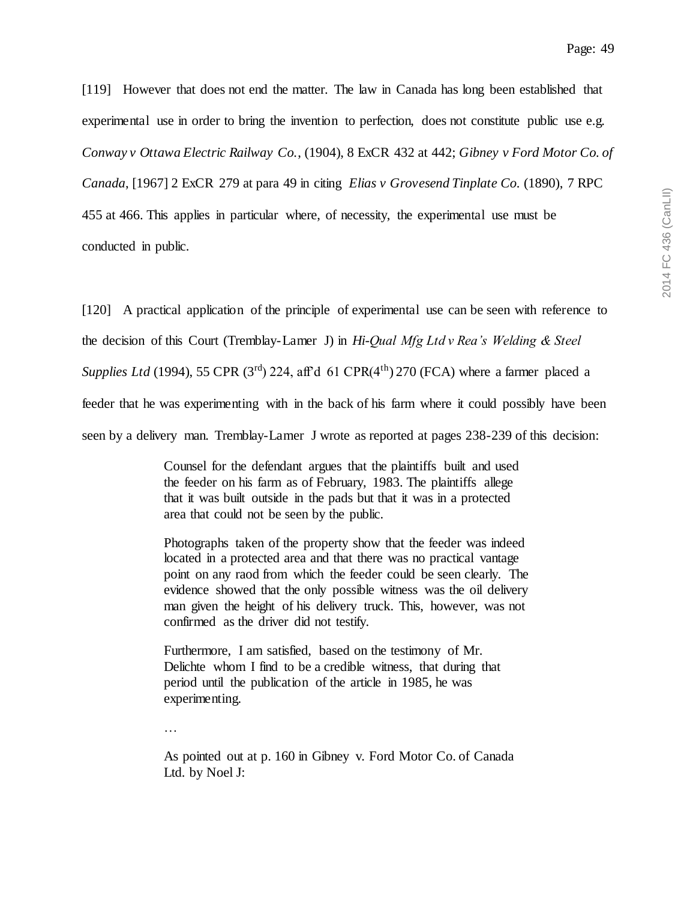[119] However that does not end the matter. The law in Canada has long been established that experimental use in order to bring the invention to perfection, does not constitute public use e.g. *Conway v Ottawa Electric Railway Co.*, (1904), 8 ExCR 432 at 442; *Gibney v Ford Motor Co. of Canada*, [1967] 2 ExCR 279 at para 49 in citing *Elias v Grovesend Tinplate Co.* (1890), 7 RPC 455 at 466. This applies in particular where, of necessity, the experimental use must be conducted in public.

[120] A practical application of the principle of experimental use can be seen with reference to the decision of this Court (Tremblay-Lamer J) in *Hi-Qual Mfg Ltd v Rea's Welding & Steel Supplies Ltd* (1994), 55 CPR (3rd) 224, aff'd 61 CPR(4th) 270 (FCA) where a farmer placed a feeder that he was experimenting with in the back of his farm where it could possibly have been seen by a delivery man. Tremblay-Lamer J wrote as reported at pages 238-239 of this decision:

> Counsel for the defendant argues that the plaintiffs built and used the feeder on his farm as of February, 1983. The plaintiffs allege that it was built outside in the pads but that it was in a protected area that could not be seen by the public.
>
> Photographs taken of the property show that the feeder was indeed located in a protected area and that there was no practical vantage point on any raod from which the feeder could be seen clearly. The evidence showed that the only possible witness was the oil delivery man given the height of his delivery truck. This, however, was not confirmed as the driver did not testify.
>
> Furthermore, I am satisfied, based on the testimony of Mr. Delichte whom I find to be a credible witness, that during that period until the publication of the article in 1985, he was experimenting.
>
> …
>
> As pointed out at p. 160 in Gibney v. Ford Motor Co. of Canada Ltd. by Noel J: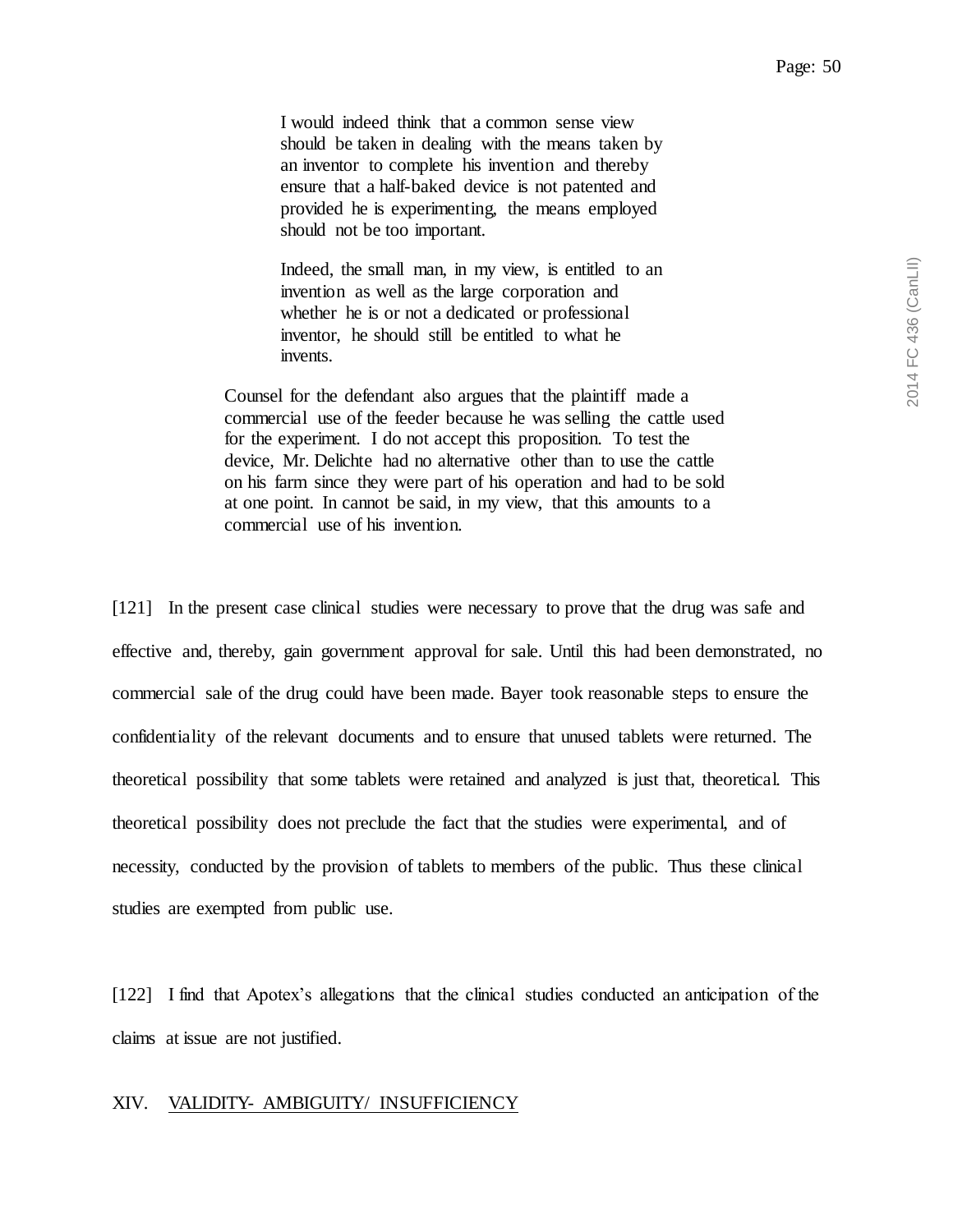> I would indeed think that a common sense view should be taken in dealing with the means taken by an inventor to complete his invention and thereby ensure that a half-baked device is not patented and provided he is experimenting, the means employed should not be too important.
>
> Indeed, the small man, in my view, is entitled to an invention as well as the large corporation and whether he is or not a dedicated or professional inventor, he should still be entitled to what he invents.

> Counsel for the defendant also argues that the plaintiff made a commercial use of the feeder because he was selling the cattle used for the experiment. I do not accept this proposition. To test the device, Mr. Delichte had no alternative other than to use the cattle on his farm since they were part of his operation and had to be sold at one point. In cannot be said, in my view, that this amounts to a commercial use of his invention.

[121] In the present case clinical studies were necessary to prove that the drug was safe and effective and, thereby, gain government approval for sale. Until this had been demonstrated, no commercial sale of the drug could have been made. Bayer took reasonable steps to ensure the confidentiality of the relevant documents and to ensure that unused tablets were returned. The theoretical possibility that some tablets were retained and analyzed is just that, theoretical. This theoretical possibility does not preclude the fact that the studies were experimental, and of necessity, conducted by the provision of tablets to members of the public. Thus these clinical studies are exempted from public use.

[122] I find that Apotex's allegations that the clinical studies conducted an anticipation of the claims at issue are not justified.

## XIV. VALIDITY- AMBIGUITY/ INSUFFICIENCY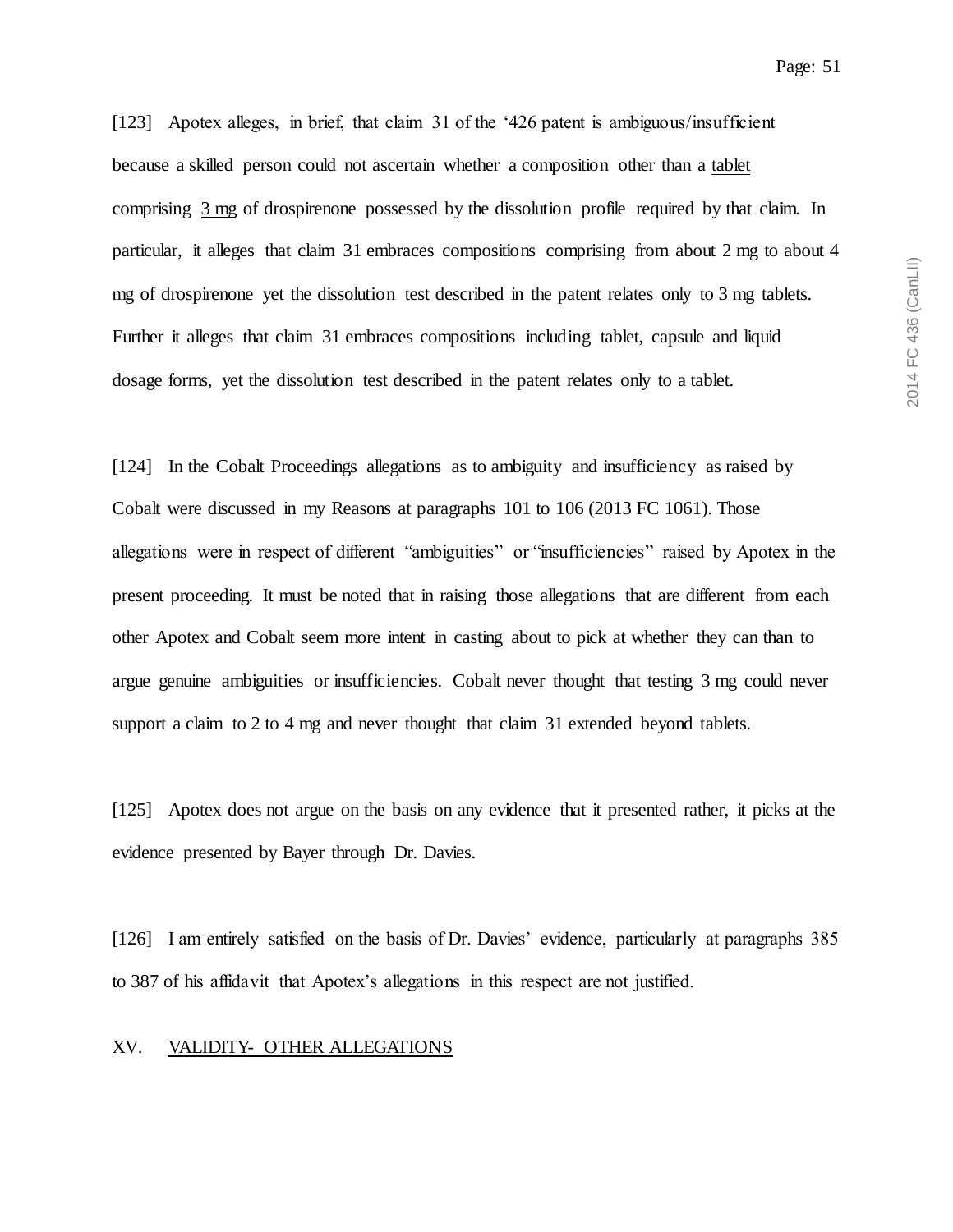[123] Apotex alleges, in brief, that claim 31 of the ‘426 patent is ambiguous/insufficient because a skilled person could not ascertain whether a composition other than a <u>tablet</u> comprising <u>3 mg</u> of drospirenone possessed by the dissolution profile required by that claim. In particular, it alleges that claim 31 embraces compositions comprising from about 2 mg to about 4 mg of drospirenone yet the dissolution test described in the patent relates only to 3 mg tablets. Further it alleges that claim 31 embraces compositions including tablet, capsule and liquid dosage forms, yet the dissolution test described in the patent relates only to a tablet.

[124] In the Cobalt Proceedings allegations as to ambiguity and insufficiency as raised by Cobalt were discussed in my Reasons at paragraphs 101 to 106 (2013 FC 1061). Those allegations were in respect of different “ambiguities” or “insufficiencies” raised by Apotex in the present proceeding. It must be noted that in raising those allegations that are different from each other Apotex and Cobalt seem more intent in casting about to pick at whether they can than to argue genuine ambiguities or insufficiencies. Cobalt never thought that testing 3 mg could never support a claim to 2 to 4 mg and never thought that claim 31 extended beyond tablets.

[125] Apotex does not argue on the basis on any evidence that it presented rather, it picks at the evidence presented by Bayer through Dr. Davies.

[126] I am entirely satisfied on the basis of Dr. Davies’ evidence, particularly at paragraphs 385 to 387 of his affidavit that Apotex’s allegations in this respect are not justified.

## XV. <u>VALIDITY- OTHER ALLEGATIONS</u>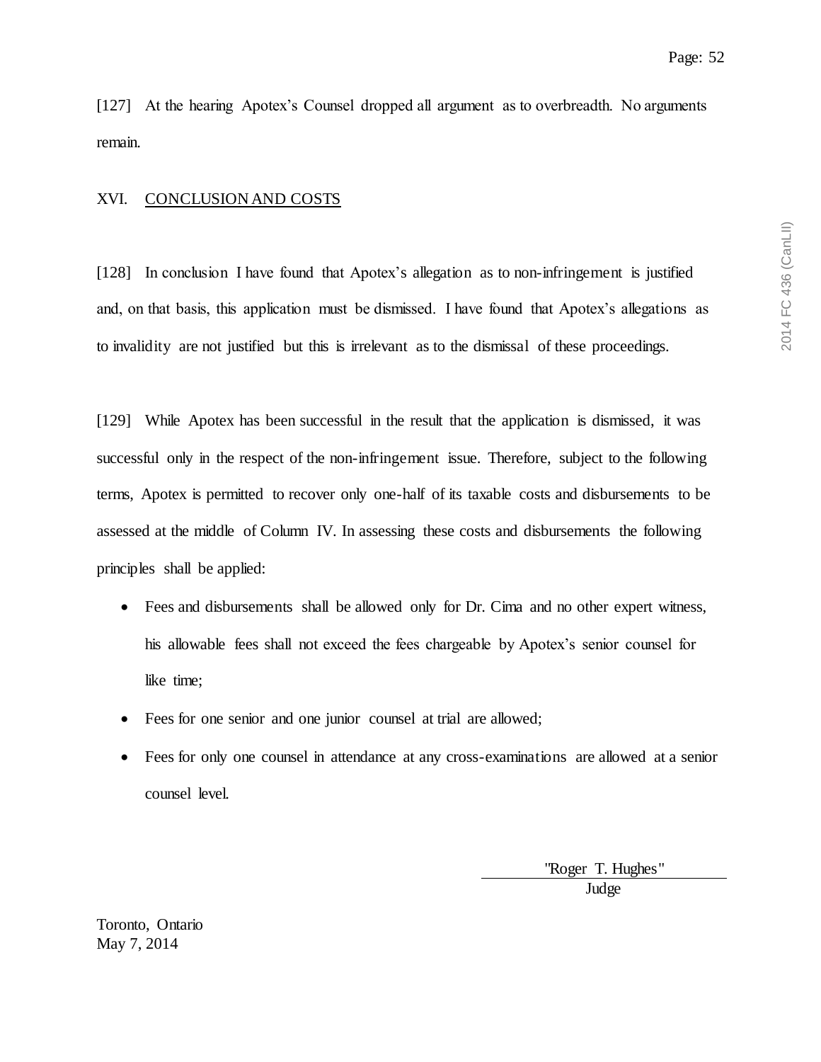[127] At the hearing Apotex's Counsel dropped all argument as to overbreadth. No arguments remain.

## XVI. CONCLUSION AND COSTS

[128] In conclusion I have found that Apotex's allegation as to non-infringement is justified and, on that basis, this application must be dismissed. I have found that Apotex's allegations as to invalidity are not justified but this is irrelevant as to the dismissal of these proceedings.

[129] While Apotex has been successful in the result that the application is dismissed, it was successful only in the respect of the non-infringement issue. Therefore, subject to the following terms, Apotex is permitted to recover only one-half of its taxable costs and disbursements to be assessed at the middle of Column IV. In assessing these costs and disbursements the following principles shall be applied:

- Fees and disbursements shall be allowed only for Dr. Cima and no other expert witness, his allowable fees shall not exceed the fees chargeable by Apotex's senior counsel for like time;
- Fees for one senior and one junior counsel at trial are allowed;
- Fees for only one counsel in attendance at any cross-examinations are allowed at a senior counsel level.

"Roger T. Hughes"
Judge

Toronto, Ontario
May 7, 2014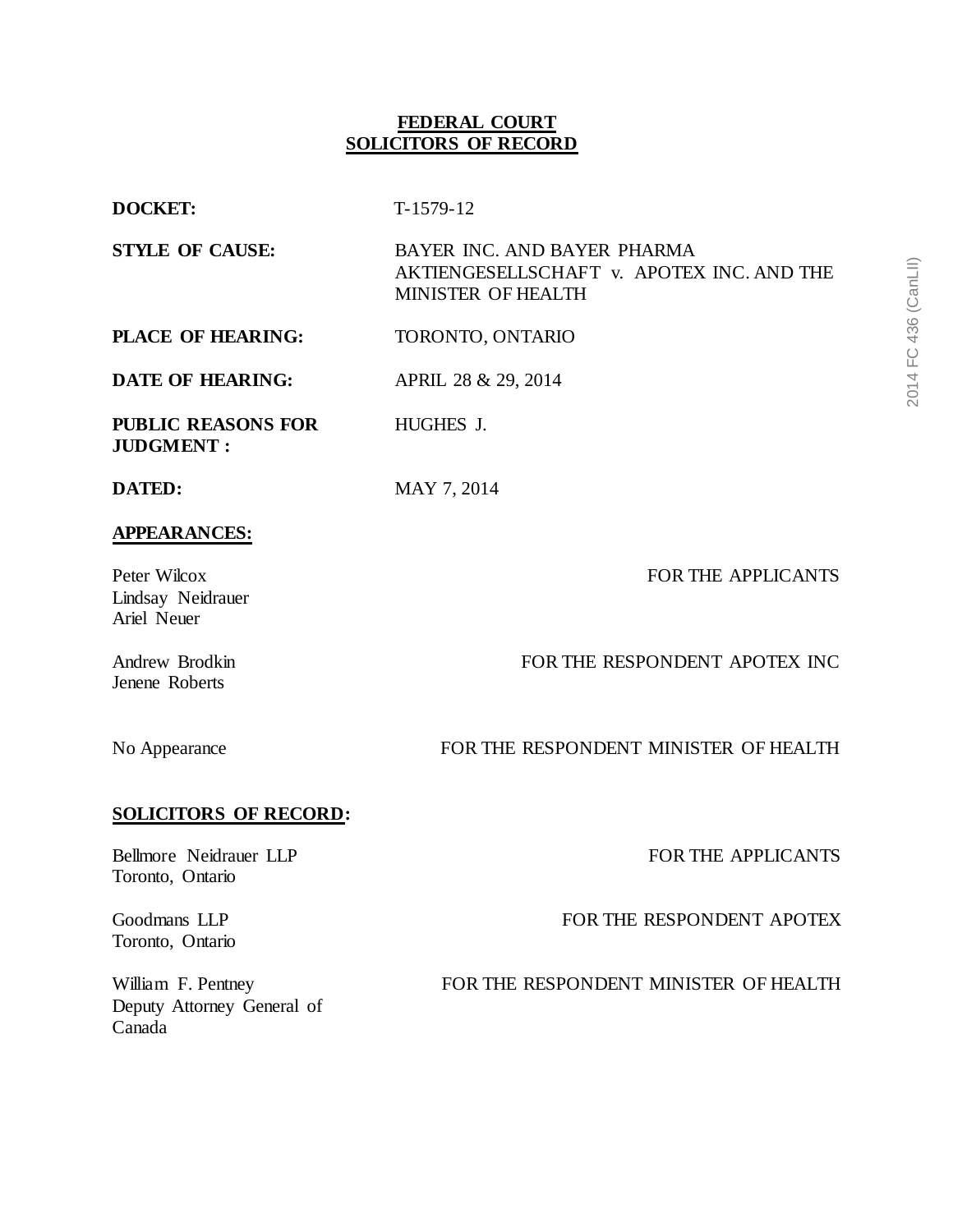**FEDERAL COURT**

**SOLICITORS OF RECORD**

| | |
|---|---|
| **DOCKET:** | T-1579-12 |
| **STYLE OF CAUSE:** | BAYER INC. AND BAYER PHARMA AKTIENGESELLSCHAFT v. APOTEX INC. AND THE MINISTER OF HEALTH |
| **PLACE OF HEARING:** | TORONTO, ONTARIO |
| **DATE OF HEARING:** | APRIL 28 & 29, 2014 |
| **PUBLIC REASONS FOR JUDGMENT :** | HUGHES J. |
| **DATED:** | MAY 7, 2014 |

**APPEARANCES:**

| | |
|---|---|
| Peter Wilcox<br>Lindsay Neidrauer<br>Ariel Neuer | FOR THE APPLICANTS |
| Andrew Brodkin<br>Jenene Roberts | FOR THE RESPONDENT APOTEX INC |
| No Appearance | FOR THE RESPONDENT MINISTER OF HEALTH |

**SOLICITORS OF RECORD:**

| | |
|---|---|
| Bellmore Neidrauer LLP<br>Toronto, Ontario | FOR THE APPLICANTS |
| Goodmans LLP<br>Toronto, Ontario | FOR THE RESPONDENT APOTEX |
| William F. Pentney<br>Deputy Attorney General of Canada | FOR THE RESPONDENT MINISTER OF HEALTH |